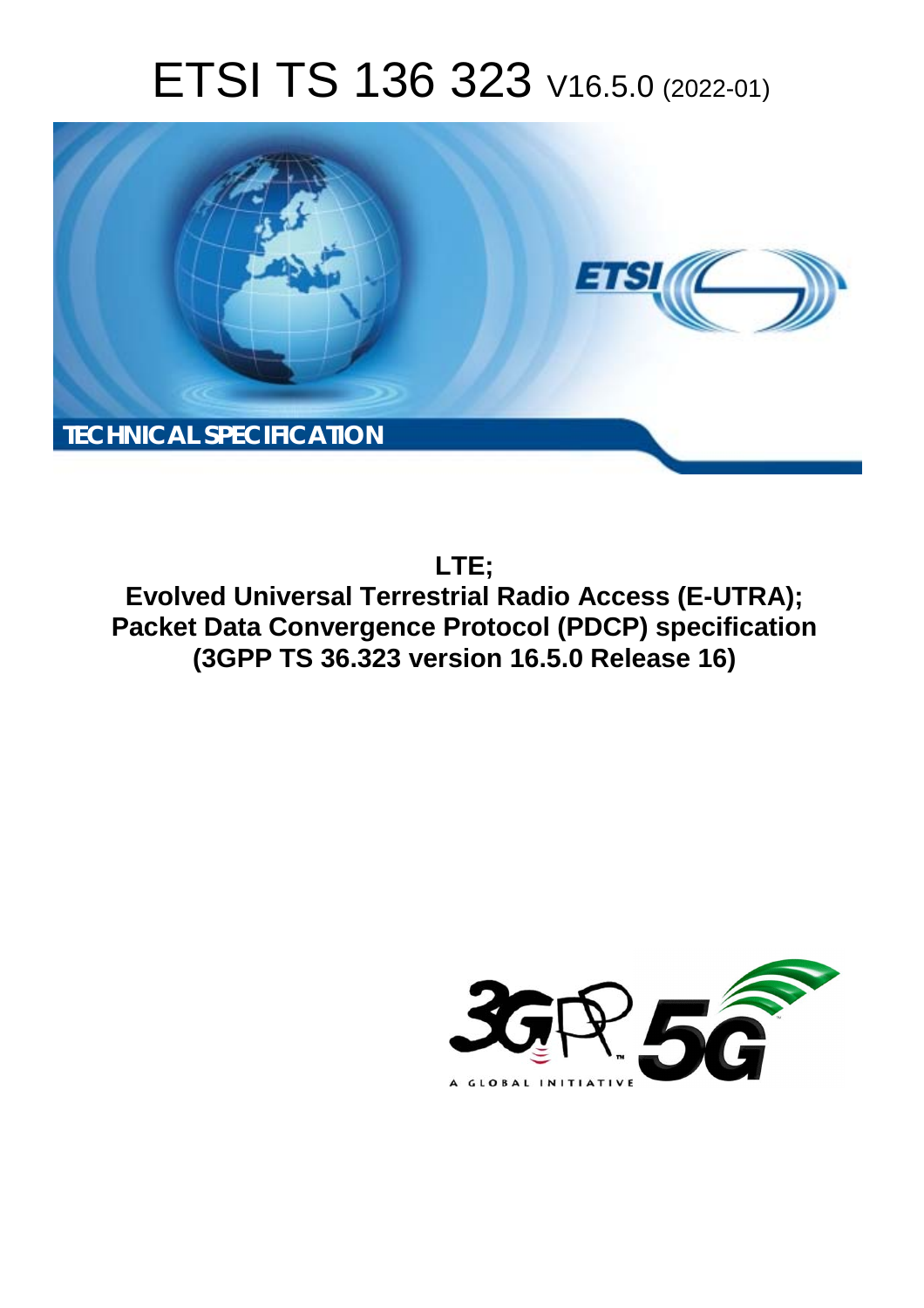# ETSI TS 136 323 V16.5.0 (2022-01)

**TECHNICAL SPECIFICATION**

**LTE;**
**Evolved Universal Terrestrial Radio Access (E-UTRA);**
**Packet Data Convergence Protocol (PDCP) specification**
**(3GPP TS 36.323 version 16.5.0 Release 16)**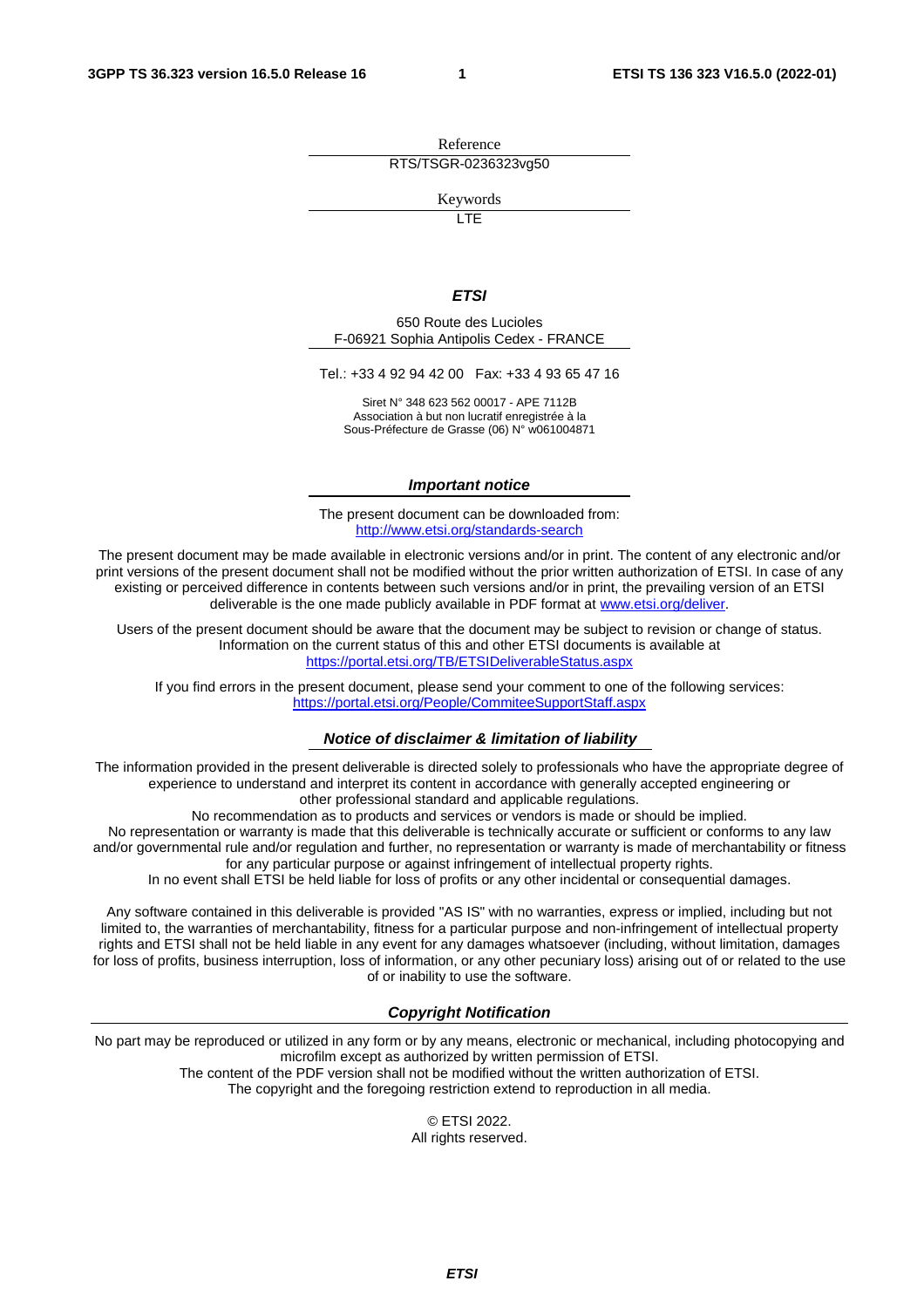Reference

RTS/TSGR-0236323vg50

Keywords

LTE

***ETSI***

650 Route des Lucioles
F-06921 Sophia Antipolis Cedex - FRANCE

Tel.: +33 4 92 94 42 00   Fax: +33 4 93 65 47 16

Siret N° 348 623 562 00017 - APE 7112B
Association à but non lucratif enregistrée à la
Sous-Préfecture de Grasse (06) N° w061004871

***Important notice***

The present document can be downloaded from:
http://www.etsi.org/standards-search

The present document may be made available in electronic versions and/or in print. The content of any electronic and/or print versions of the present document shall not be modified without the prior written authorization of ETSI. In case of any existing or perceived difference in contents between such versions and/or in print, the prevailing version of an ETSI deliverable is the one made publicly available in PDF format at www.etsi.org/deliver.

Users of the present document should be aware that the document may be subject to revision or change of status. Information on the current status of this and other ETSI documents is available at
https://portal.etsi.org/TB/ETSIDeliverableStatus.aspx

If you find errors in the present document, please send your comment to one of the following services:
https://portal.etsi.org/People/CommiteeSupportStaff.aspx

***Notice of disclaimer & limitation of liability***

The information provided in the present deliverable is directed solely to professionals who have the appropriate degree of experience to understand and interpret its content in accordance with generally accepted engineering or other professional standard and applicable regulations.
No recommendation as to products and services or vendors is made or should be implied.
No representation or warranty is made that this deliverable is technically accurate or sufficient or conforms to any law and/or governmental rule and/or regulation and further, no representation or warranty is made of merchantability or fitness for any particular purpose or against infringement of intellectual property rights.
In no event shall ETSI be held liable for loss of profits or any other incidental or consequential damages.

Any software contained in this deliverable is provided "AS IS" with no warranties, express or implied, including but not limited to, the warranties of merchantability, fitness for a particular purpose and non-infringement of intellectual property rights and ETSI shall not be held liable in any event for any damages whatsoever (including, without limitation, damages for loss of profits, business interruption, loss of information, or any other pecuniary loss) arising out of or related to the use of or inability to use the software.

***Copyright Notification***

No part may be reproduced or utilized in any form or by any means, electronic or mechanical, including photocopying and microfilm except as authorized by written permission of ETSI.
The content of the PDF version shall not be modified without the written authorization of ETSI.
The copyright and the foregoing restriction extend to reproduction in all media.

© ETSI 2022.
All rights reserved.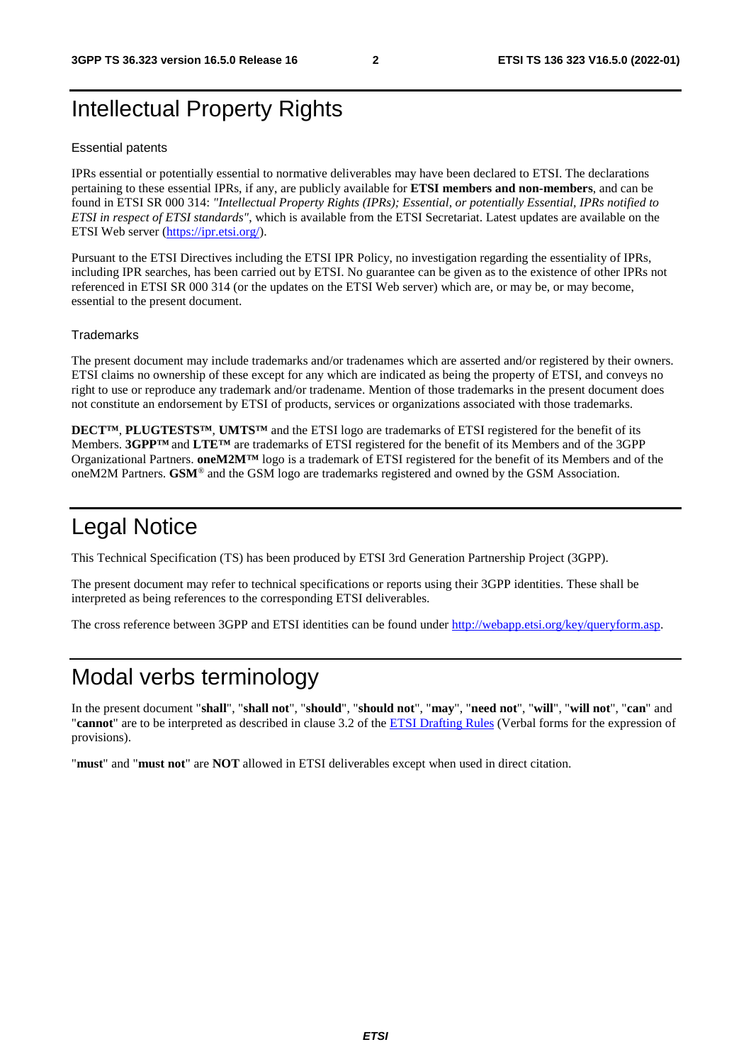# Intellectual Property Rights

## Essential patents

IPRs essential or potentially essential to normative deliverables may have been declared to ETSI. The declarations pertaining to these essential IPRs, if any, are publicly available for **ETSI members and non-members**, and can be found in ETSI SR 000 314: *"Intellectual Property Rights (IPRs); Essential, or potentially Essential, IPRs notified to ETSI in respect of ETSI standards"*, which is available from the ETSI Secretariat. Latest updates are available on the ETSI Web server (https://ipr.etsi.org/).

Pursuant to the ETSI Directives including the ETSI IPR Policy, no investigation regarding the essentiality of IPRs, including IPR searches, has been carried out by ETSI. No guarantee can be given as to the existence of other IPRs not referenced in ETSI SR 000 314 (or the updates on the ETSI Web server) which are, or may be, or may become, essential to the present document.

## Trademarks

The present document may include trademarks and/or tradenames which are asserted and/or registered by their owners. ETSI claims no ownership of these except for any which are indicated as being the property of ETSI, and conveys no right to use or reproduce any trademark and/or tradename. Mention of those trademarks in the present document does not constitute an endorsement by ETSI of products, services or organizations associated with those trademarks.

**DECT™**, **PLUGTESTS™**, **UMTS™** and the ETSI logo are trademarks of ETSI registered for the benefit of its Members. **3GPP™** and **LTE™** are trademarks of ETSI registered for the benefit of its Members and of the 3GPP Organizational Partners. **oneM2M™** logo is a trademark of ETSI registered for the benefit of its Members and of the oneM2M Partners. **GSM**® and the GSM logo are trademarks registered and owned by the GSM Association.

# Legal Notice

This Technical Specification (TS) has been produced by ETSI 3rd Generation Partnership Project (3GPP).

The present document may refer to technical specifications or reports using their 3GPP identities. These shall be interpreted as being references to the corresponding ETSI deliverables.

The cross reference between 3GPP and ETSI identities can be found under http://webapp.etsi.org/key/queryform.asp.

# Modal verbs terminology

In the present document "**shall**", "**shall not**", "**should**", "**should not**", "**may**", "**need not**", "**will**", "**will not**", "**can**" and "**cannot**" are to be interpreted as described in clause 3.2 of the ETSI Drafting Rules (Verbal forms for the expression of provisions).

"**must**" and "**must not**" are **NOT** allowed in ETSI deliverables except when used in direct citation.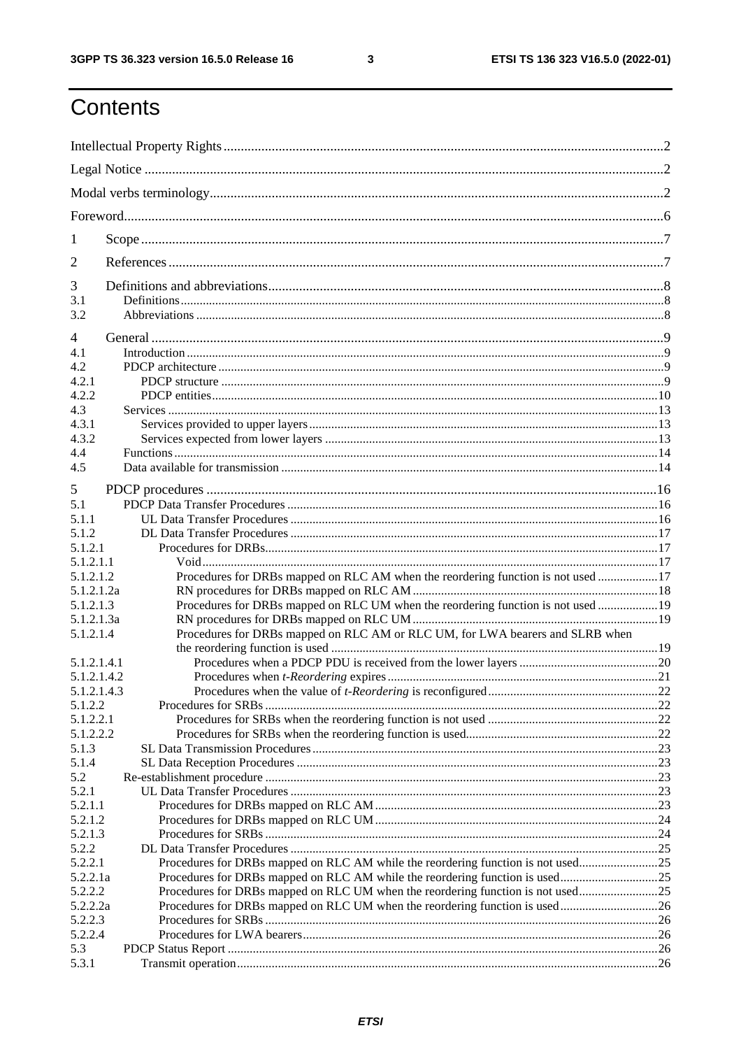# Contents

Intellectual Property Rights ..... 2
Legal Notice ..... 2
Modal verbs terminology ..... 2
Foreword ..... 6
1 Scope ..... 7
2 References ..... 7
3 Definitions and abbreviations ..... 8
3.1 Definitions ..... 8
3.2 Abbreviations ..... 8
4 General ..... 9
4.1 Introduction ..... 9
4.2 PDCP architecture ..... 9
4.2.1 PDCP structure ..... 9
4.2.2 PDCP entities ..... 10
4.3 Services ..... 13
4.3.1 Services provided to upper layers ..... 13
4.3.2 Services expected from lower layers ..... 13
4.4 Functions ..... 14
4.5 Data available for transmission ..... 14
5 PDCP procedures ..... 16
5.1 PDCP Data Transfer Procedures ..... 16
5.1.1 UL Data Transfer Procedures ..... 16
5.1.2 DL Data Transfer Procedures ..... 17
5.1.2.1 Procedures for DRBs ..... 17
5.1.2.1.1 Void ..... 17
5.1.2.1.2 Procedures for DRBs mapped on RLC AM when the reordering function is not used ..... 17
5.1.2.1.2a RN procedures for DRBs mapped on RLC AM ..... 18
5.1.2.1.3 Procedures for DRBs mapped on RLC UM when the reordering function is not used ..... 19
5.1.2.1.3a RN procedures for DRBs mapped on RLC UM ..... 19
5.1.2.1.4 Procedures for DRBs mapped on RLC AM or RLC UM, for LWA bearers and SLRB when the reordering function is used ..... 19
5.1.2.1.4.1 Procedures when a PDCP PDU is received from the lower layers ..... 20
5.1.2.1.4.2 Procedures when *t-Reordering* expires ..... 21
5.1.2.1.4.3 Procedures when the value of *t-Reordering* is reconfigured ..... 22
5.1.2.2 Procedures for SRBs ..... 22
5.1.2.2.1 Procedures for SRBs when the reordering function is not used ..... 22
5.1.2.2.2 Procedures for SRBs when the reordering function is used ..... 22
5.1.3 SL Data Transmission Procedures ..... 23
5.1.4 SL Data Reception Procedures ..... 23
5.2 Re-establishment procedure ..... 23
5.2.1 UL Data Transfer Procedures ..... 23
5.2.1.1 Procedures for DRBs mapped on RLC AM ..... 23
5.2.1.2 Procedures for DRBs mapped on RLC UM ..... 24
5.2.1.3 Procedures for SRBs ..... 24
5.2.2 DL Data Transfer Procedures ..... 25
5.2.2.1 Procedures for DRBs mapped on RLC AM while the reordering function is not used ..... 25
5.2.2.1a Procedures for DRBs mapped on RLC AM while the reordering function is used ..... 25
5.2.2.2 Procedures for DRBs mapped on RLC UM when the reordering function is not used ..... 25
5.2.2.2a Procedures for DRBs mapped on RLC UM when the reordering function is used ..... 26
5.2.2.3 Procedures for SRBs ..... 26
5.2.2.4 Procedures for LWA bearers ..... 26
5.3 PDCP Status Report ..... 26
5.3.1 Transmit operation ..... 26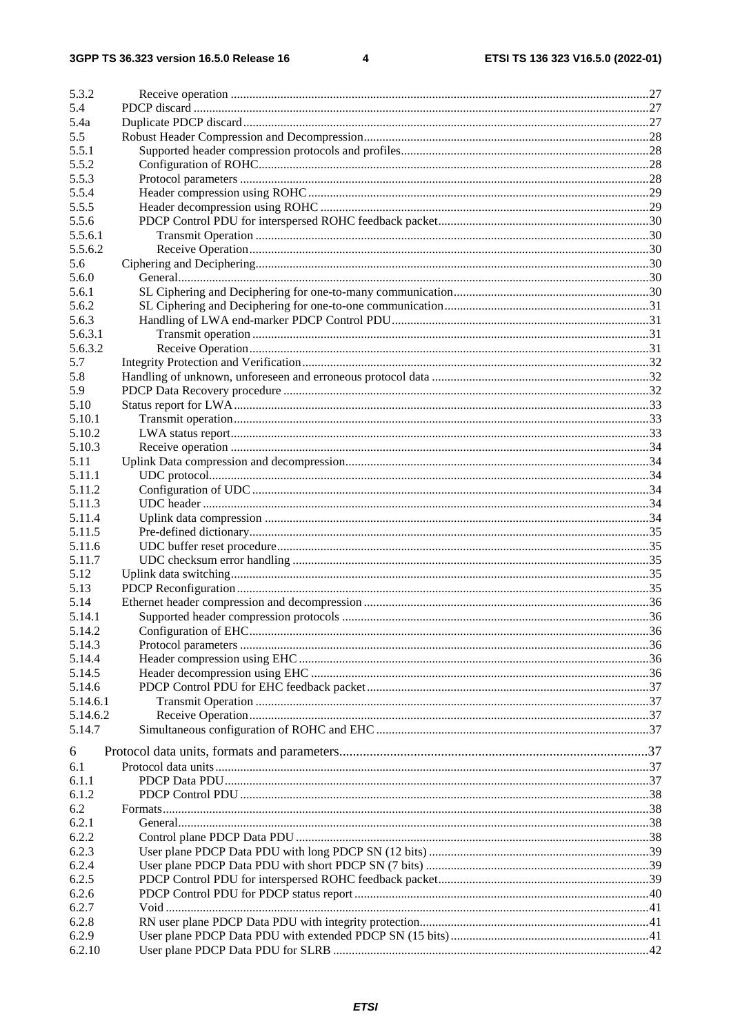5.3.2 Receive operation ....27
5.4 PDCP discard ....27
5.4a Duplicate PDCP discard....27
5.5 Robust Header Compression and Decompression....28
5.5.1 Supported header compression protocols and profiles....28
5.5.2 Configuration of ROHC....28
5.5.3 Protocol parameters ....28
5.5.4 Header compression using ROHC....29
5.5.5 Header decompression using ROHC ....29
5.5.6 PDCP Control PDU for interspersed ROHC feedback packet....30
5.5.6.1 Transmit Operation ....30
5.5.6.2 Receive Operation....30
5.6 Ciphering and Deciphering....30
5.6.0 General....30
5.6.1 SL Ciphering and Deciphering for one-to-many communication....30
5.6.2 SL Ciphering and Deciphering for one-to-one communication....31
5.6.3 Handling of LWA end-marker PDCP Control PDU....31
5.6.3.1 Transmit operation ....31
5.6.3.2 Receive Operation....31
5.7 Integrity Protection and Verification....32
5.8 Handling of unknown, unforeseen and erroneous protocol data ....32
5.9 PDCP Data Recovery procedure ....32
5.10 Status report for LWA....33
5.10.1 Transmit operation....33
5.10.2 LWA status report....33
5.10.3 Receive operation ....34
5.11 Uplink Data compression and decompression....34
5.11.1 UDC protocol....34
5.11.2 Configuration of UDC ....34
5.11.3 UDC header ....34
5.11.4 Uplink data compression ....34
5.11.5 Pre-defined dictionary....35
5.11.6 UDC buffer reset procedure....35
5.11.7 UDC checksum error handling ....35
5.12 Uplink data switching....35
5.13 PDCP Reconfiguration....35
5.14 Ethernet header compression and decompression ....36
5.14.1 Supported header compression protocols ....36
5.14.2 Configuration of EHC....36
5.14.3 Protocol parameters ....36
5.14.4 Header compression using EHC....36
5.14.5 Header decompression using EHC ....36
5.14.6 PDCP Control PDU for EHC feedback packet....37
5.14.6.1 Transmit Operation ....37
5.14.6.2 Receive Operation....37
5.14.7 Simultaneous configuration of ROHC and EHC ....37

6 Protocol data units, formats and parameters....37
6.1 Protocol data units....37
6.1.1 PDCP Data PDU....37
6.1.2 PDCP Control PDU ....38
6.2 Formats....38
6.2.1 General....38
6.2.2 Control plane PDCP Data PDU ....38
6.2.3 User plane PDCP Data PDU with long PDCP SN (12 bits) ....39
6.2.4 User plane PDCP Data PDU with short PDCP SN (7 bits) ....39
6.2.5 PDCP Control PDU for interspersed ROHC feedback packet....39
6.2.6 PDCP Control PDU for PDCP status report ....40
6.2.7 Void ....41
6.2.8 RN user plane PDCP Data PDU with integrity protection....41
6.2.9 User plane PDCP Data PDU with extended PDCP SN (15 bits)....41
6.2.10 User plane PDCP Data PDU for SLRB ....42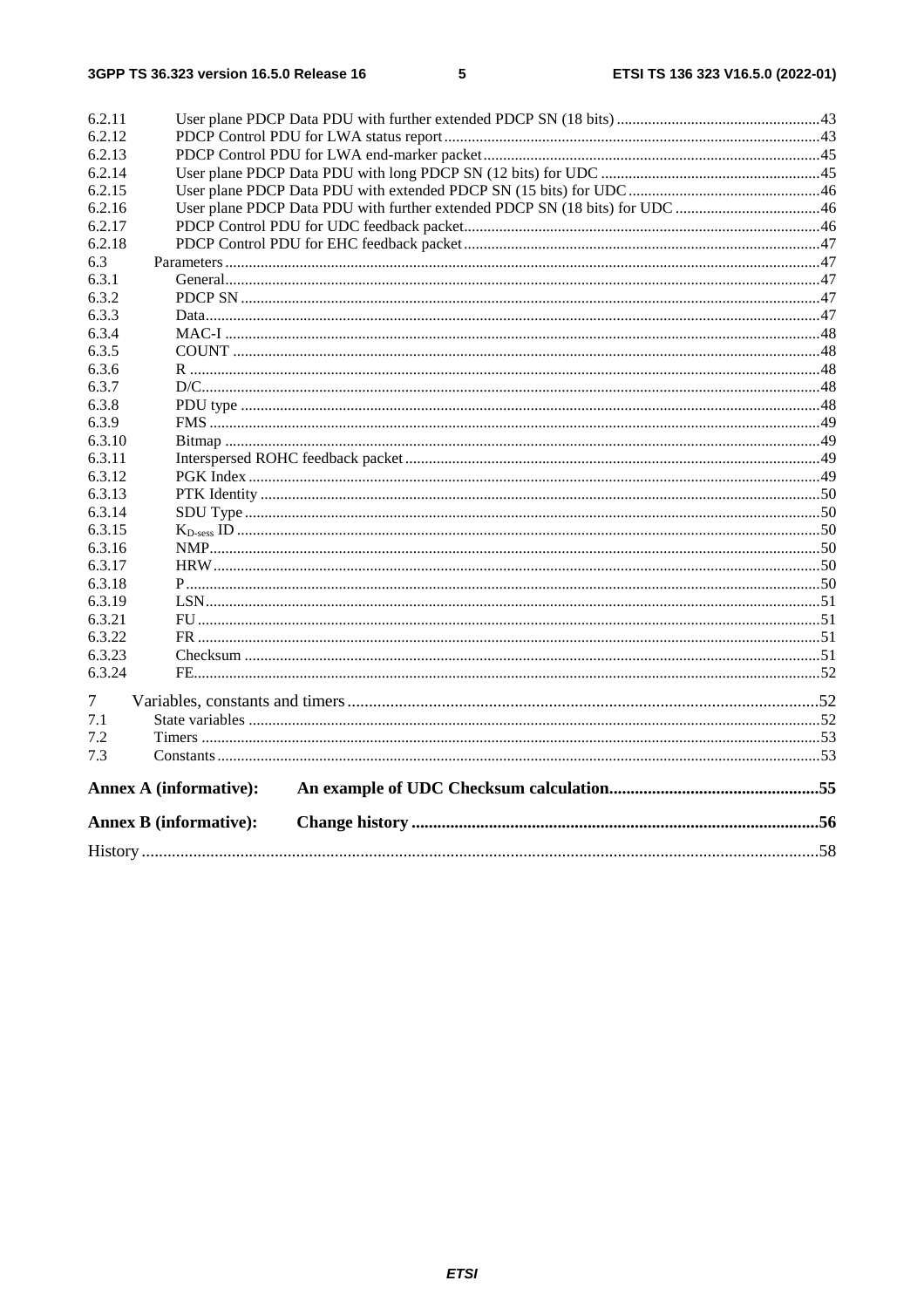6.2.11 User plane PDCP Data PDU with further extended PDCP SN (18 bits) ... 43
6.2.12 PDCP Control PDU for LWA status report ... 43
6.2.13 PDCP Control PDU for LWA end-marker packet ... 45
6.2.14 User plane PDCP Data PDU with long PDCP SN (12 bits) for UDC ... 45
6.2.15 User plane PDCP Data PDU with extended PDCP SN (15 bits) for UDC ... 46
6.2.16 User plane PDCP Data PDU with further extended PDCP SN (18 bits) for UDC ... 46
6.2.17 PDCP Control PDU for UDC feedback packet ... 46
6.2.18 PDCP Control PDU for EHC feedback packet ... 47
6.3 Parameters ... 47
6.3.1 General ... 47
6.3.2 PDCP SN ... 47
6.3.3 Data ... 47
6.3.4 MAC-I ... 48
6.3.5 COUNT ... 48
6.3.6 R ... 48
6.3.7 D/C ... 48
6.3.8 PDU type ... 48
6.3.9 FMS ... 49
6.3.10 Bitmap ... 49
6.3.11 Interspersed ROHC feedback packet ... 49
6.3.12 PGK Index ... 49
6.3.13 PTK Identity ... 50
6.3.14 SDU Type ... 50
6.3.15 $K_{D\text{-}sess}$ ID ... 50
6.3.16 NMP ... 50
6.3.17 HRW ... 50
6.3.18 P ... 50
6.3.19 LSN ... 51
6.3.21 FU ... 51
6.3.22 FR ... 51
6.3.23 Checksum ... 51
6.3.24 FE ... 52

7 Variables, constants and timers ... 52
7.1 State variables ... 52
7.2 Timers ... 53
7.3 Constants ... 53

**Annex A (informative): An example of UDC Checksum calculation ... 55**

**Annex B (informative): Change history ... 56**

History ... 58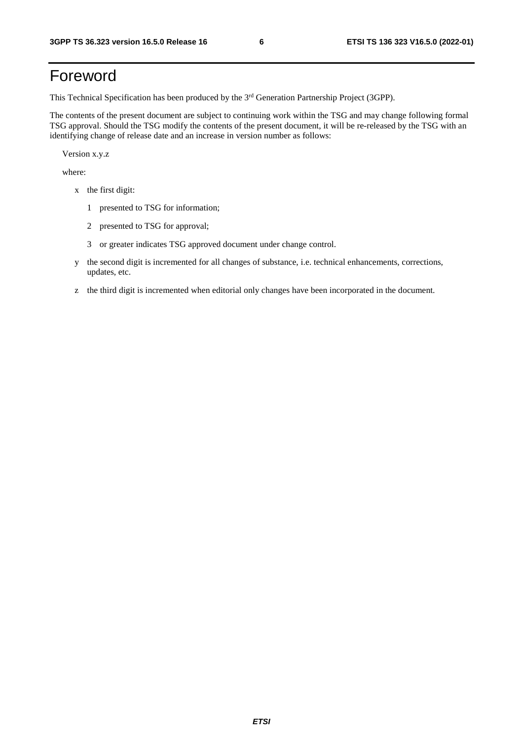# Foreword

This Technical Specification has been produced by the 3rd Generation Partnership Project (3GPP).

The contents of the present document are subject to continuing work within the TSG and may change following formal TSG approval. Should the TSG modify the contents of the present document, it will be re-released by the TSG with an identifying change of release date and an increase in version number as follows:

Version x.y.z

where:

- x the first digit:
  - 1 presented to TSG for information;
  - 2 presented to TSG for approval;
  - 3 or greater indicates TSG approved document under change control.
- y the second digit is incremented for all changes of substance, i.e. technical enhancements, corrections, updates, etc.
- z the third digit is incremented when editorial only changes have been incorporated in the document.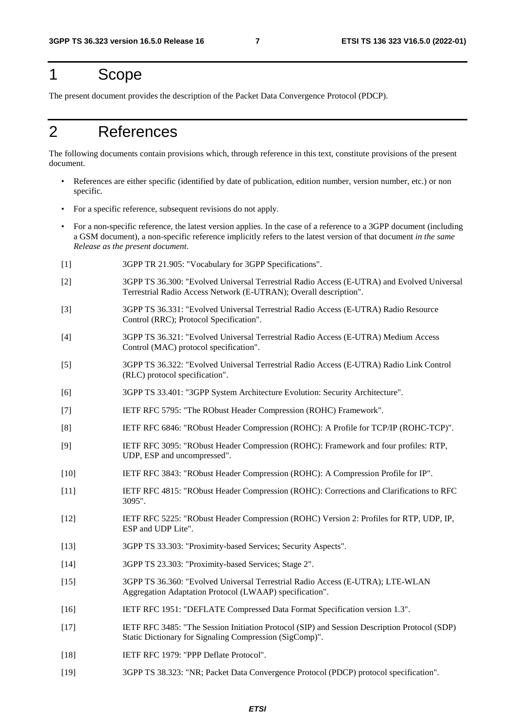# 1 Scope

The present document provides the description of the Packet Data Convergence Protocol (PDCP).

# 2 References

The following documents contain provisions which, through reference in this text, constitute provisions of the present document.

- References are either specific (identified by date of publication, edition number, version number, etc.) or non specific.
- For a specific reference, subsequent revisions do not apply.
- For a non-specific reference, the latest version applies. In the case of a reference to a 3GPP document (including a GSM document), a non-specific reference implicitly refers to the latest version of that document *in the same Release as the present document*.

[1] 3GPP TR 21.905: "Vocabulary for 3GPP Specifications".

[2] 3GPP TS 36.300: "Evolved Universal Terrestrial Radio Access (E-UTRA) and Evolved Universal Terrestrial Radio Access Network (E-UTRAN); Overall description".

[3] 3GPP TS 36.331: "Evolved Universal Terrestrial Radio Access (E-UTRA) Radio Resource Control (RRC); Protocol Specification".

[4] 3GPP TS 36.321: "Evolved Universal Terrestrial Radio Access (E-UTRA) Medium Access Control (MAC) protocol specification".

[5] 3GPP TS 36.322: "Evolved Universal Terrestrial Radio Access (E-UTRA) Radio Link Control (RLC) protocol specification".

[6] 3GPP TS 33.401: "3GPP System Architecture Evolution: Security Architecture".

[7] IETF RFC 5795: "The RObust Header Compression (ROHC) Framework".

[8] IETF RFC 6846: "RObust Header Compression (ROHC): A Profile for TCP/IP (ROHC-TCP)".

[9] IETF RFC 3095: "RObust Header Compression (ROHC): Framework and four profiles: RTP, UDP, ESP and uncompressed".

[10] IETF RFC 3843: "RObust Header Compression (ROHC): A Compression Profile for IP".

[11] IETF RFC 4815: "RObust Header Compression (ROHC): Corrections and Clarifications to RFC 3095".

[12] IETF RFC 5225: "RObust Header Compression (ROHC) Version 2: Profiles for RTP, UDP, IP, ESP and UDP Lite".

[13] 3GPP TS 33.303: "Proximity-based Services; Security Aspects".

[14] 3GPP TS 23.303: "Proximity-based Services; Stage 2".

[15] 3GPP TS 36.360: "Evolved Universal Terrestrial Radio Access (E-UTRA); LTE-WLAN Aggregation Adaptation Protocol (LWAAP) specification".

[16] IETF RFC 1951: "DEFLATE Compressed Data Format Specification version 1.3".

[17] IETF RFC 3485: "The Session Initiation Protocol (SIP) and Session Description Protocol (SDP) Static Dictionary for Signaling Compression (SigComp)".

[18] IETF RFC 1979: "PPP Deflate Protocol".

[19] 3GPP TS 38.323: "NR; Packet Data Convergence Protocol (PDCP) protocol specification".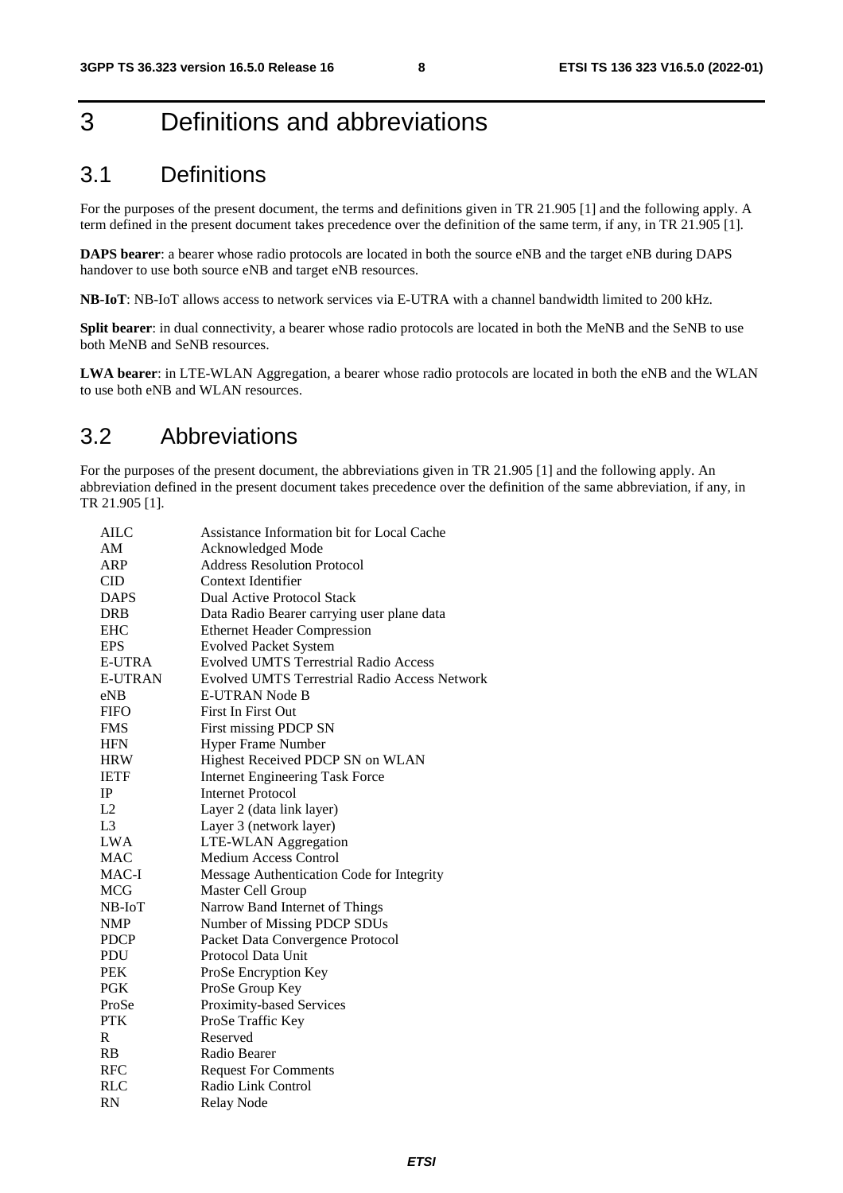# 3 Definitions and abbreviations

## 3.1 Definitions

For the purposes of the present document, the terms and definitions given in TR 21.905 [1] and the following apply. A term defined in the present document takes precedence over the definition of the same term, if any, in TR 21.905 [1].

**DAPS bearer**: a bearer whose radio protocols are located in both the source eNB and the target eNB during DAPS handover to use both source eNB and target eNB resources.

**NB-IoT**: NB-IoT allows access to network services via E-UTRA with a channel bandwidth limited to 200 kHz.

**Split bearer**: in dual connectivity, a bearer whose radio protocols are located in both the MeNB and the SeNB to use both MeNB and SeNB resources.

**LWA bearer**: in LTE-WLAN Aggregation, a bearer whose radio protocols are located in both the eNB and the WLAN to use both eNB and WLAN resources.

## 3.2 Abbreviations

For the purposes of the present document, the abbreviations given in TR 21.905 [1] and the following apply. An abbreviation defined in the present document takes precedence over the definition of the same abbreviation, if any, in TR 21.905 [1].

| | |
|---|---|
| AILC | Assistance Information bit for Local Cache |
| AM | Acknowledged Mode |
| ARP | Address Resolution Protocol |
| CID | Context Identifier |
| DAPS | Dual Active Protocol Stack |
| DRB | Data Radio Bearer carrying user plane data |
| EHC | Ethernet Header Compression |
| EPS | Evolved Packet System |
| E-UTRA | Evolved UMTS Terrestrial Radio Access |
| E-UTRAN | Evolved UMTS Terrestrial Radio Access Network |
| eNB | E-UTRAN Node B |
| FIFO | First In First Out |
| FMS | First missing PDCP SN |
| HFN | Hyper Frame Number |
| HRW | Highest Received PDCP SN on WLAN |
| IETF | Internet Engineering Task Force |
| IP | Internet Protocol |
| L2 | Layer 2 (data link layer) |
| L3 | Layer 3 (network layer) |
| LWA | LTE-WLAN Aggregation |
| MAC | Medium Access Control |
| MAC-I | Message Authentication Code for Integrity |
| MCG | Master Cell Group |
| NB-IoT | Narrow Band Internet of Things |
| NMP | Number of Missing PDCP SDUs |
| PDCP | Packet Data Convergence Protocol |
| PDU | Protocol Data Unit |
| PEK | ProSe Encryption Key |
| PGK | ProSe Group Key |
| ProSe | Proximity-based Services |
| PTK | ProSe Traffic Key |
| R | Reserved |
| RB | Radio Bearer |
| RFC | Request For Comments |
| RLC | Radio Link Control |
| RN | Relay Node |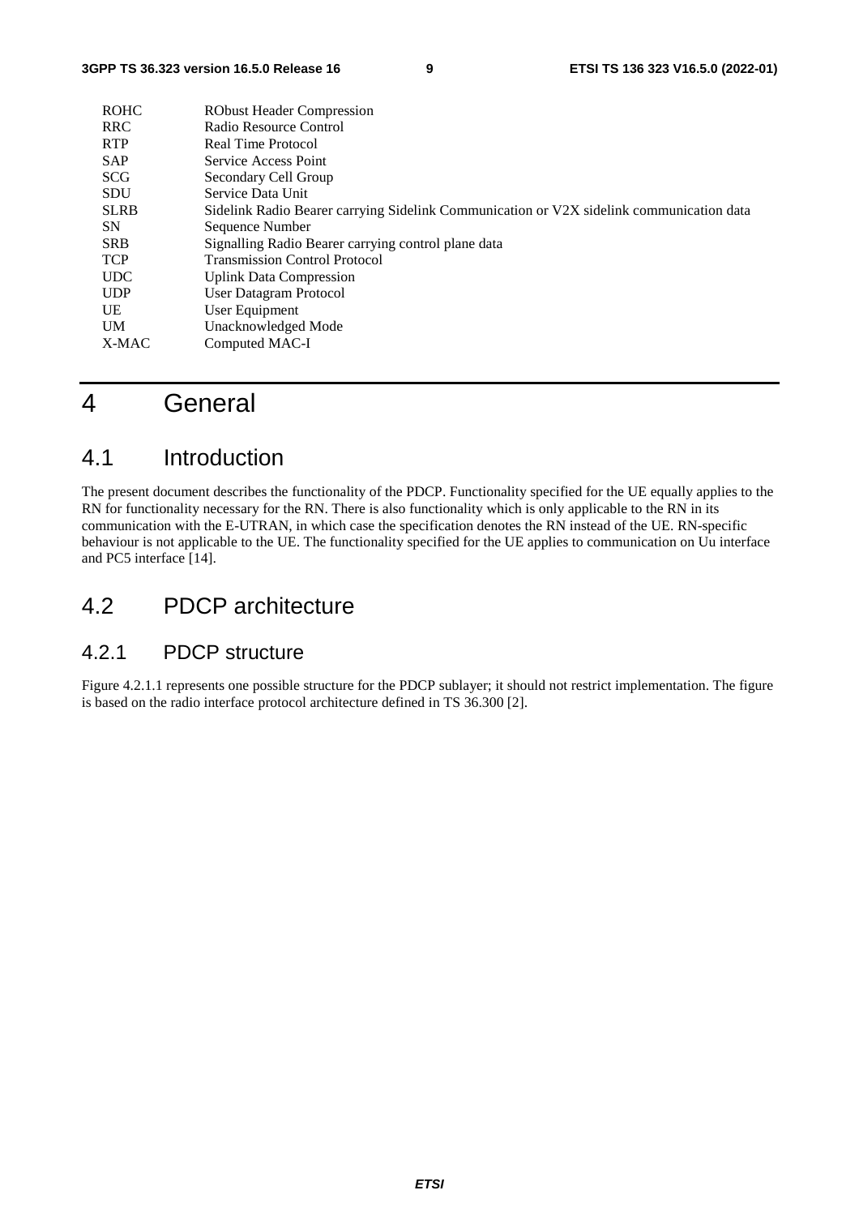| | |
|---|---|
| ROHC | RObust Header Compression |
| RRC | Radio Resource Control |
| RTP | Real Time Protocol |
| SAP | Service Access Point |
| SCG | Secondary Cell Group |
| SDU | Service Data Unit |
| SLRB | Sidelink Radio Bearer carrying Sidelink Communication or V2X sidelink communication data |
| SN | Sequence Number |
| SRB | Signalling Radio Bearer carrying control plane data |
| TCP | Transmission Control Protocol |
| UDC | Uplink Data Compression |
| UDP | User Datagram Protocol |
| UE | User Equipment |
| UM | Unacknowledged Mode |
| X-MAC | Computed MAC-I |

# 4 General

## 4.1 Introduction

The present document describes the functionality of the PDCP. Functionality specified for the UE equally applies to the RN for functionality necessary for the RN. There is also functionality which is only applicable to the RN in its communication with the E-UTRAN, in which case the specification denotes the RN instead of the UE. RN-specific behaviour is not applicable to the UE. The functionality specified for the UE applies to communication on Uu interface and PC5 interface [14].

## 4.2 PDCP architecture

### 4.2.1 PDCP structure

Figure 4.2.1.1 represents one possible structure for the PDCP sublayer; it should not restrict implementation. The figure is based on the radio interface protocol architecture defined in TS 36.300 [2].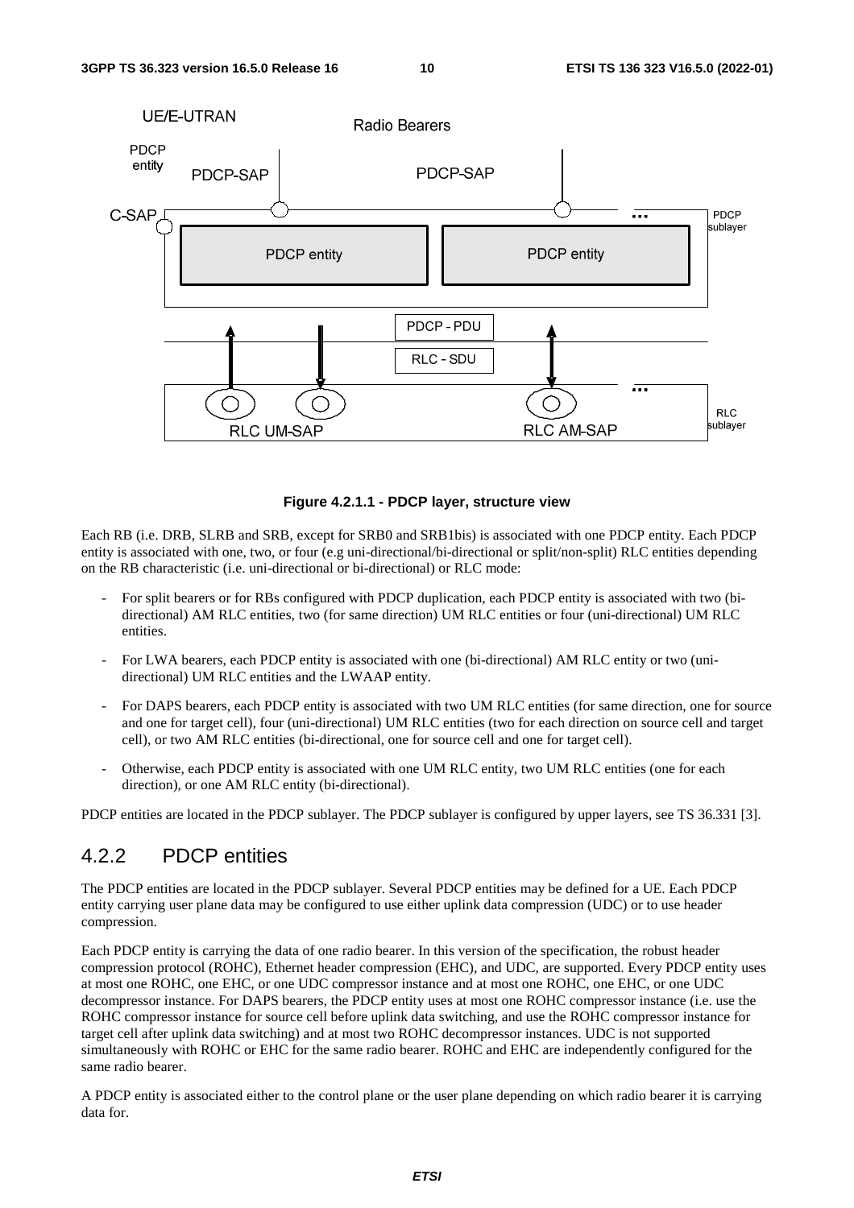Figure 4.2.1.1 - PDCP layer, structure view

Each RB (i.e. DRB, SLRB and SRB, except for SRB0 and SRB1bis) is associated with one PDCP entity. Each PDCP entity is associated with one, two, or four (e.g uni-directional/bi-directional or split/non-split) RLC entities depending on the RB characteristic (i.e. uni-directional or bi-directional) or RLC mode:

- For split bearers or for RBs configured with PDCP duplication, each PDCP entity is associated with two (bi-directional) AM RLC entities, two (for same direction) UM RLC entities or four (uni-directional) UM RLC entities.
- For LWA bearers, each PDCP entity is associated with one (bi-directional) AM RLC entity or two (uni-directional) UM RLC entities and the LWAAP entity.
- For DAPS bearers, each PDCP entity is associated with two UM RLC entities (for same direction, one for source and one for target cell), four (uni-directional) UM RLC entities (two for each direction on source cell and target cell), or two AM RLC entities (bi-directional, one for source cell and one for target cell).
- Otherwise, each PDCP entity is associated with one UM RLC entity, two UM RLC entities (one for each direction), or one AM RLC entity (bi-directional).

PDCP entities are located in the PDCP sublayer. The PDCP sublayer is configured by upper layers, see TS 36.331 [3].

### 4.2.2 PDCP entities

The PDCP entities are located in the PDCP sublayer. Several PDCP entities may be defined for a UE. Each PDCP entity carrying user plane data may be configured to use either uplink data compression (UDC) or to use header compression.

Each PDCP entity is carrying the data of one radio bearer. In this version of the specification, the robust header compression protocol (ROHC), Ethernet header compression (EHC), and UDC, are supported. Every PDCP entity uses at most one ROHC, one EHC, or one UDC compressor instance and at most one ROHC, one EHC, or one UDC decompressor instance. For DAPS bearers, the PDCP entity uses at most one ROHC compressor instance (i.e. use the ROHC compressor instance for source cell before uplink data switching, and use the ROHC compressor instance for target cell after uplink data switching) and at most two ROHC decompressor instances. UDC is not supported simultaneously with ROHC or EHC for the same radio bearer. ROHC and EHC are independently configured for the same radio bearer.

A PDCP entity is associated either to the control plane or the user plane depending on which radio bearer it is carrying data for.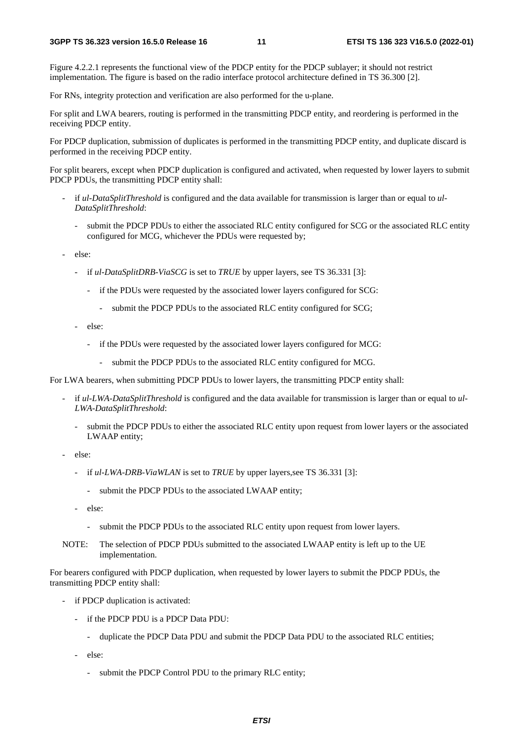Figure 4.2.2.1 represents the functional view of the PDCP entity for the PDCP sublayer; it should not restrict implementation. The figure is based on the radio interface protocol architecture defined in TS 36.300 [2].

For RNs, integrity protection and verification are also performed for the u-plane.

For split and LWA bearers, routing is performed in the transmitting PDCP entity, and reordering is performed in the receiving PDCP entity.

For PDCP duplication, submission of duplicates is performed in the transmitting PDCP entity, and duplicate discard is performed in the receiving PDCP entity.

For split bearers, except when PDCP duplication is configured and activated, when requested by lower layers to submit PDCP PDUs, the transmitting PDCP entity shall:

- if *ul-DataSplitThreshold* is configured and the data available for transmission is larger than or equal to *ul-DataSplitThreshold*:
  - submit the PDCP PDUs to either the associated RLC entity configured for SCG or the associated RLC entity configured for MCG, whichever the PDUs were requested by;
- else:
  - if *ul-DataSplitDRB-ViaSCG* is set to *TRUE* by upper layers, see TS 36.331 [3]:
    - if the PDUs were requested by the associated lower layers configured for SCG:
      - submit the PDCP PDUs to the associated RLC entity configured for SCG;
  - else:
    - if the PDUs were requested by the associated lower layers configured for MCG:
      - submit the PDCP PDUs to the associated RLC entity configured for MCG.

For LWA bearers, when submitting PDCP PDUs to lower layers, the transmitting PDCP entity shall:

- if *ul-LWA-DataSplitThreshold* is configured and the data available for transmission is larger than or equal to *ul-LWA-DataSplitThreshold*:
  - submit the PDCP PDUs to either the associated RLC entity upon request from lower layers or the associated LWAAP entity;
- else:
  - if *ul-LWA-DRB-ViaWLAN* is set to *TRUE* by upper layers,see TS 36.331 [3]:
    - submit the PDCP PDUs to the associated LWAAP entity;
  - else:
    - submit the PDCP PDUs to the associated RLC entity upon request from lower layers.

NOTE: The selection of PDCP PDUs submitted to the associated LWAAP entity is left up to the UE implementation.

For bearers configured with PDCP duplication, when requested by lower layers to submit the PDCP PDUs, the transmitting PDCP entity shall:

- if PDCP duplication is activated:
  - if the PDCP PDU is a PDCP Data PDU:
    - duplicate the PDCP Data PDU and submit the PDCP Data PDU to the associated RLC entities;
  - else:
    - submit the PDCP Control PDU to the primary RLC entity;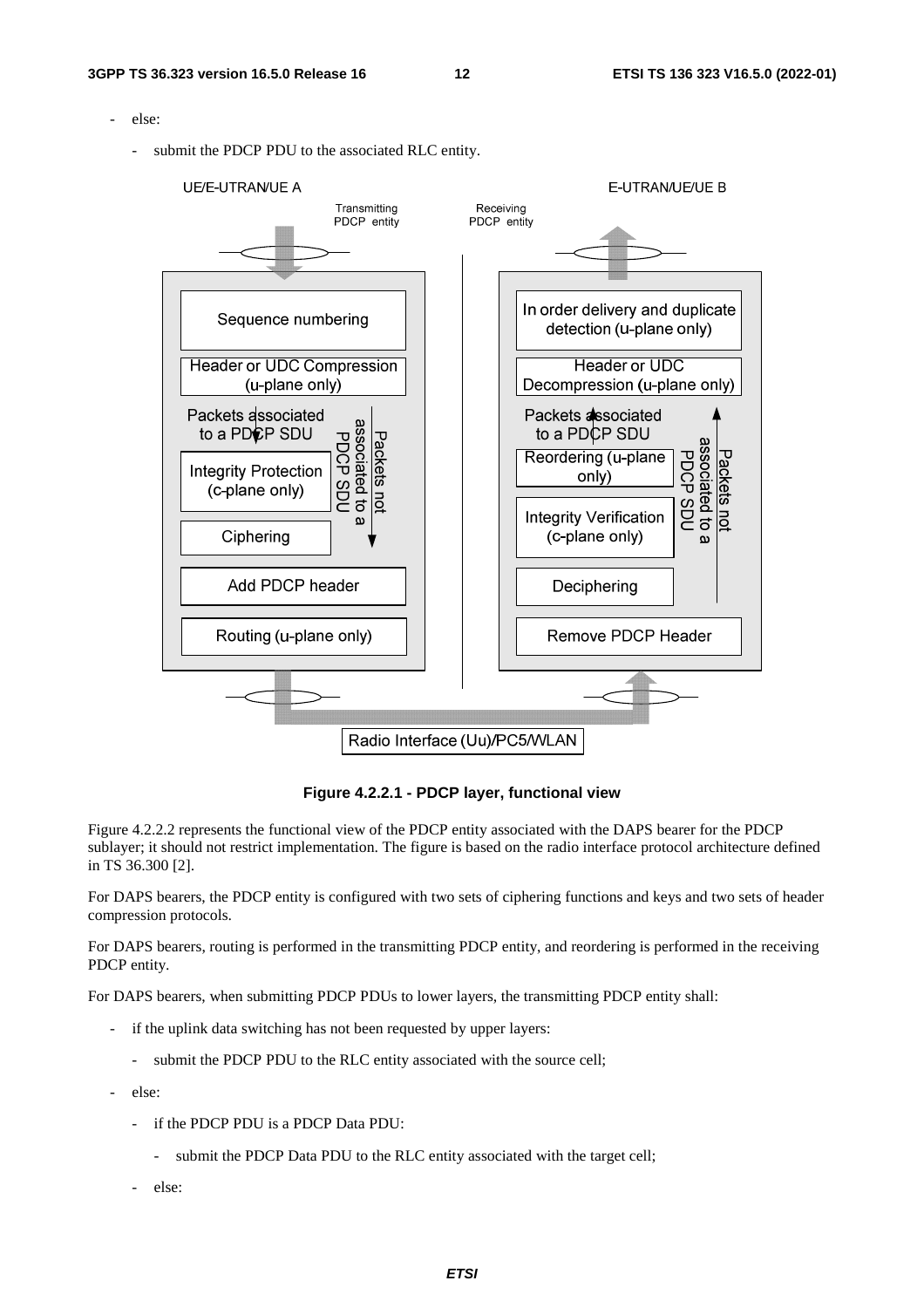- else:
    - submit the PDCP PDU to the associated RLC entity.

**Figure 4.2.2.1 - PDCP layer, functional view**

Figure 4.2.2.2 represents the functional view of the PDCP entity associated with the DAPS bearer for the PDCP sublayer; it should not restrict implementation. The figure is based on the radio interface protocol architecture defined in TS 36.300 [2].

For DAPS bearers, the PDCP entity is configured with two sets of ciphering functions and keys and two sets of header compression protocols.

For DAPS bearers, routing is performed in the transmitting PDCP entity, and reordering is performed in the receiving PDCP entity.

For DAPS bearers, when submitting PDCP PDUs to lower layers, the transmitting PDCP entity shall:

- if the uplink data switching has not been requested by upper layers:
    - submit the PDCP PDU to the RLC entity associated with the source cell;
- else:
    - if the PDCP PDU is a PDCP Data PDU:
        - submit the PDCP Data PDU to the RLC entity associated with the target cell;
    - else: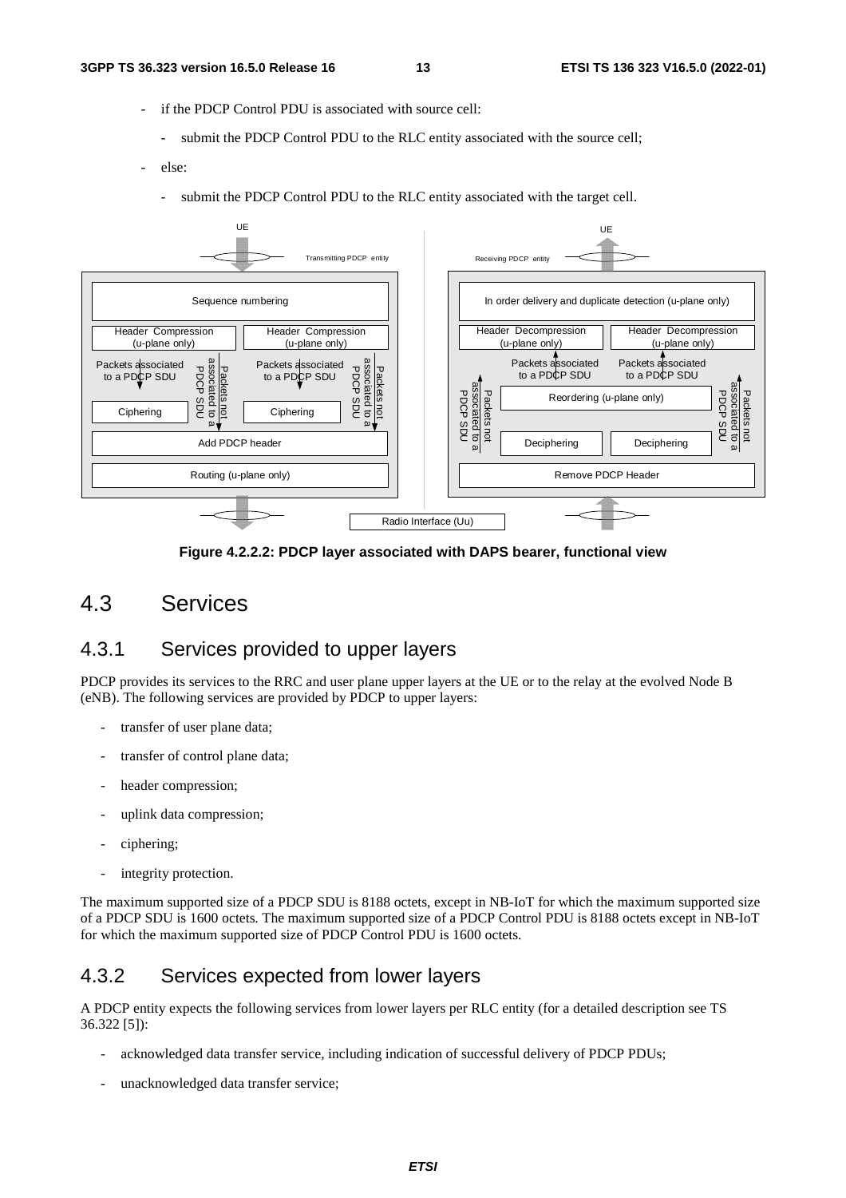- if the PDCP Control PDU is associated with source cell:
    - submit the PDCP Control PDU to the RLC entity associated with the source cell;
- else:
    - submit the PDCP Control PDU to the RLC entity associated with the target cell.

**Figure 4.2.2.2: PDCP layer associated with DAPS bearer, functional view**

## 4.3 Services

### 4.3.1 Services provided to upper layers

PDCP provides its services to the RRC and user plane upper layers at the UE or to the relay at the evolved Node B (eNB). The following services are provided by PDCP to upper layers:

- transfer of user plane data;
- transfer of control plane data;
- header compression;
- uplink data compression;
- ciphering;
- integrity protection.

The maximum supported size of a PDCP SDU is 8188 octets, except in NB-IoT for which the maximum supported size of a PDCP SDU is 1600 octets. The maximum supported size of a PDCP Control PDU is 8188 octets except in NB-IoT for which the maximum supported size of PDCP Control PDU is 1600 octets.

### 4.3.2 Services expected from lower layers

A PDCP entity expects the following services from lower layers per RLC entity (for a detailed description see TS 36.322 [5]):

- acknowledged data transfer service, including indication of successful delivery of PDCP PDUs;
- unacknowledged data transfer service;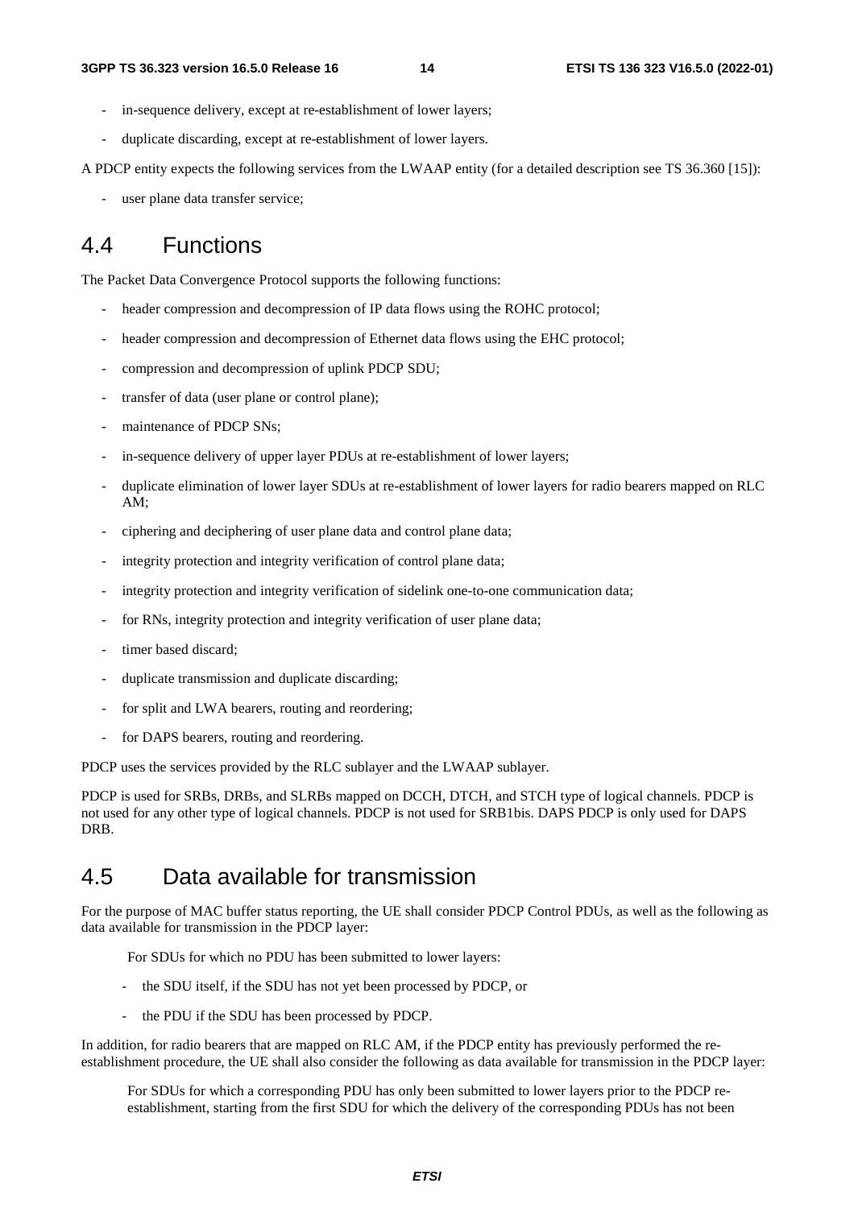- in-sequence delivery, except at re-establishment of lower layers;
- duplicate discarding, except at re-establishment of lower layers.

A PDCP entity expects the following services from the LWAAP entity (for a detailed description see TS 36.360 [15]):

- user plane data transfer service;

## 4.4 Functions

The Packet Data Convergence Protocol supports the following functions:

- header compression and decompression of IP data flows using the ROHC protocol;
- header compression and decompression of Ethernet data flows using the EHC protocol;
- compression and decompression of uplink PDCP SDU;
- transfer of data (user plane or control plane);
- maintenance of PDCP SNs;
- in-sequence delivery of upper layer PDUs at re-establishment of lower layers;
- duplicate elimination of lower layer SDUs at re-establishment of lower layers for radio bearers mapped on RLC AM;
- ciphering and deciphering of user plane data and control plane data;
- integrity protection and integrity verification of control plane data;
- integrity protection and integrity verification of sidelink one-to-one communication data;
- for RNs, integrity protection and integrity verification of user plane data;
- timer based discard;
- duplicate transmission and duplicate discarding;
- for split and LWA bearers, routing and reordering;
- for DAPS bearers, routing and reordering.

PDCP uses the services provided by the RLC sublayer and the LWAAP sublayer.

PDCP is used for SRBs, DRBs, and SLRBs mapped on DCCH, DTCH, and STCH type of logical channels. PDCP is not used for any other type of logical channels. PDCP is not used for SRB1bis. DAPS PDCP is only used for DAPS DRB.

## 4.5 Data available for transmission

For the purpose of MAC buffer status reporting, the UE shall consider PDCP Control PDUs, as well as the following as data available for transmission in the PDCP layer:

For SDUs for which no PDU has been submitted to lower layers:

- the SDU itself, if the SDU has not yet been processed by PDCP, or
- the PDU if the SDU has been processed by PDCP.

In addition, for radio bearers that are mapped on RLC AM, if the PDCP entity has previously performed the re-establishment procedure, the UE shall also consider the following as data available for transmission in the PDCP layer:

For SDUs for which a corresponding PDU has only been submitted to lower layers prior to the PDCP re-establishment, starting from the first SDU for which the delivery of the corresponding PDUs has not been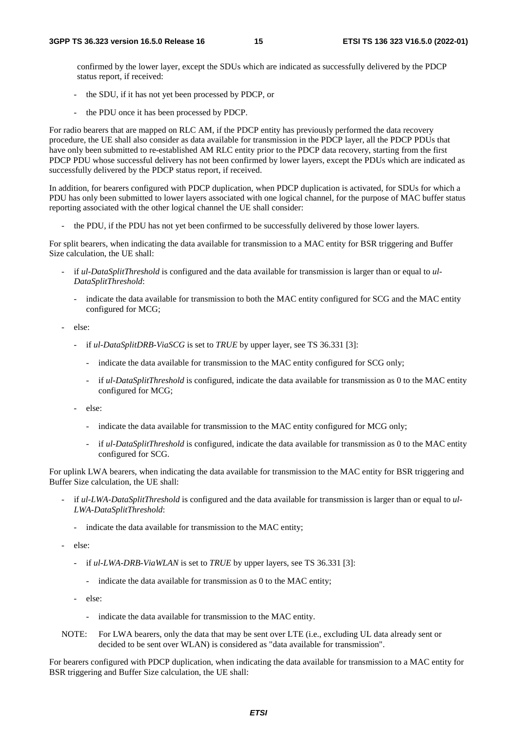confirmed by the lower layer, except the SDUs which are indicated as successfully delivered by the PDCP status report, if received:

  - the SDU, if it has not yet been processed by PDCP, or
  - the PDU once it has been processed by PDCP.

For radio bearers that are mapped on RLC AM, if the PDCP entity has previously performed the data recovery procedure, the UE shall also consider as data available for transmission in the PDCP layer, all the PDCP PDUs that have only been submitted to re-established AM RLC entity prior to the PDCP data recovery, starting from the first PDCP PDU whose successful delivery has not been confirmed by lower layers, except the PDUs which are indicated as successfully delivered by the PDCP status report, if received.

In addition, for bearers configured with PDCP duplication, when PDCP duplication is activated, for SDUs for which a PDU has only been submitted to lower layers associated with one logical channel, for the purpose of MAC buffer status reporting associated with the other logical channel the UE shall consider:

- the PDU, if the PDU has not yet been confirmed to be successfully delivered by those lower layers.

For split bearers, when indicating the data available for transmission to a MAC entity for BSR triggering and Buffer Size calculation, the UE shall:

- if *ul-DataSplitThreshold* is configured and the data available for transmission is larger than or equal to *ul-DataSplitThreshold*:
  - indicate the data available for transmission to both the MAC entity configured for SCG and the MAC entity configured for MCG;
- else:
  - if *ul-DataSplitDRB-ViaSCG* is set to *TRUE* by upper layer, see TS 36.331 [3]:
    - indicate the data available for transmission to the MAC entity configured for SCG only;
    - if *ul-DataSplitThreshold* is configured, indicate the data available for transmission as 0 to the MAC entity configured for MCG;
  - else:
    - indicate the data available for transmission to the MAC entity configured for MCG only;
    - if *ul-DataSplitThreshold* is configured, indicate the data available for transmission as 0 to the MAC entity configured for SCG.

For uplink LWA bearers, when indicating the data available for transmission to the MAC entity for BSR triggering and Buffer Size calculation, the UE shall:

- if *ul-LWA-DataSplitThreshold* is configured and the data available for transmission is larger than or equal to *ul-LWA-DataSplitThreshold*:
  - indicate the data available for transmission to the MAC entity;
- else:
  - if *ul-LWA-DRB-ViaWLAN* is set to *TRUE* by upper layers, see TS 36.331 [3]:
    - indicate the data available for transmission as 0 to the MAC entity;
  - else:
    - indicate the data available for transmission to the MAC entity.

NOTE: For LWA bearers, only the data that may be sent over LTE (i.e., excluding UL data already sent or decided to be sent over WLAN) is considered as "data available for transmission".

For bearers configured with PDCP duplication, when indicating the data available for transmission to a MAC entity for BSR triggering and Buffer Size calculation, the UE shall: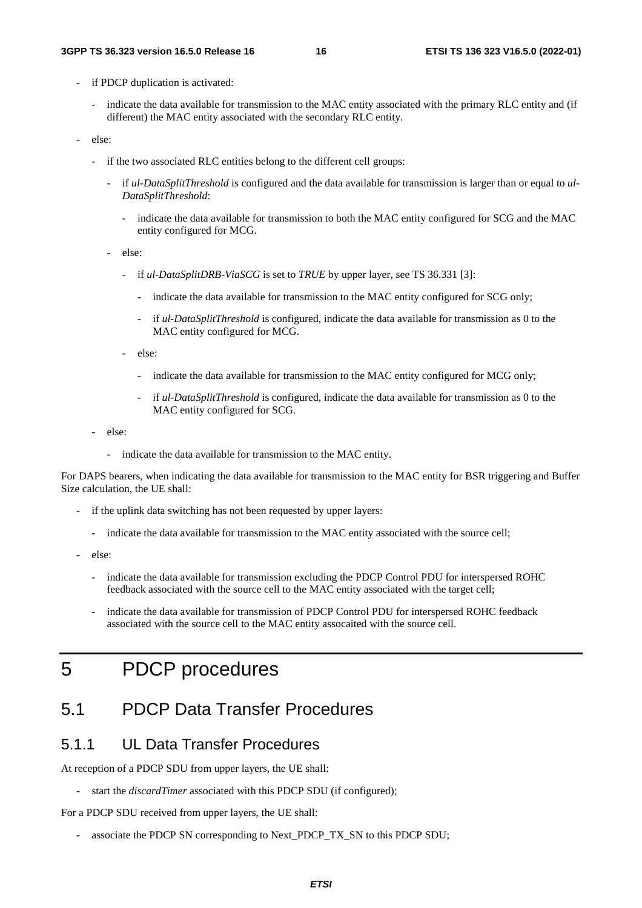- if PDCP duplication is activated:
  - indicate the data available for transmission to the MAC entity associated with the primary RLC entity and (if different) the MAC entity associated with the secondary RLC entity.
- else:
  - if the two associated RLC entities belong to the different cell groups:
    - if *ul-DataSplitThreshold* is configured and the data available for transmission is larger than or equal to *ul-DataSplitThreshold*:
      - indicate the data available for transmission to both the MAC entity configured for SCG and the MAC entity configured for MCG.
    - else:
      - if *ul-DataSplitDRB-ViaSCG* is set to *TRUE* by upper layer, see TS 36.331 [3]:
        - indicate the data available for transmission to the MAC entity configured for SCG only;
        - if *ul-DataSplitThreshold* is configured, indicate the data available for transmission as 0 to the MAC entity configured for MCG.
      - else:
        - indicate the data available for transmission to the MAC entity configured for MCG only;
        - if *ul-DataSplitThreshold* is configured, indicate the data available for transmission as 0 to the MAC entity configured for SCG.
  - else:
    - indicate the data available for transmission to the MAC entity.

For DAPS bearers, when indicating the data available for transmission to the MAC entity for BSR triggering and Buffer Size calculation, the UE shall:

- if the uplink data switching has not been requested by upper layers:
  - indicate the data available for transmission to the MAC entity associated with the source cell;
- else:
  - indicate the data available for transmission excluding the PDCP Control PDU for interspersed ROHC feedback associated with the source cell to the MAC entity associated with the target cell;
  - indicate the data available for transmission of PDCP Control PDU for interspersed ROHC feedback associated with the source cell to the MAC entity assocaited with the source cell.

# 5 PDCP procedures

## 5.1 PDCP Data Transfer Procedures

### 5.1.1 UL Data Transfer Procedures

At reception of a PDCP SDU from upper layers, the UE shall:

- start the *discardTimer* associated with this PDCP SDU (if configured);

For a PDCP SDU received from upper layers, the UE shall:

- associate the PDCP SN corresponding to Next_PDCP_TX_SN to this PDCP SDU;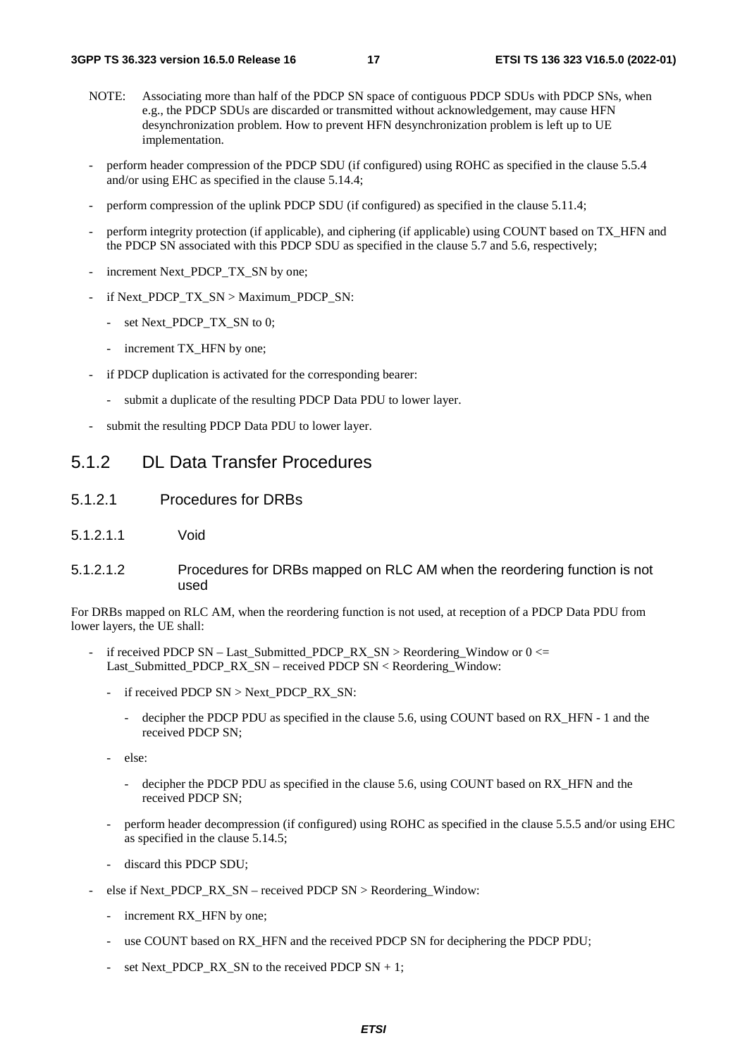NOTE: Associating more than half of the PDCP SN space of contiguous PDCP SDUs with PDCP SNs, when e.g., the PDCP SDUs are discarded or transmitted without acknowledgement, may cause HFN desynchronization problem. How to prevent HFN desynchronization problem is left up to UE implementation.

- perform header compression of the PDCP SDU (if configured) using ROHC as specified in the clause 5.5.4 and/or using EHC as specified in the clause 5.14.4;
- perform compression of the uplink PDCP SDU (if configured) as specified in the clause 5.11.4;
- perform integrity protection (if applicable), and ciphering (if applicable) using COUNT based on TX_HFN and the PDCP SN associated with this PDCP SDU as specified in the clause 5.7 and 5.6, respectively;
- increment Next_PDCP_TX_SN by one;
- if Next_PDCP_TX_SN > Maximum_PDCP_SN:
  - set Next_PDCP_TX_SN to 0;
  - increment TX_HFN by one;
- if PDCP duplication is activated for the corresponding bearer:
  - submit a duplicate of the resulting PDCP Data PDU to lower layer.
- submit the resulting PDCP Data PDU to lower layer.

## 5.1.2 DL Data Transfer Procedures

### 5.1.2.1 Procedures for DRBs

#### 5.1.2.1.1 Void

#### 5.1.2.1.2 Procedures for DRBs mapped on RLC AM when the reordering function is not used

For DRBs mapped on RLC AM, when the reordering function is not used, at reception of a PDCP Data PDU from lower layers, the UE shall:

- if received PDCP SN – Last_Submitted_PDCP_RX_SN > Reordering_Window or 0 <= Last_Submitted_PDCP_RX_SN – received PDCP SN < Reordering_Window:
  - if received PDCP SN > Next_PDCP_RX_SN:
    - decipher the PDCP PDU as specified in the clause 5.6, using COUNT based on RX_HFN - 1 and the received PDCP SN;
  - else:
    - decipher the PDCP PDU as specified in the clause 5.6, using COUNT based on RX_HFN and the received PDCP SN;
  - perform header decompression (if configured) using ROHC as specified in the clause 5.5.5 and/or using EHC as specified in the clause 5.14.5;
  - discard this PDCP SDU;
- else if Next_PDCP_RX_SN – received PDCP SN > Reordering_Window:
  - increment RX_HFN by one;
  - use COUNT based on RX_HFN and the received PDCP SN for deciphering the PDCP PDU;
  - set Next_PDCP_RX_SN to the received PDCP SN + 1;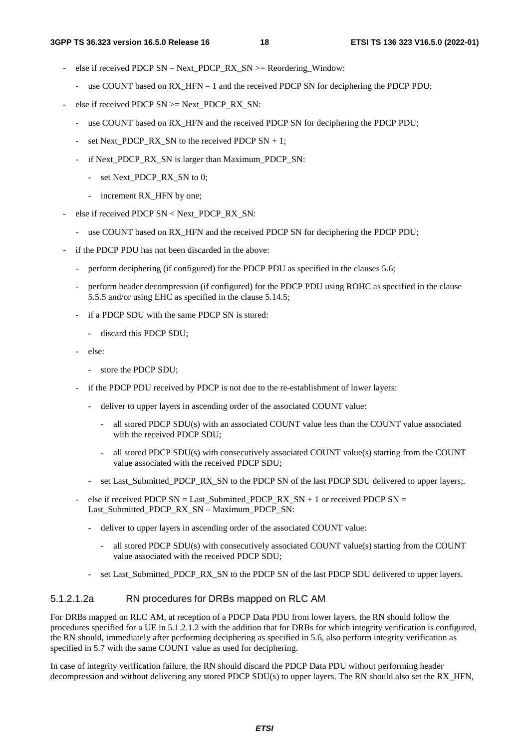- else if received PDCP SN – Next_PDCP_RX_SN >= Reordering_Window:
  - use COUNT based on RX_HFN – 1 and the received PDCP SN for deciphering the PDCP PDU;
- else if received PDCP SN >= Next_PDCP_RX_SN:
  - use COUNT based on RX_HFN and the received PDCP SN for deciphering the PDCP PDU;
  - set Next_PDCP_RX_SN to the received PDCP SN + 1;
  - if Next_PDCP_RX_SN is larger than Maximum_PDCP_SN:
    - set Next_PDCP_RX_SN to 0;
    - increment RX_HFN by one;
- else if received PDCP SN < Next_PDCP_RX_SN:
  - use COUNT based on RX_HFN and the received PDCP SN for deciphering the PDCP PDU;
- if the PDCP PDU has not been discarded in the above:
  - perform deciphering (if configured) for the PDCP PDU as specified in the clauses 5.6;
  - perform header decompression (if configured) for the PDCP PDU using ROHC as specified in the clause 5.5.5 and/or using EHC as specified in the clause 5.14.5;
  - if a PDCP SDU with the same PDCP SN is stored:
    - discard this PDCP SDU;
  - else:
    - store the PDCP SDU;
  - if the PDCP PDU received by PDCP is not due to the re-establishment of lower layers:
    - deliver to upper layers in ascending order of the associated COUNT value:
      - all stored PDCP SDU(s) with an associated COUNT value less than the COUNT value associated with the received PDCP SDU;
      - all stored PDCP SDU(s) with consecutively associated COUNT value(s) starting from the COUNT value associated with the received PDCP SDU;
    - set Last_Submitted_PDCP_RX_SN to the PDCP SN of the last PDCP SDU delivered to upper layers;.
  - else if received PDCP SN = Last_Submitted_PDCP_RX_SN + 1 or received PDCP SN = Last_Submitted_PDCP_RX_SN – Maximum_PDCP_SN:
    - deliver to upper layers in ascending order of the associated COUNT value:
      - all stored PDCP SDU(s) with consecutively associated COUNT value(s) starting from the COUNT value associated with the received PDCP SDU;
    - set Last_Submitted_PDCP_RX_SN to the PDCP SN of the last PDCP SDU delivered to upper layers.

#### 5.1.2.1.2a RN procedures for DRBs mapped on RLC AM

For DRBs mapped on RLC AM, at reception of a PDCP Data PDU from lower layers, the RN should follow the procedures specified for a UE in 5.1.2.1.2 with the addition that for DRBs for which integrity verification is configured, the RN should, immediately after performing deciphering as specified in 5.6, also perform integrity verification as specified in 5.7 with the same COUNT value as used for deciphering.

In case of integrity verification failure, the RN should discard the PDCP Data PDU without performing header decompression and without delivering any stored PDCP SDU(s) to upper layers. The RN should also set the RX_HFN,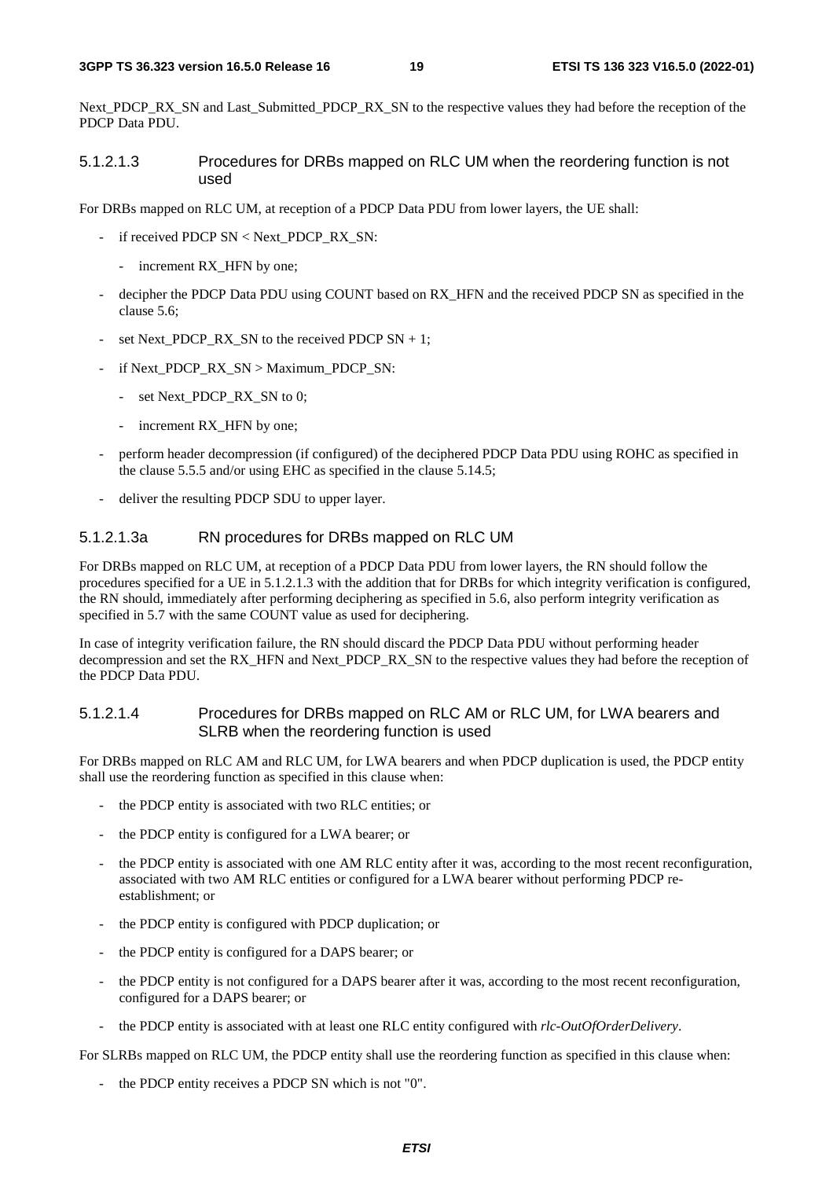Next_PDCP_RX_SN and Last_Submitted_PDCP_RX_SN to the respective values they had before the reception of the PDCP Data PDU.

#### 5.1.2.1.3 Procedures for DRBs mapped on RLC UM when the reordering function is not used

For DRBs mapped on RLC UM, at reception of a PDCP Data PDU from lower layers, the UE shall:

- if received PDCP SN < Next_PDCP_RX_SN:
  - increment RX_HFN by one;
- decipher the PDCP Data PDU using COUNT based on RX_HFN and the received PDCP SN as specified in the clause 5.6;
- set Next_PDCP_RX_SN to the received PDCP SN + 1;
- if Next_PDCP_RX_SN > Maximum_PDCP_SN:
  - set Next_PDCP_RX_SN to 0;
  - increment RX_HFN by one;
- perform header decompression (if configured) of the deciphered PDCP Data PDU using ROHC as specified in the clause 5.5.5 and/or using EHC as specified in the clause 5.14.5;
- deliver the resulting PDCP SDU to upper layer.

#### 5.1.2.1.3a RN procedures for DRBs mapped on RLC UM

For DRBs mapped on RLC UM, at reception of a PDCP Data PDU from lower layers, the RN should follow the procedures specified for a UE in 5.1.2.1.3 with the addition that for DRBs for which integrity verification is configured, the RN should, immediately after performing deciphering as specified in 5.6, also perform integrity verification as specified in 5.7 with the same COUNT value as used for deciphering.

In case of integrity verification failure, the RN should discard the PDCP Data PDU without performing header decompression and set the RX_HFN and Next_PDCP_RX_SN to the respective values they had before the reception of the PDCP Data PDU.

#### 5.1.2.1.4 Procedures for DRBs mapped on RLC AM or RLC UM, for LWA bearers and SLRB when the reordering function is used

For DRBs mapped on RLC AM and RLC UM, for LWA bearers and when PDCP duplication is used, the PDCP entity shall use the reordering function as specified in this clause when:

- the PDCP entity is associated with two RLC entities; or
- the PDCP entity is configured for a LWA bearer; or
- the PDCP entity is associated with one AM RLC entity after it was, according to the most recent reconfiguration, associated with two AM RLC entities or configured for a LWA bearer without performing PDCP re-establishment; or
- the PDCP entity is configured with PDCP duplication; or
- the PDCP entity is configured for a DAPS bearer; or
- the PDCP entity is not configured for a DAPS bearer after it was, according to the most recent reconfiguration, configured for a DAPS bearer; or
- the PDCP entity is associated with at least one RLC entity configured with *rlc-OutOfOrderDelivery*.

For SLRBs mapped on RLC UM, the PDCP entity shall use the reordering function as specified in this clause when:

- the PDCP entity receives a PDCP SN which is not "0".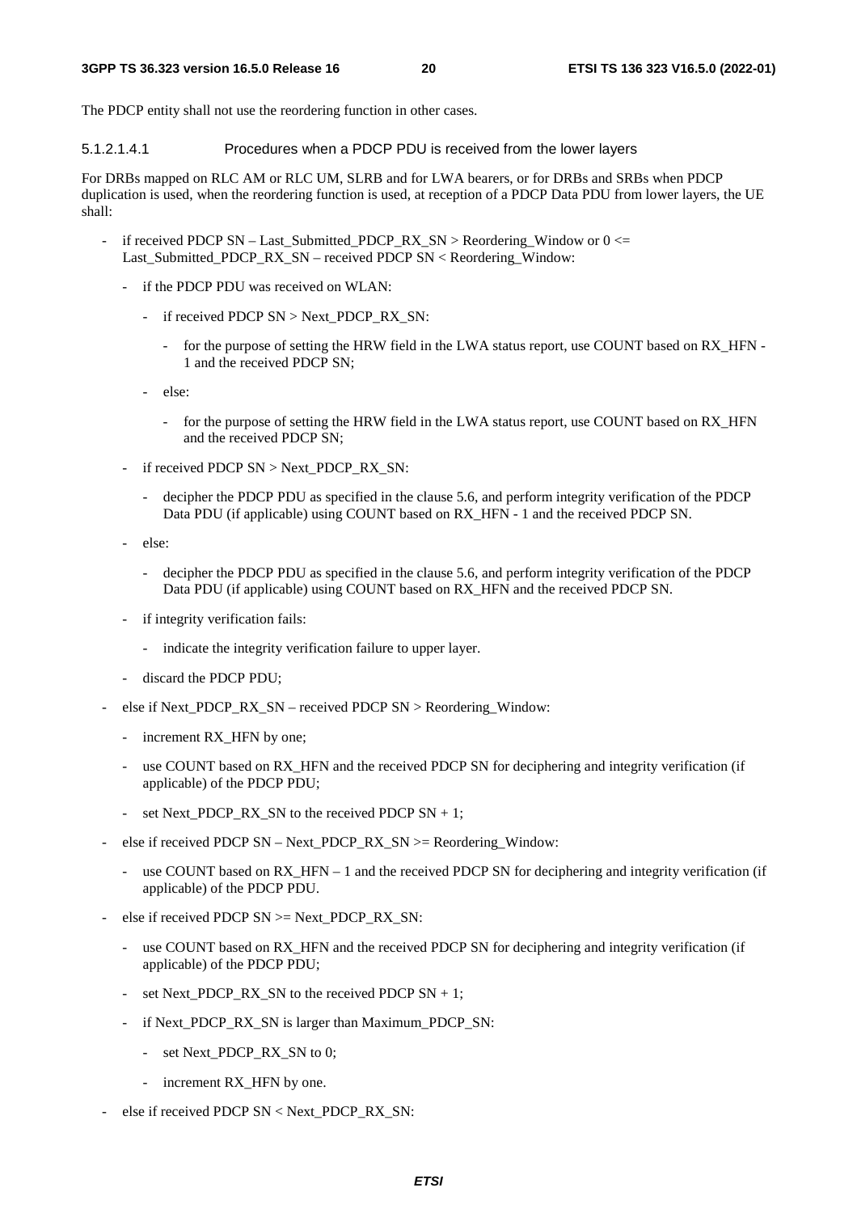The PDCP entity shall not use the reordering function in other cases.

#### 5.1.2.1.4.1 Procedures when a PDCP PDU is received from the lower layers

For DRBs mapped on RLC AM or RLC UM, SLRB and for LWA bearers, or for DRBs and SRBs when PDCP duplication is used, when the reordering function is used, at reception of a PDCP Data PDU from lower layers, the UE shall:

- if received PDCP SN – Last_Submitted_PDCP_RX_SN > Reordering_Window or 0 <= Last_Submitted_PDCP_RX_SN – received PDCP SN < Reordering_Window:
  - if the PDCP PDU was received on WLAN:
    - if received PDCP SN > Next_PDCP_RX_SN:
      - for the purpose of setting the HRW field in the LWA status report, use COUNT based on RX_HFN - 1 and the received PDCP SN;
    - else:
      - for the purpose of setting the HRW field in the LWA status report, use COUNT based on RX_HFN and the received PDCP SN;
  - if received PDCP SN > Next_PDCP_RX_SN:
    - decipher the PDCP PDU as specified in the clause 5.6, and perform integrity verification of the PDCP Data PDU (if applicable) using COUNT based on RX_HFN - 1 and the received PDCP SN.
  - else:
    - decipher the PDCP PDU as specified in the clause 5.6, and perform integrity verification of the PDCP Data PDU (if applicable) using COUNT based on RX_HFN and the received PDCP SN.
  - if integrity verification fails:
    - indicate the integrity verification failure to upper layer.
  - discard the PDCP PDU;
- else if Next_PDCP_RX_SN – received PDCP SN > Reordering_Window:
  - increment RX_HFN by one;
  - use COUNT based on RX_HFN and the received PDCP SN for deciphering and integrity verification (if applicable) of the PDCP PDU;
  - set Next_PDCP_RX_SN to the received PDCP SN + 1;
- else if received PDCP SN – Next_PDCP_RX_SN >= Reordering_Window:
  - use COUNT based on RX_HFN – 1 and the received PDCP SN for deciphering and integrity verification (if applicable) of the PDCP PDU.
- else if received PDCP SN >= Next_PDCP_RX_SN:
  - use COUNT based on RX_HFN and the received PDCP SN for deciphering and integrity verification (if applicable) of the PDCP PDU;
  - set Next_PDCP_RX_SN to the received PDCP SN + 1;
  - if Next_PDCP_RX_SN is larger than Maximum_PDCP_SN:
    - set Next_PDCP_RX_SN to 0;
    - increment RX_HFN by one.
- else if received PDCP SN < Next_PDCP_RX_SN: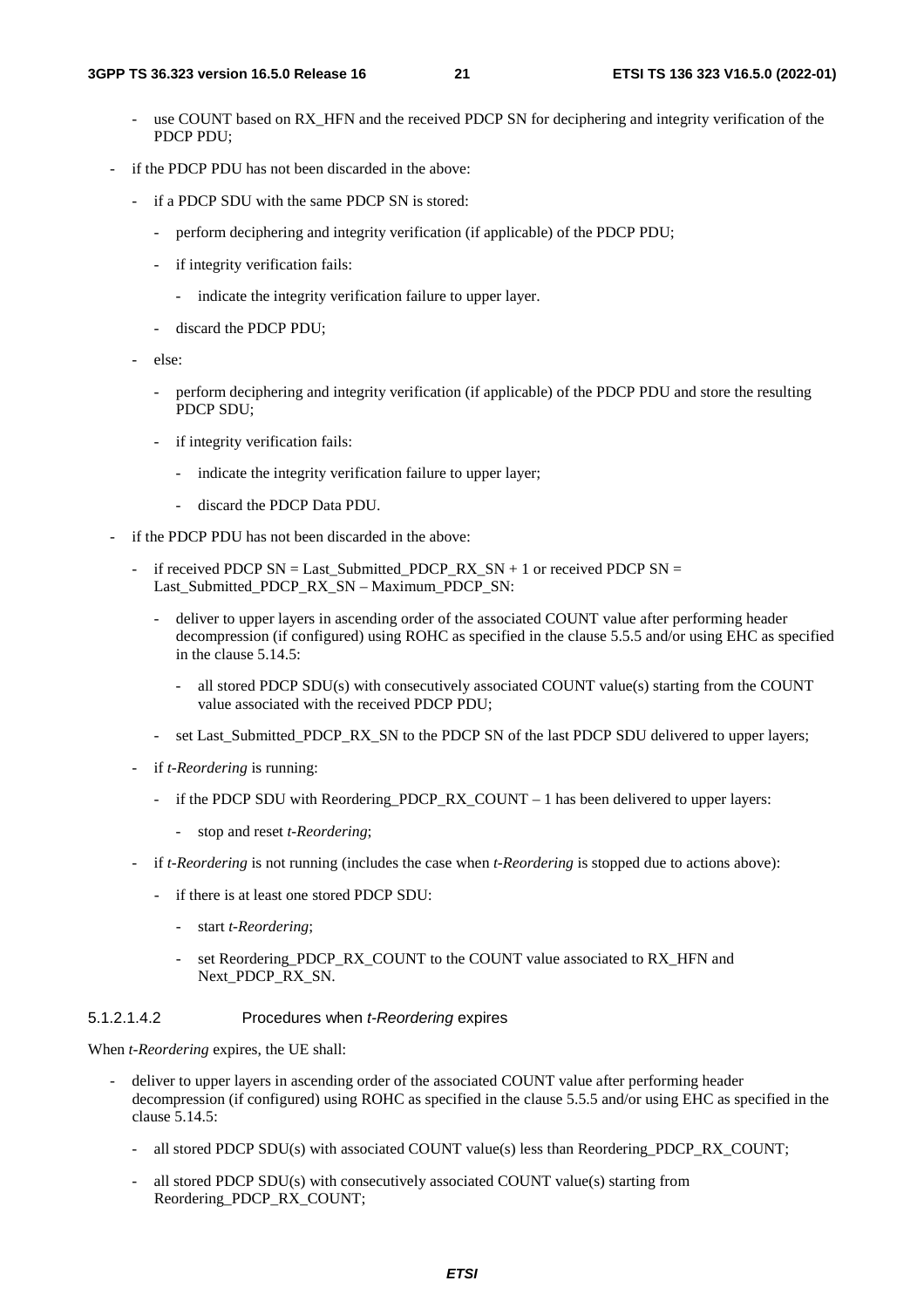- use COUNT based on RX_HFN and the received PDCP SN for deciphering and integrity verification of the PDCP PDU;

- if the PDCP PDU has not been discarded in the above:
  - if a PDCP SDU with the same PDCP SN is stored:
    - perform deciphering and integrity verification (if applicable) of the PDCP PDU;
    - if integrity verification fails:
      - indicate the integrity verification failure to upper layer.
    - discard the PDCP PDU;
  - else:
    - perform deciphering and integrity verification (if applicable) of the PDCP PDU and store the resulting PDCP SDU;
    - if integrity verification fails:
      - indicate the integrity verification failure to upper layer;
      - discard the PDCP Data PDU.
- if the PDCP PDU has not been discarded in the above:
  - if received PDCP SN = Last_Submitted_PDCP_RX_SN + 1 or received PDCP SN = Last_Submitted_PDCP_RX_SN – Maximum_PDCP_SN:
    - deliver to upper layers in ascending order of the associated COUNT value after performing header decompression (if configured) using ROHC as specified in the clause 5.5.5 and/or using EHC as specified in the clause 5.14.5:
      - all stored PDCP SDU(s) with consecutively associated COUNT value(s) starting from the COUNT value associated with the received PDCP PDU;
    - set Last_Submitted_PDCP_RX_SN to the PDCP SN of the last PDCP SDU delivered to upper layers;
  - if *t-Reordering* is running:
    - if the PDCP SDU with Reordering_PDCP_RX_COUNT – 1 has been delivered to upper layers:
      - stop and reset *t-Reordering*;
  - if *t-Reordering* is not running (includes the case when *t-Reordering* is stopped due to actions above):
    - if there is at least one stored PDCP SDU:
      - start *t-Reordering*;
      - set Reordering_PDCP_RX_COUNT to the COUNT value associated to RX_HFN and Next_PDCP_RX_SN.

##### 5.1.2.1.4.2 Procedures when *t-Reordering* expires

When *t-Reordering* expires, the UE shall:

- deliver to upper layers in ascending order of the associated COUNT value after performing header decompression (if configured) using ROHC as specified in the clause 5.5.5 and/or using EHC as specified in the clause 5.14.5:
  - all stored PDCP SDU(s) with associated COUNT value(s) less than Reordering_PDCP_RX_COUNT;
  - all stored PDCP SDU(s) with consecutively associated COUNT value(s) starting from Reordering_PDCP_RX_COUNT;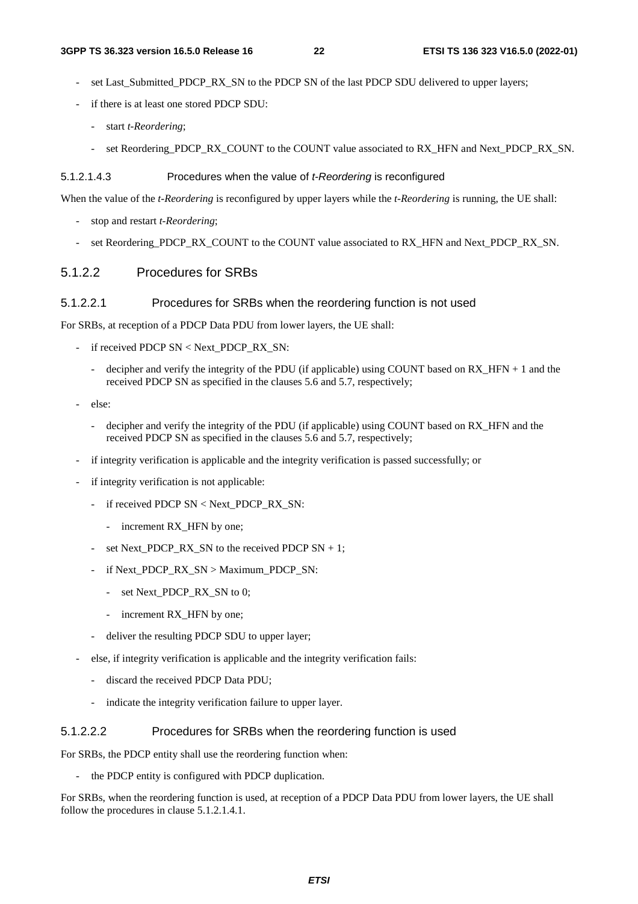- set Last_Submitted_PDCP_RX_SN to the PDCP SN of the last PDCP SDU delivered to upper layers;
- if there is at least one stored PDCP SDU:
  - start *t-Reordering*;
  - set Reordering_PDCP_RX_COUNT to the COUNT value associated to RX_HFN and Next_PDCP_RX_SN.

##### 5.1.2.1.4.3 Procedures when the value of *t-Reordering* is reconfigured

When the value of the *t-Reordering* is reconfigured by upper layers while the *t-Reordering* is running, the UE shall:

- stop and restart *t-Reordering*;
- set Reordering_PDCP_RX_COUNT to the COUNT value associated to RX_HFN and Next_PDCP_RX_SN.

### 5.1.2.2 Procedures for SRBs

#### 5.1.2.2.1 Procedures for SRBs when the reordering function is not used

For SRBs, at reception of a PDCP Data PDU from lower layers, the UE shall:

- if received PDCP SN < Next_PDCP_RX_SN:
  - decipher and verify the integrity of the PDU (if applicable) using COUNT based on RX_HFN + 1 and the received PDCP SN as specified in the clauses 5.6 and 5.7, respectively;
- else:
  - decipher and verify the integrity of the PDU (if applicable) using COUNT based on RX_HFN and the received PDCP SN as specified in the clauses 5.6 and 5.7, respectively;
- if integrity verification is applicable and the integrity verification is passed successfully; or
- if integrity verification is not applicable:
  - if received PDCP SN < Next_PDCP_RX_SN:
    - increment RX_HFN by one;
  - set Next_PDCP_RX_SN to the received PDCP SN + 1;
  - if Next_PDCP_RX_SN > Maximum_PDCP_SN:
    - set Next_PDCP_RX_SN to 0;
    - increment RX_HFN by one;
  - deliver the resulting PDCP SDU to upper layer;
- else, if integrity verification is applicable and the integrity verification fails:
  - discard the received PDCP Data PDU;
  - indicate the integrity verification failure to upper layer.

#### 5.1.2.2.2 Procedures for SRBs when the reordering function is used

For SRBs, the PDCP entity shall use the reordering function when:

- the PDCP entity is configured with PDCP duplication.

For SRBs, when the reordering function is used, at reception of a PDCP Data PDU from lower layers, the UE shall follow the procedures in clause 5.1.2.1.4.1.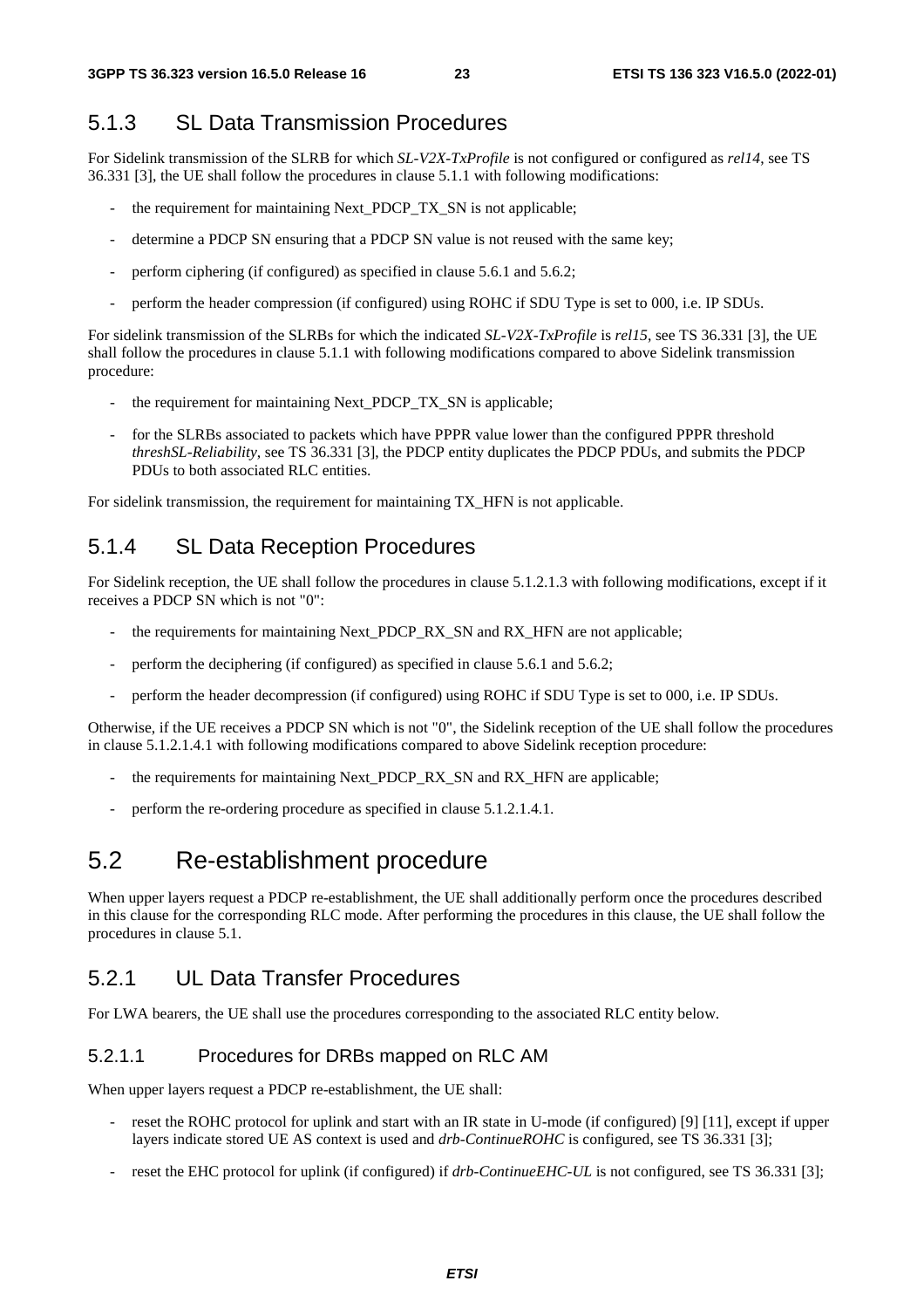### 5.1.3 SL Data Transmission Procedures

For Sidelink transmission of the SLRB for which *SL-V2X-TxProfile* is not configured or configured as *rel14*, see TS 36.331 [3], the UE shall follow the procedures in clause 5.1.1 with following modifications:

- the requirement for maintaining Next_PDCP_TX_SN is not applicable;
- determine a PDCP SN ensuring that a PDCP SN value is not reused with the same key;
- perform ciphering (if configured) as specified in clause 5.6.1 and 5.6.2;
- perform the header compression (if configured) using ROHC if SDU Type is set to 000, i.e. IP SDUs.

For sidelink transmission of the SLRBs for which the indicated *SL-V2X-TxProfile* is *rel15*, see TS 36.331 [3], the UE shall follow the procedures in clause 5.1.1 with following modifications compared to above Sidelink transmission procedure:

- the requirement for maintaining Next_PDCP_TX_SN is applicable;
- for the SLRBs associated to packets which have PPPR value lower than the configured PPPR threshold *threshSL-Reliability*, see TS 36.331 [3], the PDCP entity duplicates the PDCP PDUs, and submits the PDCP PDUs to both associated RLC entities.

For sidelink transmission, the requirement for maintaining TX_HFN is not applicable.

### 5.1.4 SL Data Reception Procedures

For Sidelink reception, the UE shall follow the procedures in clause 5.1.2.1.3 with following modifications, except if it receives a PDCP SN which is not "0":

- the requirements for maintaining Next_PDCP_RX_SN and RX_HFN are not applicable;
- perform the deciphering (if configured) as specified in clause 5.6.1 and 5.6.2;
- perform the header decompression (if configured) using ROHC if SDU Type is set to 000, i.e. IP SDUs.

Otherwise, if the UE receives a PDCP SN which is not "0", the Sidelink reception of the UE shall follow the procedures in clause 5.1.2.1.4.1 with following modifications compared to above Sidelink reception procedure:

- the requirements for maintaining Next_PDCP_RX_SN and RX_HFN are applicable;
- perform the re-ordering procedure as specified in clause 5.1.2.1.4.1.

## 5.2 Re-establishment procedure

When upper layers request a PDCP re-establishment, the UE shall additionally perform once the procedures described in this clause for the corresponding RLC mode. After performing the procedures in this clause, the UE shall follow the procedures in clause 5.1.

### 5.2.1 UL Data Transfer Procedures

For LWA bearers, the UE shall use the procedures corresponding to the associated RLC entity below.

#### 5.2.1.1 Procedures for DRBs mapped on RLC AM

When upper layers request a PDCP re-establishment, the UE shall:

- reset the ROHC protocol for uplink and start with an IR state in U-mode (if configured) [9] [11], except if upper layers indicate stored UE AS context is used and *drb-ContinueROHC* is configured, see TS 36.331 [3];
- reset the EHC protocol for uplink (if configured) if *drb-ContinueEHC-UL* is not configured, see TS 36.331 [3];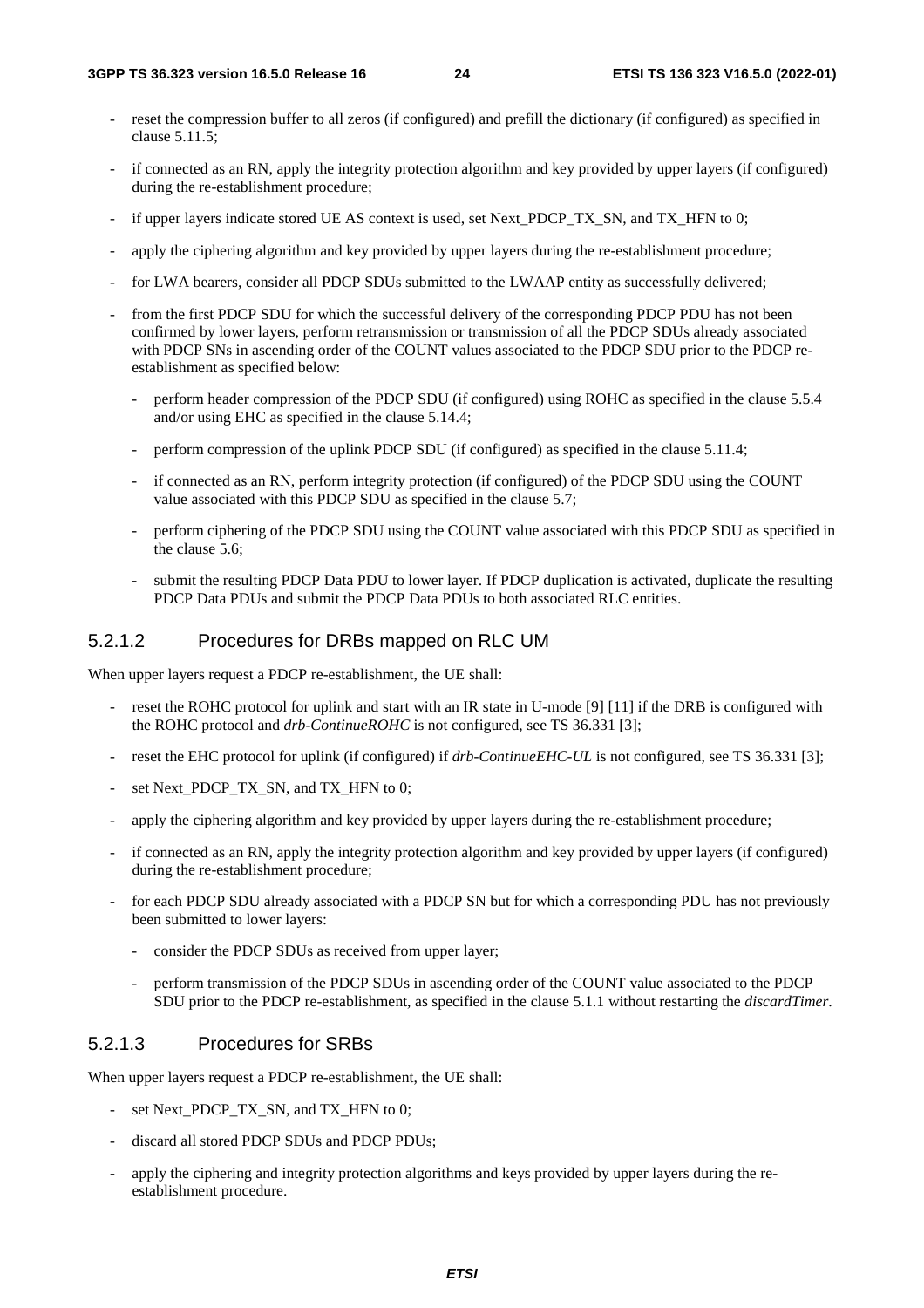- reset the compression buffer to all zeros (if configured) and prefill the dictionary (if configured) as specified in clause 5.11.5;
- if connected as an RN, apply the integrity protection algorithm and key provided by upper layers (if configured) during the re-establishment procedure;
- if upper layers indicate stored UE AS context is used, set Next_PDCP_TX_SN, and TX_HFN to 0;
- apply the ciphering algorithm and key provided by upper layers during the re-establishment procedure;
- for LWA bearers, consider all PDCP SDUs submitted to the LWAAP entity as successfully delivered;
- from the first PDCP SDU for which the successful delivery of the corresponding PDCP PDU has not been confirmed by lower layers, perform retransmission or transmission of all the PDCP SDUs already associated with PDCP SNs in ascending order of the COUNT values associated to the PDCP SDU prior to the PDCP re-establishment as specified below:
  - perform header compression of the PDCP SDU (if configured) using ROHC as specified in the clause 5.5.4 and/or using EHC as specified in the clause 5.14.4;
  - perform compression of the uplink PDCP SDU (if configured) as specified in the clause 5.11.4;
  - if connected as an RN, perform integrity protection (if configured) of the PDCP SDU using the COUNT value associated with this PDCP SDU as specified in the clause 5.7;
  - perform ciphering of the PDCP SDU using the COUNT value associated with this PDCP SDU as specified in the clause 5.6;
  - submit the resulting PDCP Data PDU to lower layer. If PDCP duplication is activated, duplicate the resulting PDCP Data PDUs and submit the PDCP Data PDUs to both associated RLC entities.

#### 5.2.1.2 Procedures for DRBs mapped on RLC UM

When upper layers request a PDCP re-establishment, the UE shall:

- reset the ROHC protocol for uplink and start with an IR state in U-mode [9] [11] if the DRB is configured with the ROHC protocol and *drb-ContinueROHC* is not configured, see TS 36.331 [3];
- reset the EHC protocol for uplink (if configured) if *drb-ContinueEHC-UL* is not configured, see TS 36.331 [3];
- set Next_PDCP_TX_SN, and TX_HFN to 0;
- apply the ciphering algorithm and key provided by upper layers during the re-establishment procedure;
- if connected as an RN, apply the integrity protection algorithm and key provided by upper layers (if configured) during the re-establishment procedure;
- for each PDCP SDU already associated with a PDCP SN but for which a corresponding PDU has not previously been submitted to lower layers:
  - consider the PDCP SDUs as received from upper layer;
  - perform transmission of the PDCP SDUs in ascending order of the COUNT value associated to the PDCP SDU prior to the PDCP re-establishment, as specified in the clause 5.1.1 without restarting the *discardTimer*.

#### 5.2.1.3 Procedures for SRBs

When upper layers request a PDCP re-establishment, the UE shall:

- set Next_PDCP_TX_SN, and TX_HFN to 0;
- discard all stored PDCP SDUs and PDCP PDUs;
- apply the ciphering and integrity protection algorithms and keys provided by upper layers during the re-establishment procedure.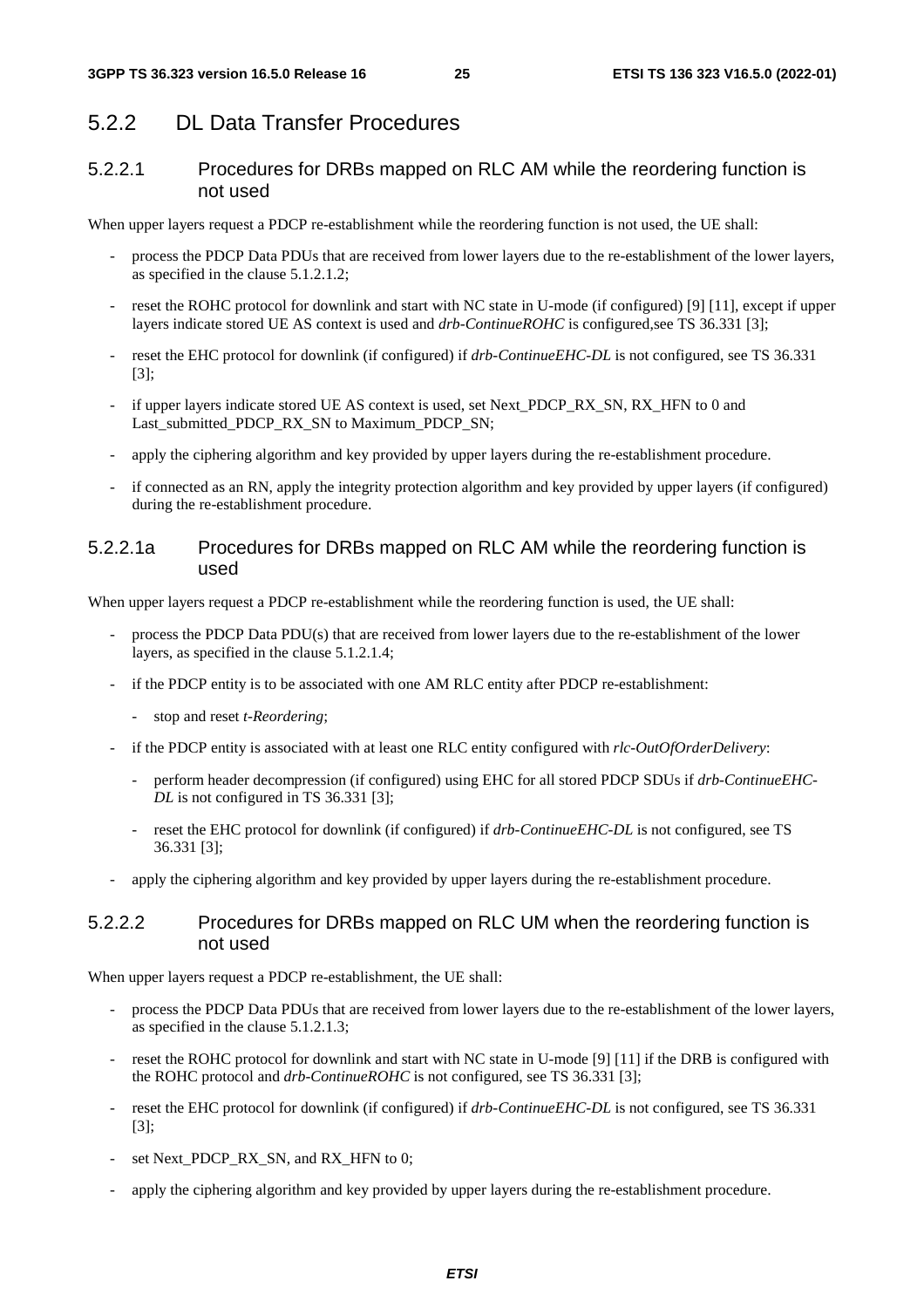### 5.2.2 DL Data Transfer Procedures

#### 5.2.2.1 Procedures for DRBs mapped on RLC AM while the reordering function is not used

When upper layers request a PDCP re-establishment while the reordering function is not used, the UE shall:

- process the PDCP Data PDUs that are received from lower layers due to the re-establishment of the lower layers, as specified in the clause 5.1.2.1.2;
- reset the ROHC protocol for downlink and start with NC state in U-mode (if configured) [9] [11], except if upper layers indicate stored UE AS context is used and *drb-ContinueROHC* is configured,see TS 36.331 [3];
- reset the EHC protocol for downlink (if configured) if *drb-ContinueEHC-DL* is not configured, see TS 36.331 [3];
- if upper layers indicate stored UE AS context is used, set Next_PDCP_RX_SN, RX_HFN to 0 and Last_submitted_PDCP_RX_SN to Maximum_PDCP_SN;
- apply the ciphering algorithm and key provided by upper layers during the re-establishment procedure.
- if connected as an RN, apply the integrity protection algorithm and key provided by upper layers (if configured) during the re-establishment procedure.

#### 5.2.2.1a Procedures for DRBs mapped on RLC AM while the reordering function is used

When upper layers request a PDCP re-establishment while the reordering function is used, the UE shall:

- process the PDCP Data PDU(s) that are received from lower layers due to the re-establishment of the lower layers, as specified in the clause 5.1.2.1.4;
- if the PDCP entity is to be associated with one AM RLC entity after PDCP re-establishment:
  - stop and reset *t-Reordering*;
- if the PDCP entity is associated with at least one RLC entity configured with *rlc-OutOfOrderDelivery*:
  - perform header decompression (if configured) using EHC for all stored PDCP SDUs if *drb-ContinueEHC-DL* is not configured in TS 36.331 [3];
  - reset the EHC protocol for downlink (if configured) if *drb-ContinueEHC-DL* is not configured, see TS 36.331 [3];
- apply the ciphering algorithm and key provided by upper layers during the re-establishment procedure.

#### 5.2.2.2 Procedures for DRBs mapped on RLC UM when the reordering function is not used

When upper layers request a PDCP re-establishment, the UE shall:

- process the PDCP Data PDUs that are received from lower layers due to the re-establishment of the lower layers, as specified in the clause 5.1.2.1.3;
- reset the ROHC protocol for downlink and start with NC state in U-mode [9] [11] if the DRB is configured with the ROHC protocol and *drb-ContinueROHC* is not configured, see TS 36.331 [3];
- reset the EHC protocol for downlink (if configured) if *drb-ContinueEHC-DL* is not configured, see TS 36.331 [3];
- set Next_PDCP_RX_SN, and RX_HFN to 0;
- apply the ciphering algorithm and key provided by upper layers during the re-establishment procedure.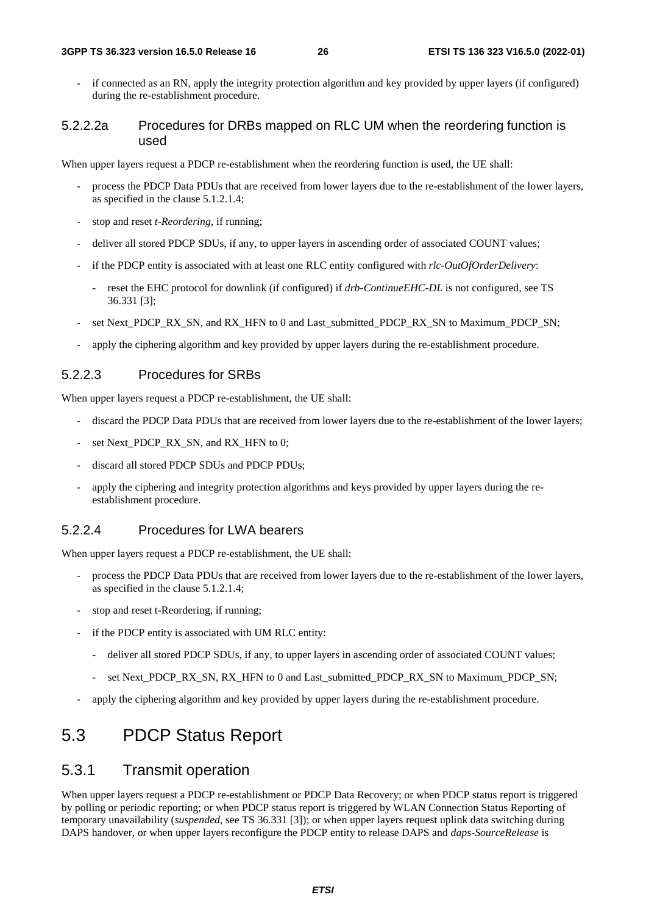- if connected as an RN, apply the integrity protection algorithm and key provided by upper layers (if configured) during the re-establishment procedure.

#### 5.2.2.2a Procedures for DRBs mapped on RLC UM when the reordering function is used

When upper layers request a PDCP re-establishment when the reordering function is used, the UE shall:

- process the PDCP Data PDUs that are received from lower layers due to the re-establishment of the lower layers, as specified in the clause 5.1.2.1.4;
- stop and reset *t-Reordering*, if running;
- deliver all stored PDCP SDUs, if any, to upper layers in ascending order of associated COUNT values;
- if the PDCP entity is associated with at least one RLC entity configured with *rlc-OutOfOrderDelivery*:
    - reset the EHC protocol for downlink (if configured) if *drb-ContinueEHC-DL* is not configured, see TS 36.331 [3];
- set Next_PDCP_RX_SN, and RX_HFN to 0 and Last_submitted_PDCP_RX_SN to Maximum_PDCP_SN;
- apply the ciphering algorithm and key provided by upper layers during the re-establishment procedure.

#### 5.2.2.3 Procedures for SRBs

When upper layers request a PDCP re-establishment, the UE shall:

- discard the PDCP Data PDUs that are received from lower layers due to the re-establishment of the lower layers;
- set Next_PDCP_RX_SN, and RX_HFN to 0;
- discard all stored PDCP SDUs and PDCP PDUs;
- apply the ciphering and integrity protection algorithms and keys provided by upper layers during the re-establishment procedure.

#### 5.2.2.4 Procedures for LWA bearers

When upper layers request a PDCP re-establishment, the UE shall:

- process the PDCP Data PDUs that are received from lower layers due to the re-establishment of the lower layers, as specified in the clause 5.1.2.1.4;
- stop and reset t-Reordering, if running;
- if the PDCP entity is associated with UM RLC entity:
    - deliver all stored PDCP SDUs, if any, to upper layers in ascending order of associated COUNT values;
    - set Next_PDCP_RX_SN, RX_HFN to 0 and Last_submitted_PDCP_RX_SN to Maximum_PDCP_SN;
- apply the ciphering algorithm and key provided by upper layers during the re-establishment procedure.

## 5.3 PDCP Status Report

### 5.3.1 Transmit operation

When upper layers request a PDCP re-establishment or PDCP Data Recovery; or when PDCP status report is triggered by polling or periodic reporting; or when PDCP status report is triggered by WLAN Connection Status Reporting of temporary unavailability (*suspended*, see TS 36.331 [3]); or when upper layers request uplink data switching during DAPS handover, or when upper layers reconfigure the PDCP entity to release DAPS and *daps-SourceRelease* is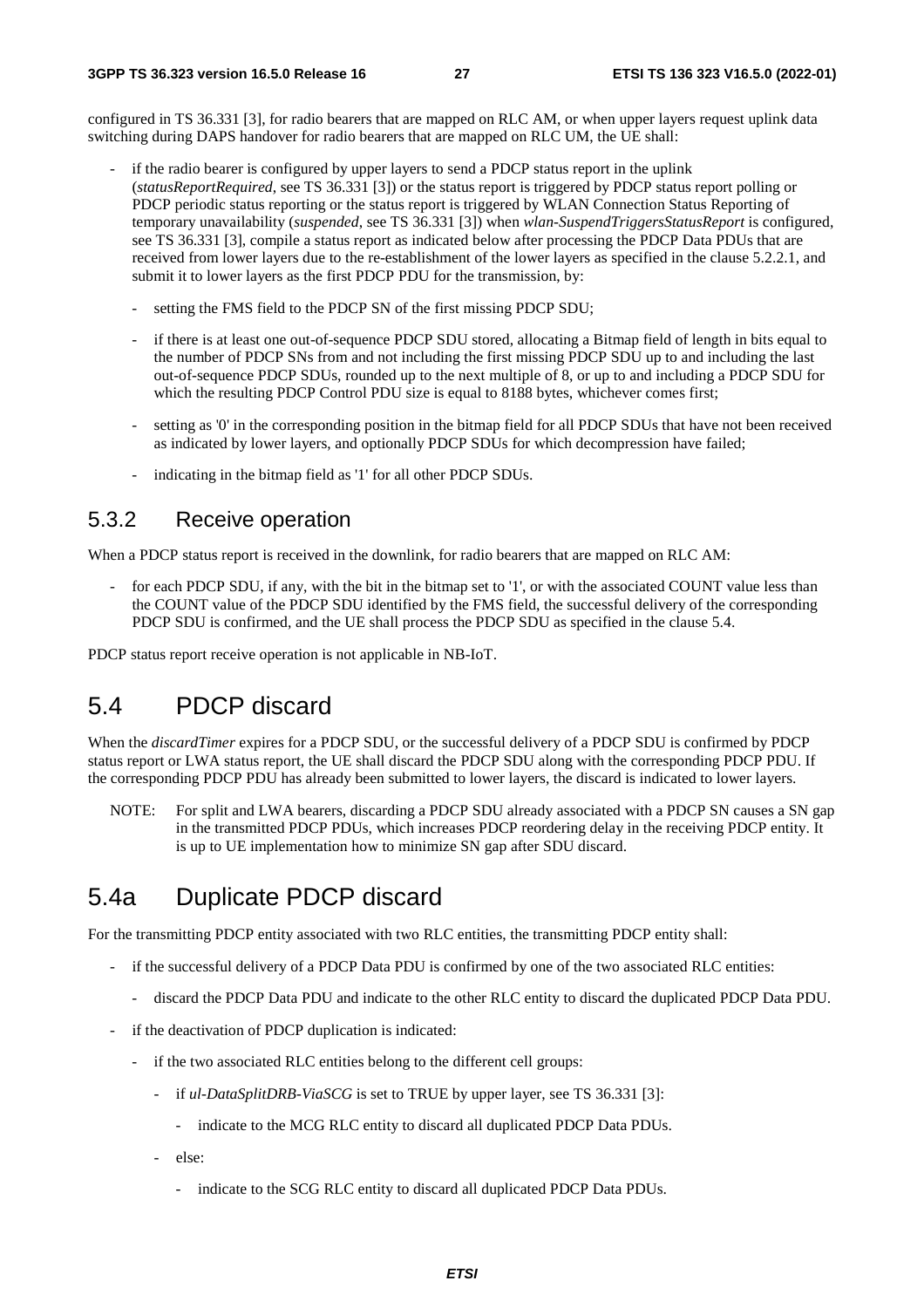configured in TS 36.331 [3], for radio bearers that are mapped on RLC AM, or when upper layers request uplink data switching during DAPS handover for radio bearers that are mapped on RLC UM, the UE shall:

- if the radio bearer is configured by upper layers to send a PDCP status report in the uplink (*statusReportRequired*, see TS 36.331 [3]) or the status report is triggered by PDCP status report polling or PDCP periodic status reporting or the status report is triggered by WLAN Connection Status Reporting of temporary unavailability (*suspended*, see TS 36.331 [3]) when *wlan-SuspendTriggersStatusReport* is configured, see TS 36.331 [3], compile a status report as indicated below after processing the PDCP Data PDUs that are received from lower layers due to the re-establishment of the lower layers as specified in the clause 5.2.2.1, and submit it to lower layers as the first PDCP PDU for the transmission, by:
    - setting the FMS field to the PDCP SN of the first missing PDCP SDU;
    - if there is at least one out-of-sequence PDCP SDU stored, allocating a Bitmap field of length in bits equal to the number of PDCP SNs from and not including the first missing PDCP SDU up to and including the last out-of-sequence PDCP SDUs, rounded up to the next multiple of 8, or up to and including a PDCP SDU for which the resulting PDCP Control PDU size is equal to 8188 bytes, whichever comes first;
    - setting as '0' in the corresponding position in the bitmap field for all PDCP SDUs that have not been received as indicated by lower layers, and optionally PDCP SDUs for which decompression have failed;
    - indicating in the bitmap field as '1' for all other PDCP SDUs.

### 5.3.2 Receive operation

When a PDCP status report is received in the downlink, for radio bearers that are mapped on RLC AM:

- for each PDCP SDU, if any, with the bit in the bitmap set to '1', or with the associated COUNT value less than the COUNT value of the PDCP SDU identified by the FMS field, the successful delivery of the corresponding PDCP SDU is confirmed, and the UE shall process the PDCP SDU as specified in the clause 5.4.

PDCP status report receive operation is not applicable in NB-IoT.

## 5.4 PDCP discard

When the *discardTimer* expires for a PDCP SDU, or the successful delivery of a PDCP SDU is confirmed by PDCP status report or LWA status report, the UE shall discard the PDCP SDU along with the corresponding PDCP PDU. If the corresponding PDCP PDU has already been submitted to lower layers, the discard is indicated to lower layers.

NOTE: For split and LWA bearers, discarding a PDCP SDU already associated with a PDCP SN causes a SN gap in the transmitted PDCP PDUs, which increases PDCP reordering delay in the receiving PDCP entity. It is up to UE implementation how to minimize SN gap after SDU discard.

## 5.4a Duplicate PDCP discard

For the transmitting PDCP entity associated with two RLC entities, the transmitting PDCP entity shall:

- if the successful delivery of a PDCP Data PDU is confirmed by one of the two associated RLC entities:
    - discard the PDCP Data PDU and indicate to the other RLC entity to discard the duplicated PDCP Data PDU.
- if the deactivation of PDCP duplication is indicated:
    - if the two associated RLC entities belong to the different cell groups:
        - if *ul-DataSplitDRB-ViaSCG* is set to TRUE by upper layer, see TS 36.331 [3]:
            - indicate to the MCG RLC entity to discard all duplicated PDCP Data PDUs.
        - else:
            - indicate to the SCG RLC entity to discard all duplicated PDCP Data PDUs.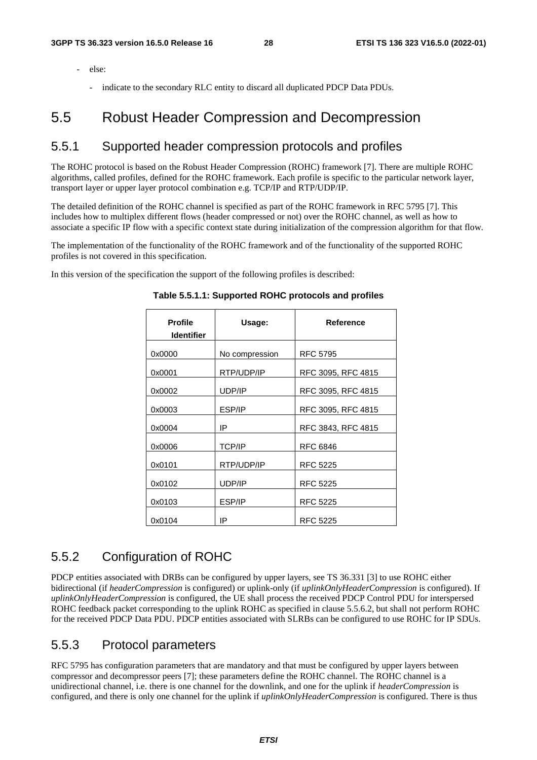- else:
  - indicate to the secondary RLC entity to discard all duplicated PDCP Data PDUs.

# 5.5 Robust Header Compression and Decompression

## 5.5.1 Supported header compression protocols and profiles

The ROHC protocol is based on the Robust Header Compression (ROHC) framework [7]. There are multiple ROHC algorithms, called profiles, defined for the ROHC framework. Each profile is specific to the particular network layer, transport layer or upper layer protocol combination e.g. TCP/IP and RTP/UDP/IP.

The detailed definition of the ROHC channel is specified as part of the ROHC framework in RFC 5795 [7]. This includes how to multiplex different flows (header compressed or not) over the ROHC channel, as well as how to associate a specific IP flow with a specific context state during initialization of the compression algorithm for that flow.

The implementation of the functionality of the ROHC framework and of the functionality of the supported ROHC profiles is not covered in this specification.

In this version of the specification the support of the following profiles is described:

**Table 5.5.1.1: Supported ROHC protocols and profiles**

| Profile Identifier | Usage: | Reference |
|---|---|---|
| 0x0000 | No compression | RFC 5795 |
| 0x0001 | RTP/UDP/IP | RFC 3095, RFC 4815 |
| 0x0002 | UDP/IP | RFC 3095, RFC 4815 |
| 0x0003 | ESP/IP | RFC 3095, RFC 4815 |
| 0x0004 | IP | RFC 3843, RFC 4815 |
| 0x0006 | TCP/IP | RFC 6846 |
| 0x0101 | RTP/UDP/IP | RFC 5225 |
| 0x0102 | UDP/IP | RFC 5225 |
| 0x0103 | ESP/IP | RFC 5225 |
| 0x0104 | IP | RFC 5225 |

## 5.5.2 Configuration of ROHC

PDCP entities associated with DRBs can be configured by upper layers, see TS 36.331 [3] to use ROHC either bidirectional (if *headerCompression* is configured) or uplink-only (if *uplinkOnlyHeaderCompression* is configured). If *uplinkOnlyHeaderCompression* is configured, the UE shall process the received PDCP Control PDU for interspersed ROHC feedback packet corresponding to the uplink ROHC as specified in clause 5.5.6.2, but shall not perform ROHC for the received PDCP Data PDU. PDCP entities associated with SLRBs can be configured to use ROHC for IP SDUs.

## 5.5.3 Protocol parameters

RFC 5795 has configuration parameters that are mandatory and that must be configured by upper layers between compressor and decompressor peers [7]; these parameters define the ROHC channel. The ROHC channel is a unidirectional channel, i.e. there is one channel for the downlink, and one for the uplink if *headerCompression* is configured, and there is only one channel for the uplink if *uplinkOnlyHeaderCompression* is configured. There is thus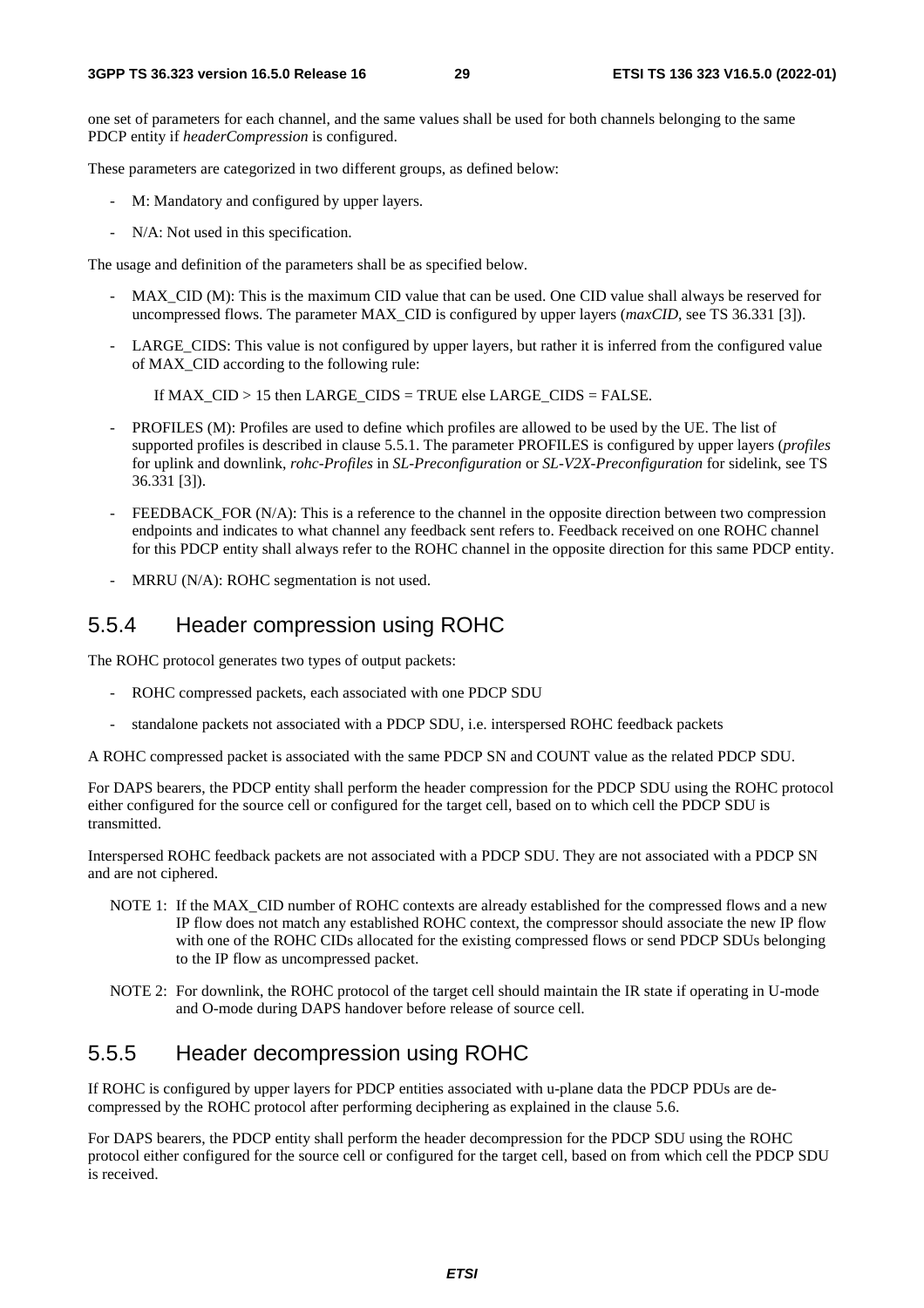one set of parameters for each channel, and the same values shall be used for both channels belonging to the same PDCP entity if *headerCompression* is configured.

These parameters are categorized in two different groups, as defined below:

- M: Mandatory and configured by upper layers.
- N/A: Not used in this specification.

The usage and definition of the parameters shall be as specified below.

- MAX_CID (M): This is the maximum CID value that can be used. One CID value shall always be reserved for uncompressed flows. The parameter MAX_CID is configured by upper layers (*maxCID*, see TS 36.331 [3]).
- LARGE_CIDS: This value is not configured by upper layers, but rather it is inferred from the configured value of MAX_CID according to the following rule:

    If MAX_CID > 15 then LARGE_CIDS = TRUE else LARGE_CIDS = FALSE.

- PROFILES (M): Profiles are used to define which profiles are allowed to be used by the UE. The list of supported profiles is described in clause 5.5.1. The parameter PROFILES is configured by upper layers (*profiles* for uplink and downlink, *rohc-Profiles* in *SL-Preconfiguration* or *SL-V2X-Preconfiguration* for sidelink, see TS 36.331 [3]).
- FEEDBACK_FOR (N/A): This is a reference to the channel in the opposite direction between two compression endpoints and indicates to what channel any feedback sent refers to. Feedback received on one ROHC channel for this PDCP entity shall always refer to the ROHC channel in the opposite direction for this same PDCP entity.
- MRRU (N/A): ROHC segmentation is not used.

## 5.5.4 Header compression using ROHC

The ROHC protocol generates two types of output packets:

- ROHC compressed packets, each associated with one PDCP SDU
- standalone packets not associated with a PDCP SDU, i.e. interspersed ROHC feedback packets

A ROHC compressed packet is associated with the same PDCP SN and COUNT value as the related PDCP SDU.

For DAPS bearers, the PDCP entity shall perform the header compression for the PDCP SDU using the ROHC protocol either configured for the source cell or configured for the target cell, based on to which cell the PDCP SDU is transmitted.

Interspersed ROHC feedback packets are not associated with a PDCP SDU. They are not associated with a PDCP SN and are not ciphered.

NOTE 1: If the MAX_CID number of ROHC contexts are already established for the compressed flows and a new IP flow does not match any established ROHC context, the compressor should associate the new IP flow with one of the ROHC CIDs allocated for the existing compressed flows or send PDCP SDUs belonging to the IP flow as uncompressed packet.

NOTE 2: For downlink, the ROHC protocol of the target cell should maintain the IR state if operating in U-mode and O-mode during DAPS handover before release of source cell.

## 5.5.5 Header decompression using ROHC

If ROHC is configured by upper layers for PDCP entities associated with u-plane data the PDCP PDUs are de-compressed by the ROHC protocol after performing deciphering as explained in the clause 5.6.

For DAPS bearers, the PDCP entity shall perform the header decompression for the PDCP SDU using the ROHC protocol either configured for the source cell or configured for the target cell, based on from which cell the PDCP SDU is received.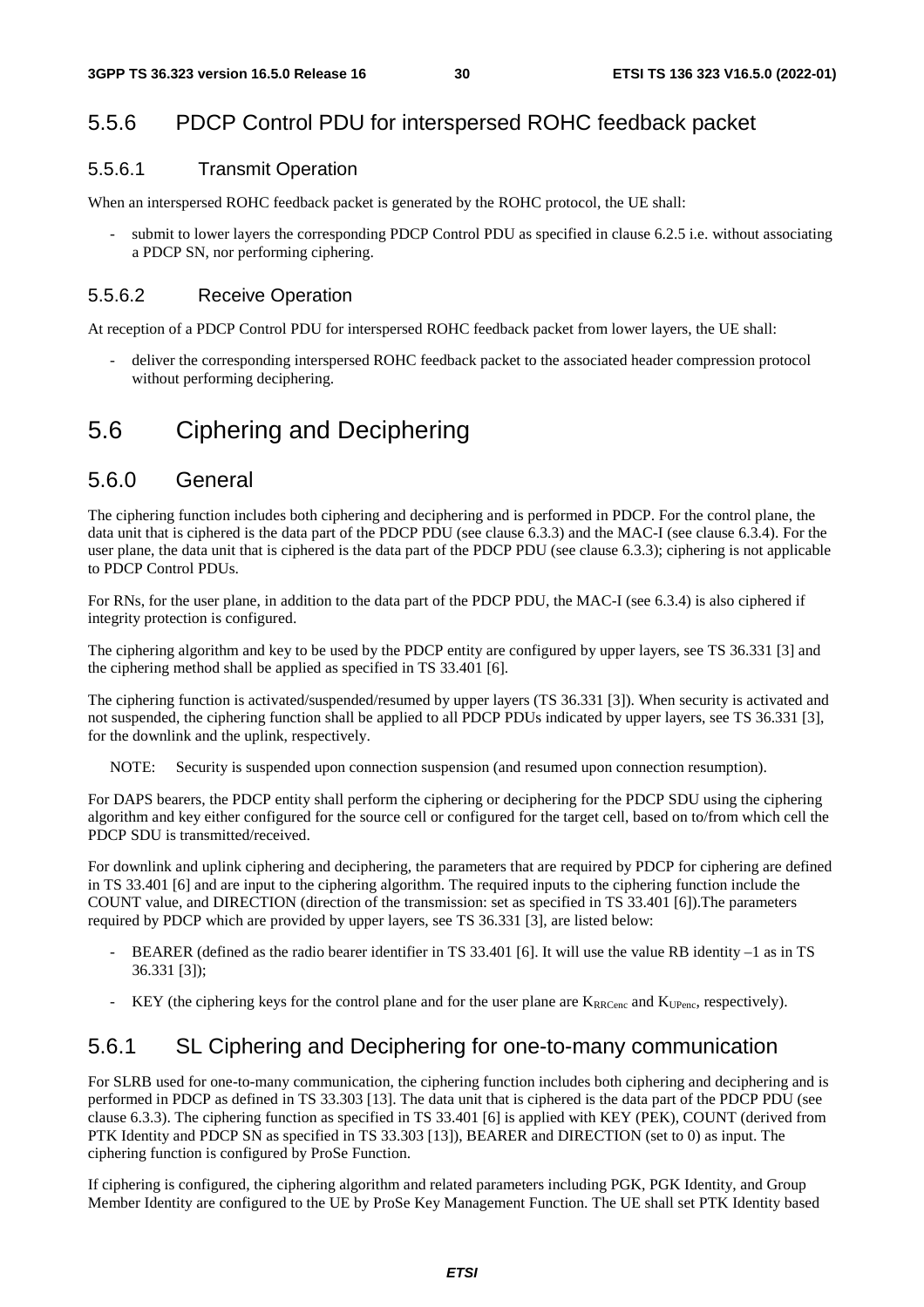### 5.5.6 PDCP Control PDU for interspersed ROHC feedback packet

#### 5.5.6.1 Transmit Operation

When an interspersed ROHC feedback packet is generated by the ROHC protocol, the UE shall:

- submit to lower layers the corresponding PDCP Control PDU as specified in clause 6.2.5 i.e. without associating a PDCP SN, nor performing ciphering.

#### 5.5.6.2 Receive Operation

At reception of a PDCP Control PDU for interspersed ROHC feedback packet from lower layers, the UE shall:

- deliver the corresponding interspersed ROHC feedback packet to the associated header compression protocol without performing deciphering.

## 5.6 Ciphering and Deciphering

### 5.6.0 General

The ciphering function includes both ciphering and deciphering and is performed in PDCP. For the control plane, the data unit that is ciphered is the data part of the PDCP PDU (see clause 6.3.3) and the MAC-I (see clause 6.3.4). For the user plane, the data unit that is ciphered is the data part of the PDCP PDU (see clause 6.3.3); ciphering is not applicable to PDCP Control PDUs.

For RNs, for the user plane, in addition to the data part of the PDCP PDU, the MAC-I (see 6.3.4) is also ciphered if integrity protection is configured.

The ciphering algorithm and key to be used by the PDCP entity are configured by upper layers, see TS 36.331 [3] and the ciphering method shall be applied as specified in TS 33.401 [6].

The ciphering function is activated/suspended/resumed by upper layers (TS 36.331 [3]). When security is activated and not suspended, the ciphering function shall be applied to all PDCP PDUs indicated by upper layers, see TS 36.331 [3], for the downlink and the uplink, respectively.

NOTE: Security is suspended upon connection suspension (and resumed upon connection resumption).

For DAPS bearers, the PDCP entity shall perform the ciphering or deciphering for the PDCP SDU using the ciphering algorithm and key either configured for the source cell or configured for the target cell, based on to/from which cell the PDCP SDU is transmitted/received.

For downlink and uplink ciphering and deciphering, the parameters that are required by PDCP for ciphering are defined in TS 33.401 [6] and are input to the ciphering algorithm. The required inputs to the ciphering function include the COUNT value, and DIRECTION (direction of the transmission: set as specified in TS 33.401 [6]).The parameters required by PDCP which are provided by upper layers, see TS 36.331 [3], are listed below:

- BEARER (defined as the radio bearer identifier in TS 33.401 [6]. It will use the value RB identity –1 as in TS 36.331 [3]);
- KEY (the ciphering keys for the control plane and for the user plane are $K_{RRCenc}$ and $K_{UPenc}$, respectively).

### 5.6.1 SL Ciphering and Deciphering for one-to-many communication

For SLRB used for one-to-many communication, the ciphering function includes both ciphering and deciphering and is performed in PDCP as defined in TS 33.303 [13]. The data unit that is ciphered is the data part of the PDCP PDU (see clause 6.3.3). The ciphering function as specified in TS 33.401 [6] is applied with KEY (PEK), COUNT (derived from PTK Identity and PDCP SN as specified in TS 33.303 [13]), BEARER and DIRECTION (set to 0) as input. The ciphering function is configured by ProSe Function.

If ciphering is configured, the ciphering algorithm and related parameters including PGK, PGK Identity, and Group Member Identity are configured to the UE by ProSe Key Management Function. The UE shall set PTK Identity based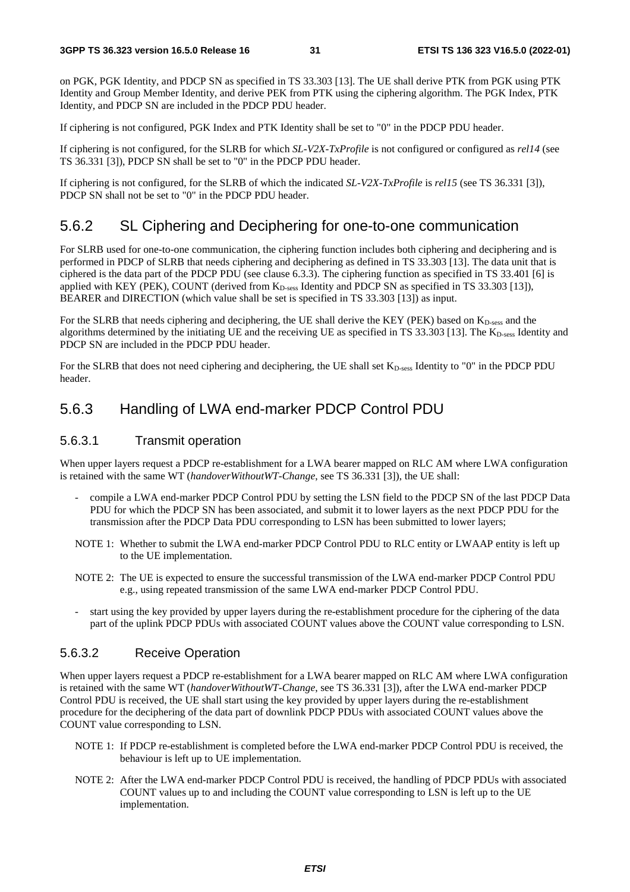on PGK, PGK Identity, and PDCP SN as specified in TS 33.303 [13]. The UE shall derive PTK from PGK using PTK Identity and Group Member Identity, and derive PEK from PTK using the ciphering algorithm. The PGK Index, PTK Identity, and PDCP SN are included in the PDCP PDU header.

If ciphering is not configured, PGK Index and PTK Identity shall be set to "0" in the PDCP PDU header.

If ciphering is not configured, for the SLRB for which *SL-V2X-TxProfile* is not configured or configured as *rel14* (see TS 36.331 [3]), PDCP SN shall be set to "0" in the PDCP PDU header.

If ciphering is not configured, for the SLRB of which the indicated *SL-V2X-TxProfile* is *rel15* (see TS 36.331 [3]), PDCP SN shall not be set to "0" in the PDCP PDU header.

## 5.6.2 SL Ciphering and Deciphering for one-to-one communication

For SLRB used for one-to-one communication, the ciphering function includes both ciphering and deciphering and is performed in PDCP of SLRB that needs ciphering and deciphering as defined in TS 33.303 [13]. The data unit that is ciphered is the data part of the PDCP PDU (see clause 6.3.3). The ciphering function as specified in TS 33.401 [6] is applied with KEY (PEK), COUNT (derived from $K_{D\text{-sess}}$ Identity and PDCP SN as specified in TS 33.303 [13]), BEARER and DIRECTION (which value shall be set is specified in TS 33.303 [13]) as input.

For the SLRB that needs ciphering and deciphering, the UE shall derive the KEY (PEK) based on $K_{D\text{-sess}}$ and the algorithms determined by the initiating UE and the receiving UE as specified in TS 33.303 [13]. The $K_{D\text{-sess}}$ Identity and PDCP SN are included in the PDCP PDU header.

For the SLRB that does not need ciphering and deciphering, the UE shall set $K_{D\text{-sess}}$ Identity to "0" in the PDCP PDU header.

## 5.6.3 Handling of LWA end-marker PDCP Control PDU

### 5.6.3.1 Transmit operation

When upper layers request a PDCP re-establishment for a LWA bearer mapped on RLC AM where LWA configuration is retained with the same WT (*handoverWithoutWT-Change*, see TS 36.331 [3]), the UE shall:

- compile a LWA end-marker PDCP Control PDU by setting the LSN field to the PDCP SN of the last PDCP Data PDU for which the PDCP SN has been associated, and submit it to lower layers as the next PDCP PDU for the transmission after the PDCP Data PDU corresponding to LSN has been submitted to lower layers;

NOTE 1: Whether to submit the LWA end-marker PDCP Control PDU to RLC entity or LWAAP entity is left up to the UE implementation.

NOTE 2: The UE is expected to ensure the successful transmission of the LWA end-marker PDCP Control PDU e.g., using repeated transmission of the same LWA end-marker PDCP Control PDU.

- start using the key provided by upper layers during the re-establishment procedure for the ciphering of the data part of the uplink PDCP PDUs with associated COUNT values above the COUNT value corresponding to LSN.

### 5.6.3.2 Receive Operation

When upper layers request a PDCP re-establishment for a LWA bearer mapped on RLC AM where LWA configuration is retained with the same WT (*handoverWithoutWT-Change*, see TS 36.331 [3]), after the LWA end-marker PDCP Control PDU is received, the UE shall start using the key provided by upper layers during the re-establishment procedure for the deciphering of the data part of downlink PDCP PDUs with associated COUNT values above the COUNT value corresponding to LSN.

NOTE 1: If PDCP re-establishment is completed before the LWA end-marker PDCP Control PDU is received, the behaviour is left up to UE implementation.

NOTE 2: After the LWA end-marker PDCP Control PDU is received, the handling of PDCP PDUs with associated COUNT values up to and including the COUNT value corresponding to LSN is left up to the UE implementation.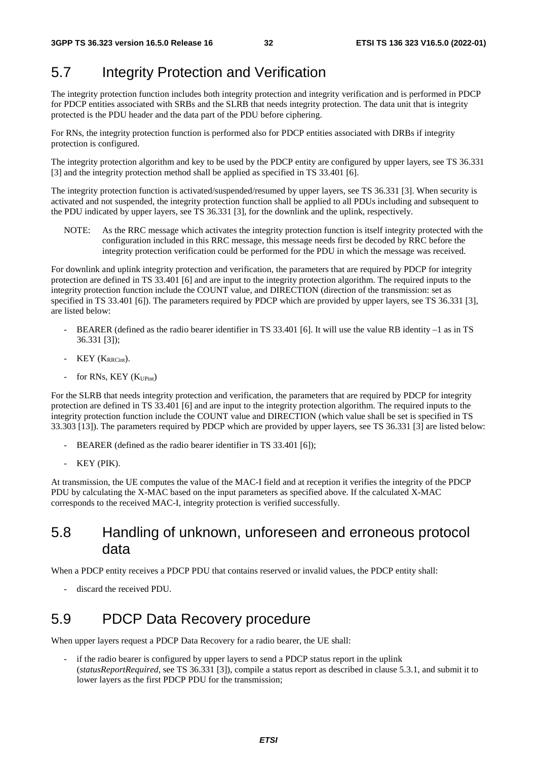## 5.7 Integrity Protection and Verification

The integrity protection function includes both integrity protection and integrity verification and is performed in PDCP for PDCP entities associated with SRBs and the SLRB that needs integrity protection. The data unit that is integrity protected is the PDU header and the data part of the PDU before ciphering.

For RNs, the integrity protection function is performed also for PDCP entities associated with DRBs if integrity protection is configured.

The integrity protection algorithm and key to be used by the PDCP entity are configured by upper layers, see TS 36.331 [3] and the integrity protection method shall be applied as specified in TS 33.401 [6].

The integrity protection function is activated/suspended/resumed by upper layers, see TS 36.331 [3]. When security is activated and not suspended, the integrity protection function shall be applied to all PDUs including and subsequent to the PDU indicated by upper layers, see TS 36.331 [3], for the downlink and the uplink, respectively.

NOTE: As the RRC message which activates the integrity protection function is itself integrity protected with the configuration included in this RRC message, this message needs first be decoded by RRC before the integrity protection verification could be performed for the PDU in which the message was received.

For downlink and uplink integrity protection and verification, the parameters that are required by PDCP for integrity protection are defined in TS 33.401 [6] and are input to the integrity protection algorithm. The required inputs to the integrity protection function include the COUNT value, and DIRECTION (direction of the transmission: set as specified in TS 33.401 [6]). The parameters required by PDCP which are provided by upper layers, see TS 36.331 [3], are listed below:

- BEARER (defined as the radio bearer identifier in TS 33.401 [6]. It will use the value RB identity –1 as in TS 36.331 [3]);
- KEY ($K_{RRCint}$).
- for RNs, KEY ($K_{UPint}$)

For the SLRB that needs integrity protection and verification, the parameters that are required by PDCP for integrity protection are defined in TS 33.401 [6] and are input to the integrity protection algorithm. The required inputs to the integrity protection function include the COUNT value and DIRECTION (which value shall be set is specified in TS 33.303 [13]). The parameters required by PDCP which are provided by upper layers, see TS 36.331 [3] are listed below:

- BEARER (defined as the radio bearer identifier in TS 33.401 [6]);
- KEY (PIK).

At transmission, the UE computes the value of the MAC-I field and at reception it verifies the integrity of the PDCP PDU by calculating the X-MAC based on the input parameters as specified above. If the calculated X-MAC corresponds to the received MAC-I, integrity protection is verified successfully.

## 5.8 Handling of unknown, unforeseen and erroneous protocol data

When a PDCP entity receives a PDCP PDU that contains reserved or invalid values, the PDCP entity shall:

- discard the received PDU.

## 5.9 PDCP Data Recovery procedure

When upper layers request a PDCP Data Recovery for a radio bearer, the UE shall:

- if the radio bearer is configured by upper layers to send a PDCP status report in the uplink (*statusReportRequired*, see TS 36.331 [3]), compile a status report as described in clause 5.3.1, and submit it to lower layers as the first PDCP PDU for the transmission;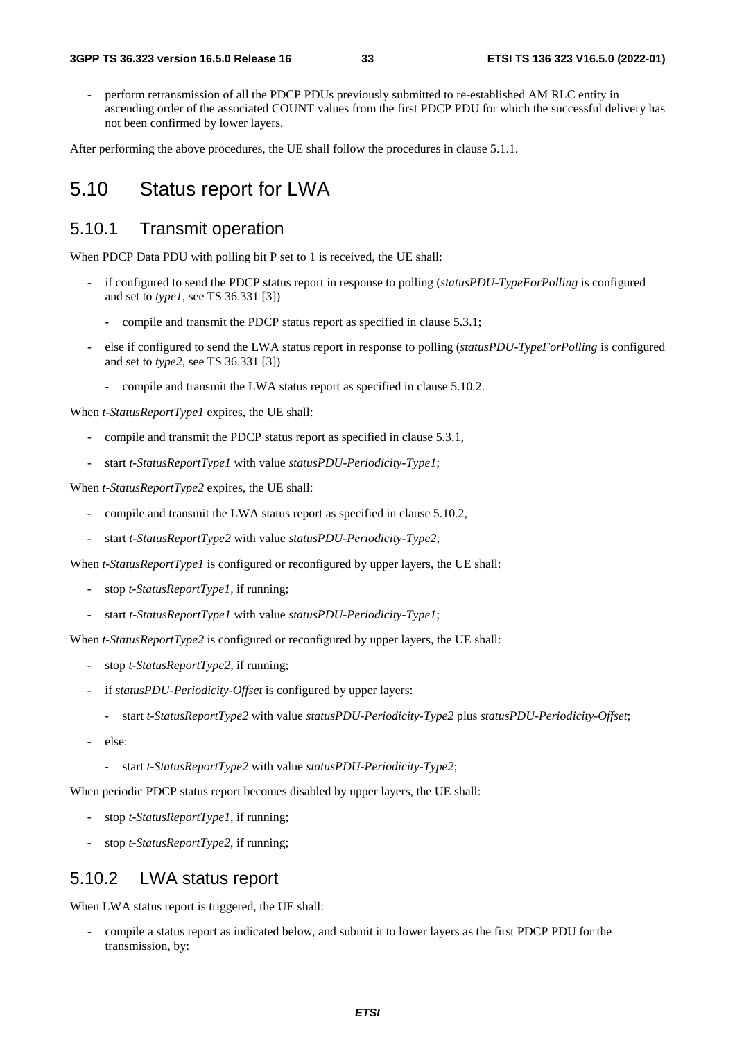- perform retransmission of all the PDCP PDUs previously submitted to re-established AM RLC entity in ascending order of the associated COUNT values from the first PDCP PDU for which the successful delivery has not been confirmed by lower layers.

After performing the above procedures, the UE shall follow the procedures in clause 5.1.1.

# 5.10 Status report for LWA

## 5.10.1 Transmit operation

When PDCP Data PDU with polling bit P set to 1 is received, the UE shall:

- if configured to send the PDCP status report in response to polling (*statusPDU-TypeForPolling* is configured and set to *type1*, see TS 36.331 [3])
  - compile and transmit the PDCP status report as specified in clause 5.3.1;
- else if configured to send the LWA status report in response to polling (*statusPDU-TypeForPolling* is configured and set to *type2*, see TS 36.331 [3])
  - compile and transmit the LWA status report as specified in clause 5.10.2.

When *t-StatusReportType1* expires, the UE shall:

- compile and transmit the PDCP status report as specified in clause 5.3.1,
- start *t-StatusReportType1* with value *statusPDU-Periodicity-Type1*;

When *t-StatusReportType2* expires, the UE shall:

- compile and transmit the LWA status report as specified in clause 5.10.2,
- start *t-StatusReportType2* with value *statusPDU-Periodicity-Type2*;

When *t-StatusReportType1* is configured or reconfigured by upper layers, the UE shall:

- stop *t-StatusReportType1*, if running;
- start *t-StatusReportType1* with value *statusPDU-Periodicity-Type1*;

When *t-StatusReportType2* is configured or reconfigured by upper layers, the UE shall:

- stop *t-StatusReportType2*, if running;
- if *statusPDU-Periodicity-Offset* is configured by upper layers:
  - start *t-StatusReportType2* with value *statusPDU-Periodicity-Type2* plus *statusPDU-Periodicity-Offset*;
- else:
  - start *t-StatusReportType2* with value *statusPDU-Periodicity-Type2*;

When periodic PDCP status report becomes disabled by upper layers, the UE shall:

- stop *t-StatusReportType1*, if running;
- stop *t-StatusReportType2*, if running;

## 5.10.2 LWA status report

When LWA status report is triggered, the UE shall:

- compile a status report as indicated below, and submit it to lower layers as the first PDCP PDU for the transmission, by: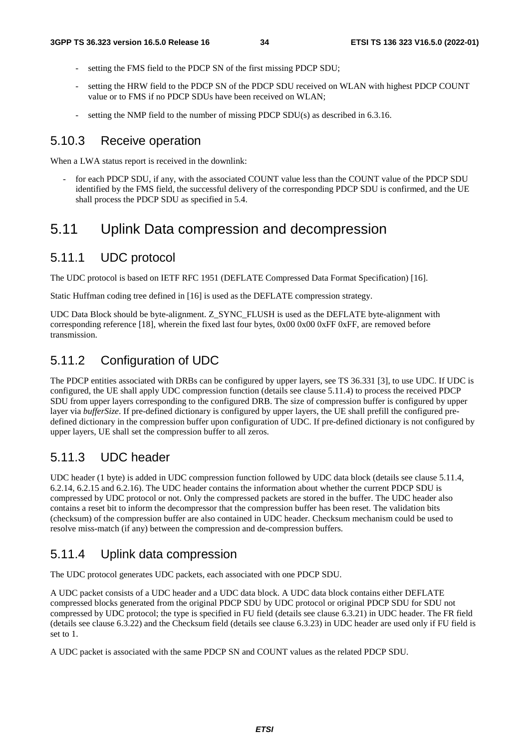- setting the FMS field to the PDCP SN of the first missing PDCP SDU;
- setting the HRW field to the PDCP SN of the PDCP SDU received on WLAN with highest PDCP COUNT value or to FMS if no PDCP SDUs have been received on WLAN;
- setting the NMP field to the number of missing PDCP SDU(s) as described in 6.3.16.

### 5.10.3 Receive operation

When a LWA status report is received in the downlink:

- for each PDCP SDU, if any, with the associated COUNT value less than the COUNT value of the PDCP SDU identified by the FMS field, the successful delivery of the corresponding PDCP SDU is confirmed, and the UE shall process the PDCP SDU as specified in 5.4.

## 5.11 Uplink Data compression and decompression

### 5.11.1 UDC protocol

The UDC protocol is based on IETF RFC 1951 (DEFLATE Compressed Data Format Specification) [16].

Static Huffman coding tree defined in [16] is used as the DEFLATE compression strategy.

UDC Data Block should be byte-alignment. Z_SYNC_FLUSH is used as the DEFLATE byte-alignment with corresponding reference [18], wherein the fixed last four bytes, 0x00 0x00 0xFF 0xFF, are removed before transmission.

### 5.11.2 Configuration of UDC

The PDCP entities associated with DRBs can be configured by upper layers, see TS 36.331 [3], to use UDC. If UDC is configured, the UE shall apply UDC compression function (details see clause 5.11.4) to process the received PDCP SDU from upper layers corresponding to the configured DRB. The size of compression buffer is configured by upper layer via *bufferSize*. If pre-defined dictionary is configured by upper layers, the UE shall prefill the configured pre-defined dictionary in the compression buffer upon configuration of UDC. If pre-defined dictionary is not configured by upper layers, UE shall set the compression buffer to all zeros.

### 5.11.3 UDC header

UDC header (1 byte) is added in UDC compression function followed by UDC data block (details see clause 5.11.4, 6.2.14, 6.2.15 and 6.2.16). The UDC header contains the information about whether the current PDCP SDU is compressed by UDC protocol or not. Only the compressed packets are stored in the buffer. The UDC header also contains a reset bit to inform the decompressor that the compression buffer has been reset. The validation bits (checksum) of the compression buffer are also contained in UDC header. Checksum mechanism could be used to resolve miss-match (if any) between the compression and de-compression buffers.

### 5.11.4 Uplink data compression

The UDC protocol generates UDC packets, each associated with one PDCP SDU.

A UDC packet consists of a UDC header and a UDC data block. A UDC data block contains either DEFLATE compressed blocks generated from the original PDCP SDU by UDC protocol or original PDCP SDU for SDU not compressed by UDC protocol; the type is specified in FU field (details see clause 6.3.21) in UDC header. The FR field (details see clause 6.3.22) and the Checksum field (details see clause 6.3.23) in UDC header are used only if FU field is set to 1.

A UDC packet is associated with the same PDCP SN and COUNT values as the related PDCP SDU.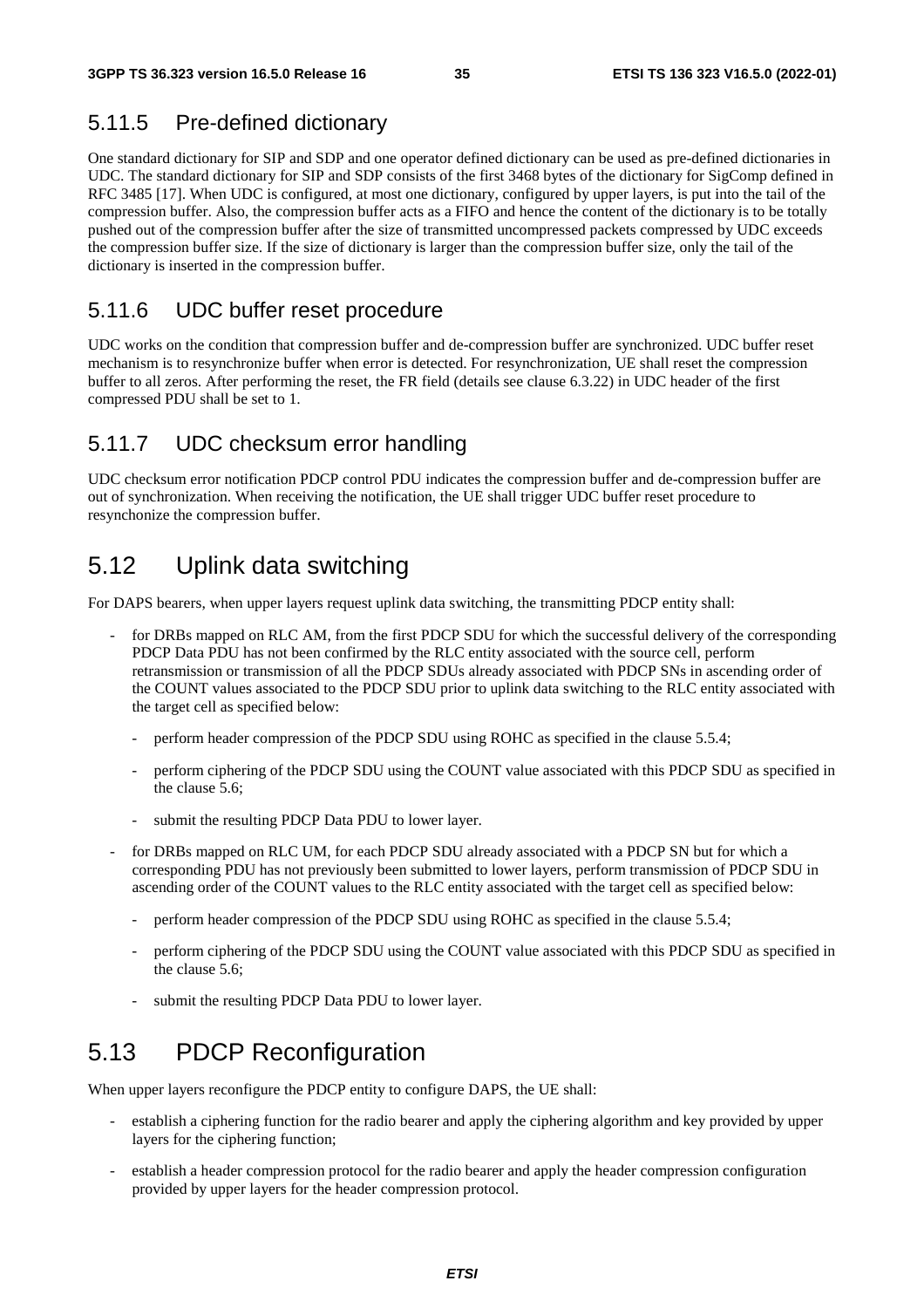### 5.11.5 Pre-defined dictionary

One standard dictionary for SIP and SDP and one operator defined dictionary can be used as pre-defined dictionaries in UDC. The standard dictionary for SIP and SDP consists of the first 3468 bytes of the dictionary for SigComp defined in RFC 3485 [17]. When UDC is configured, at most one dictionary, configured by upper layers, is put into the tail of the compression buffer. Also, the compression buffer acts as a FIFO and hence the content of the dictionary is to be totally pushed out of the compression buffer after the size of transmitted uncompressed packets compressed by UDC exceeds the compression buffer size. If the size of dictionary is larger than the compression buffer size, only the tail of the dictionary is inserted in the compression buffer.

### 5.11.6 UDC buffer reset procedure

UDC works on the condition that compression buffer and de-compression buffer are synchronized. UDC buffer reset mechanism is to resynchronize buffer when error is detected. For resynchronization, UE shall reset the compression buffer to all zeros. After performing the reset, the FR field (details see clause 6.3.22) in UDC header of the first compressed PDU shall be set to 1.

### 5.11.7 UDC checksum error handling

UDC checksum error notification PDCP control PDU indicates the compression buffer and de-compression buffer are out of synchronization. When receiving the notification, the UE shall trigger UDC buffer reset procedure to resynchonize the compression buffer.

## 5.12 Uplink data switching

For DAPS bearers, when upper layers request uplink data switching, the transmitting PDCP entity shall:

- for DRBs mapped on RLC AM, from the first PDCP SDU for which the successful delivery of the corresponding PDCP Data PDU has not been confirmed by the RLC entity associated with the source cell, perform retransmission or transmission of all the PDCP SDUs already associated with PDCP SNs in ascending order of the COUNT values associated to the PDCP SDU prior to uplink data switching to the RLC entity associated with the target cell as specified below:
  - perform header compression of the PDCP SDU using ROHC as specified in the clause 5.5.4;
  - perform ciphering of the PDCP SDU using the COUNT value associated with this PDCP SDU as specified in the clause 5.6;
  - submit the resulting PDCP Data PDU to lower layer.
- for DRBs mapped on RLC UM, for each PDCP SDU already associated with a PDCP SN but for which a corresponding PDU has not previously been submitted to lower layers, perform transmission of PDCP SDU in ascending order of the COUNT values to the RLC entity associated with the target cell as specified below:
  - perform header compression of the PDCP SDU using ROHC as specified in the clause 5.5.4;
  - perform ciphering of the PDCP SDU using the COUNT value associated with this PDCP SDU as specified in the clause 5.6;
  - submit the resulting PDCP Data PDU to lower layer.

## 5.13 PDCP Reconfiguration

When upper layers reconfigure the PDCP entity to configure DAPS, the UE shall:

- establish a ciphering function for the radio bearer and apply the ciphering algorithm and key provided by upper layers for the ciphering function;
- establish a header compression protocol for the radio bearer and apply the header compression configuration provided by upper layers for the header compression protocol.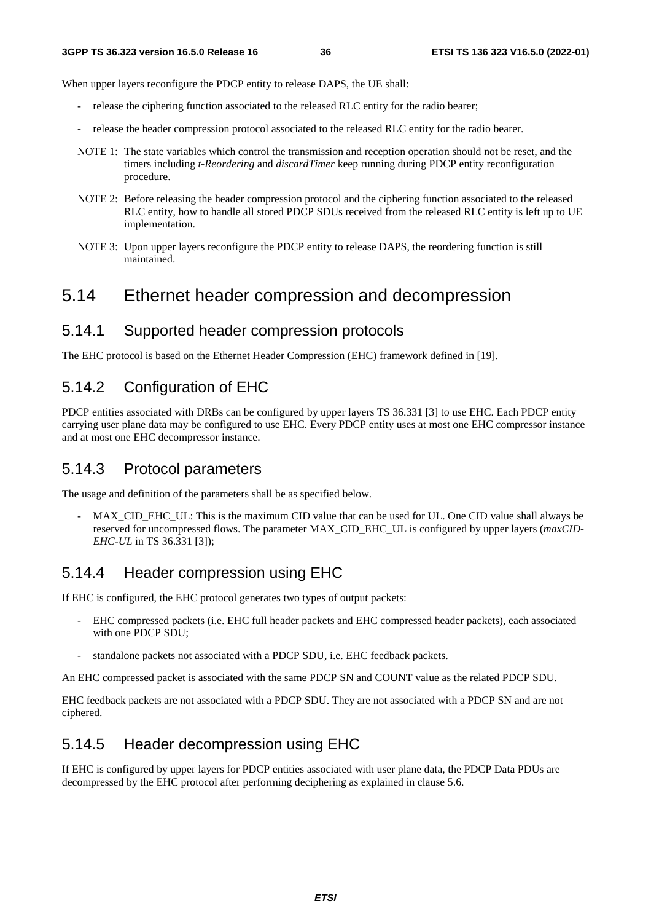When upper layers reconfigure the PDCP entity to release DAPS, the UE shall:

- release the ciphering function associated to the released RLC entity for the radio bearer;
- release the header compression protocol associated to the released RLC entity for the radio bearer.

NOTE 1: The state variables which control the transmission and reception operation should not be reset, and the timers including *t-Reordering* and *discardTimer* keep running during PDCP entity reconfiguration procedure.

NOTE 2: Before releasing the header compression protocol and the ciphering function associated to the released RLC entity, how to handle all stored PDCP SDUs received from the released RLC entity is left up to UE implementation.

NOTE 3: Upon upper layers reconfigure the PDCP entity to release DAPS, the reordering function is still maintained.

# 5.14 Ethernet header compression and decompression

## 5.14.1 Supported header compression protocols

The EHC protocol is based on the Ethernet Header Compression (EHC) framework defined in [19].

## 5.14.2 Configuration of EHC

PDCP entities associated with DRBs can be configured by upper layers TS 36.331 [3] to use EHC. Each PDCP entity carrying user plane data may be configured to use EHC. Every PDCP entity uses at most one EHC compressor instance and at most one EHC decompressor instance.

## 5.14.3 Protocol parameters

The usage and definition of the parameters shall be as specified below.

- MAX_CID_EHC_UL: This is the maximum CID value that can be used for UL. One CID value shall always be reserved for uncompressed flows. The parameter MAX_CID_EHC_UL is configured by upper layers (*maxCID-EHC-UL* in TS 36.331 [3]);

## 5.14.4 Header compression using EHC

If EHC is configured, the EHC protocol generates two types of output packets:

- EHC compressed packets (i.e. EHC full header packets and EHC compressed header packets), each associated with one PDCP SDU;
- standalone packets not associated with a PDCP SDU, i.e. EHC feedback packets.

An EHC compressed packet is associated with the same PDCP SN and COUNT value as the related PDCP SDU.

EHC feedback packets are not associated with a PDCP SDU. They are not associated with a PDCP SN and are not ciphered.

## 5.14.5 Header decompression using EHC

If EHC is configured by upper layers for PDCP entities associated with user plane data, the PDCP Data PDUs are decompressed by the EHC protocol after performing deciphering as explained in clause 5.6.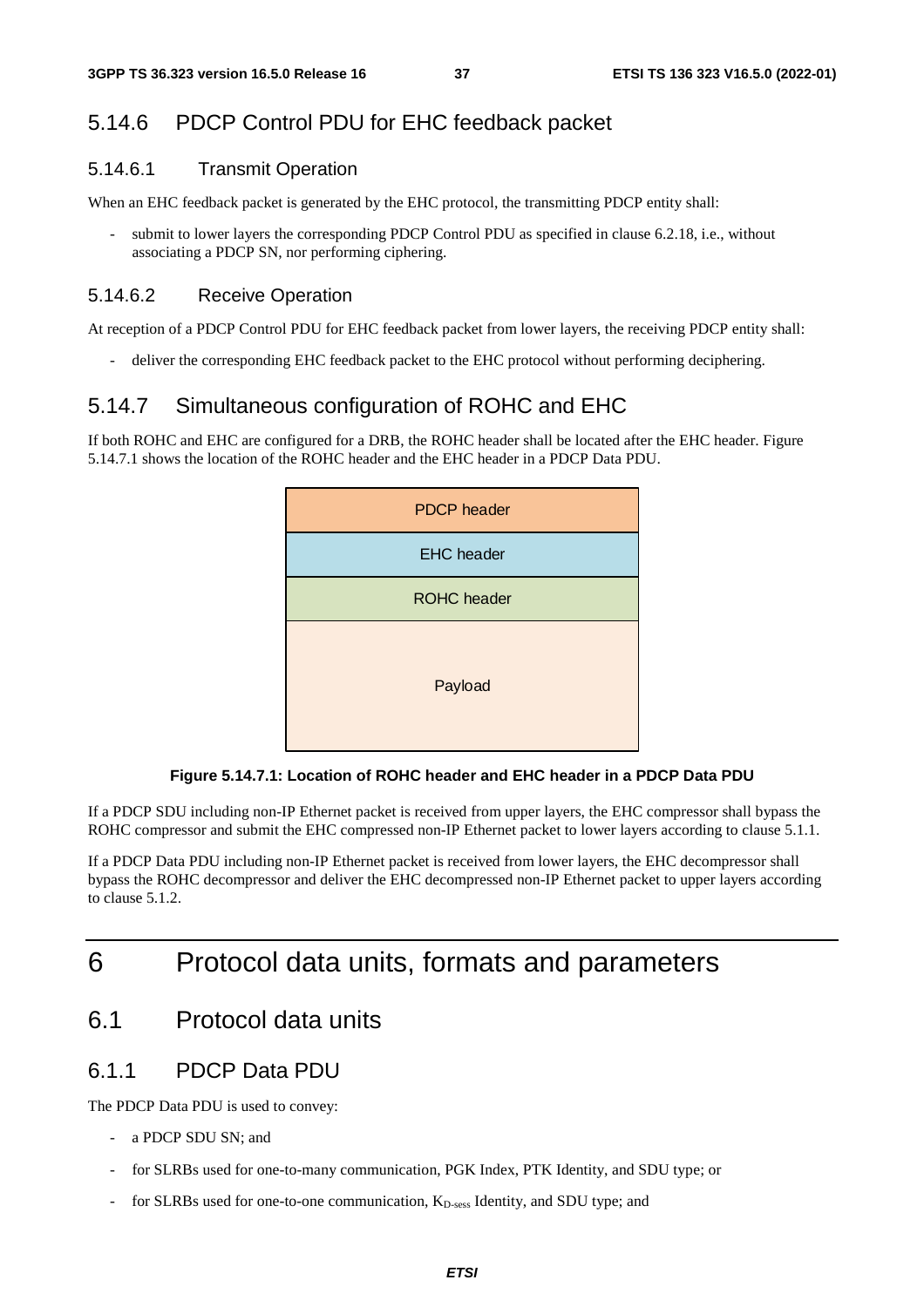### 5.14.6 PDCP Control PDU for EHC feedback packet

#### 5.14.6.1 Transmit Operation

When an EHC feedback packet is generated by the EHC protocol, the transmitting PDCP entity shall:

- submit to lower layers the corresponding PDCP Control PDU as specified in clause 6.2.18, i.e., without associating a PDCP SN, nor performing ciphering.

#### 5.14.6.2 Receive Operation

At reception of a PDCP Control PDU for EHC feedback packet from lower layers, the receiving PDCP entity shall:

- deliver the corresponding EHC feedback packet to the EHC protocol without performing deciphering.

### 5.14.7 Simultaneous configuration of ROHC and EHC

If both ROHC and EHC are configured for a DRB, the ROHC header shall be located after the EHC header. Figure 5.14.7.1 shows the location of the ROHC header and the EHC header in a PDCP Data PDU.

| PDCP header |
|---|
| EHC header |
| ROHC header |
| Payload |

**Figure 5.14.7.1: Location of ROHC header and EHC header in a PDCP Data PDU**

If a PDCP SDU including non-IP Ethernet packet is received from upper layers, the EHC compressor shall bypass the ROHC compressor and submit the EHC compressed non-IP Ethernet packet to lower layers according to clause 5.1.1.

If a PDCP Data PDU including non-IP Ethernet packet is received from lower layers, the EHC decompressor shall bypass the ROHC decompressor and deliver the EHC decompressed non-IP Ethernet packet to upper layers according to clause 5.1.2.

# 6 Protocol data units, formats and parameters

## 6.1 Protocol data units

### 6.1.1 PDCP Data PDU

The PDCP Data PDU is used to convey:

- a PDCP SDU SN; and
- for SLRBs used for one-to-many communication, PGK Index, PTK Identity, and SDU type; or
- for SLRBs used for one-to-one communication, $K_{D\text{-}sess}$ Identity, and SDU type; and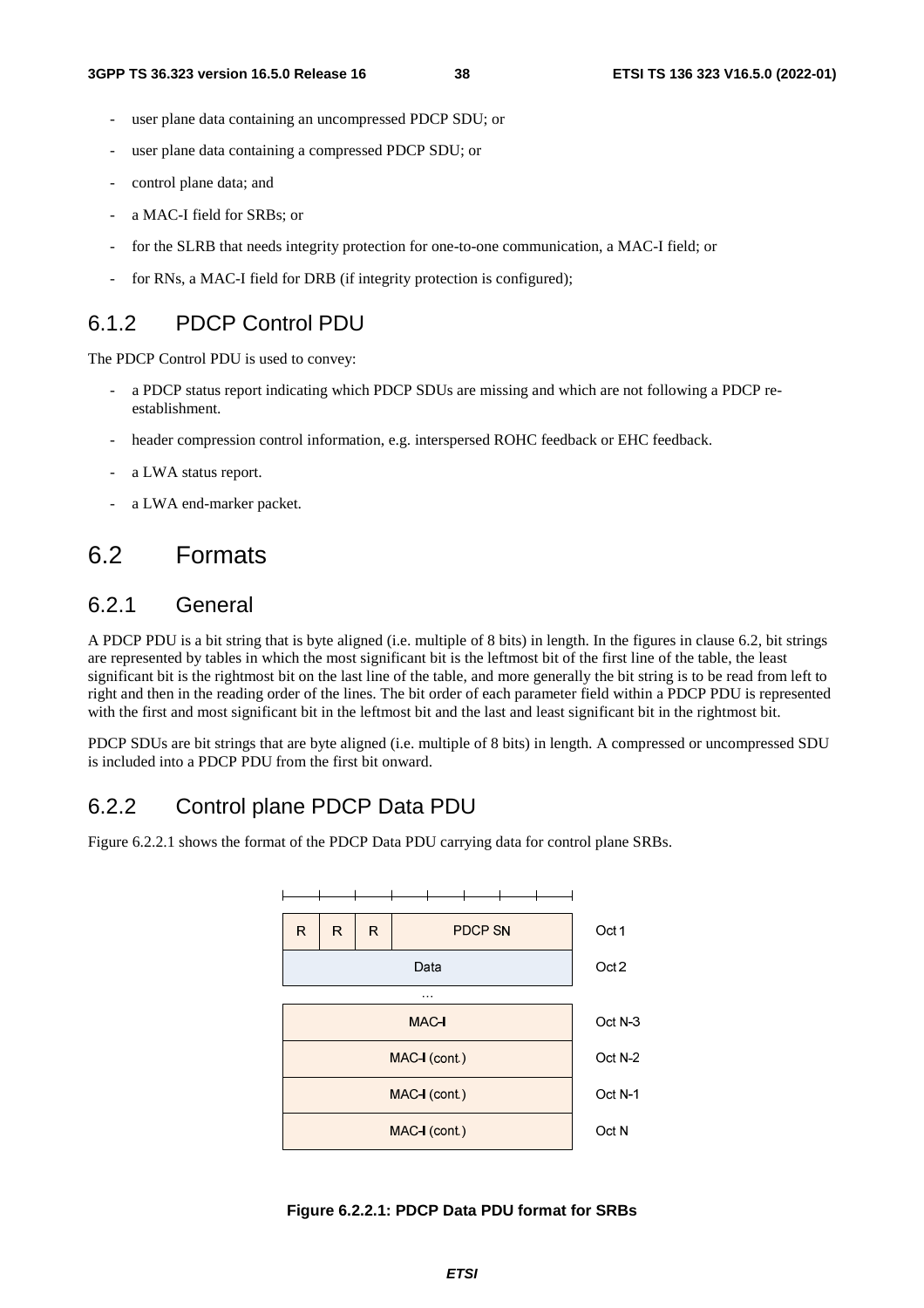- user plane data containing an uncompressed PDCP SDU; or
- user plane data containing a compressed PDCP SDU; or
- control plane data; and
- a MAC-I field for SRBs; or
- for the SLRB that needs integrity protection for one-to-one communication, a MAC-I field; or
- for RNs, a MAC-I field for DRB (if integrity protection is configured);

## 6.1.2 PDCP Control PDU

The PDCP Control PDU is used to convey:

- a PDCP status report indicating which PDCP SDUs are missing and which are not following a PDCP re-establishment.
- header compression control information, e.g. interspersed ROHC feedback or EHC feedback.
- a LWA status report.
- a LWA end-marker packet.

# 6.2 Formats

## 6.2.1 General

A PDCP PDU is a bit string that is byte aligned (i.e. multiple of 8 bits) in length. In the figures in clause 6.2, bit strings are represented by tables in which the most significant bit is the leftmost bit of the first line of the table, the least significant bit is the rightmost bit on the last line of the table, and more generally the bit string is to be read from left to right and then in the reading order of the lines. The bit order of each parameter field within a PDCP PDU is represented with the first and most significant bit in the leftmost bit and the last and least significant bit in the rightmost bit.

PDCP SDUs are bit strings that are byte aligned (i.e. multiple of 8 bits) in length. A compressed or uncompressed SDU is included into a PDCP PDU from the first bit onward.

## 6.2.2 Control plane PDCP Data PDU

Figure 6.2.2.1 shows the format of the PDCP Data PDU carrying data for control plane SRBs.

| R | R | R | PDCP SN | Oct 1 |
|---|---|---|---|---|
| Data | | | | Oct 2 |
| ... | | | | |
| MAC-I | | | | Oct N-3 |
| MAC-I (cont.) | | | | Oct N-2 |
| MAC-I (cont.) | | | | Oct N-1 |
| MAC-I (cont.) | | | | Oct N |

**Figure 6.2.2.1: PDCP Data PDU format for SRBs**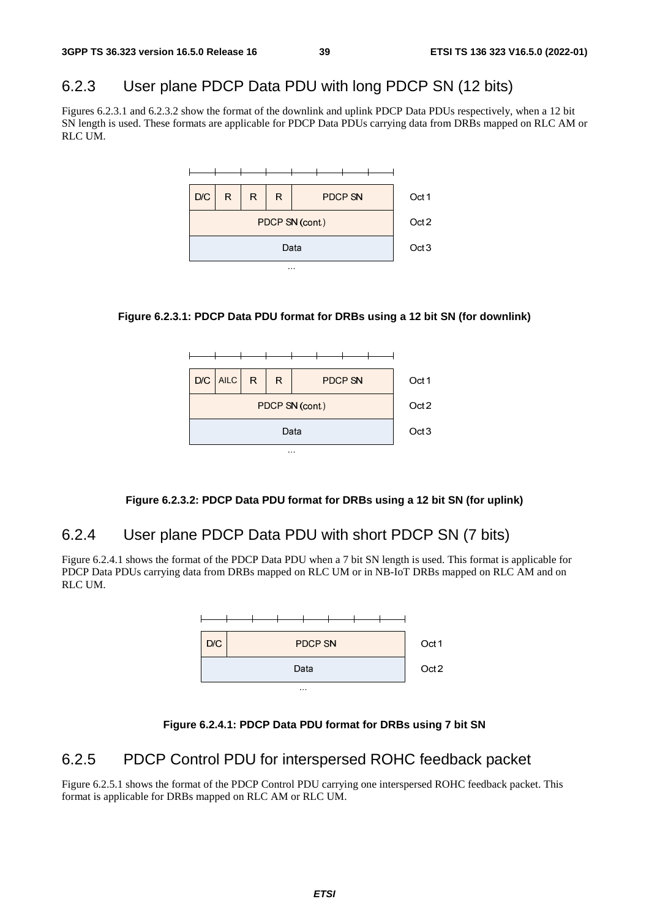### 6.2.3 User plane PDCP Data PDU with long PDCP SN (12 bits)

Figures 6.2.3.1 and 6.2.3.2 show the format of the downlink and uplink PDCP Data PDUs respectively, when a 12 bit SN length is used. These formats are applicable for PDCP Data PDUs carrying data from DRBs mapped on RLC AM or RLC UM.

| D/C | R | R | R | PDCP SN | Oct 1 |
|---|---|---|---|---|---|
| PDCP SN (cont.) | | | | | Oct 2 |
| Data | | | | | Oct 3 |
| ... | | | | | |

**Figure 6.2.3.1: PDCP Data PDU format for DRBs using a 12 bit SN (for downlink)**

| D/C | AILC | R | R | PDCP SN | Oct 1 |
|---|---|---|---|---|---|
| PDCP SN (cont.) | | | | | Oct 2 |
| Data | | | | | Oct 3 |
| ... | | | | | |

**Figure 6.2.3.2: PDCP Data PDU format for DRBs using a 12 bit SN (for uplink)**

### 6.2.4 User plane PDCP Data PDU with short PDCP SN (7 bits)

Figure 6.2.4.1 shows the format of the PDCP Data PDU when a 7 bit SN length is used. This format is applicable for PDCP Data PDUs carrying data from DRBs mapped on RLC UM or in NB-IoT DRBs mapped on RLC AM and on RLC UM.

| D/C | PDCP SN | Oct 1 |
|---|---|---|
| Data | | Oct 2 |
| ... | | |

**Figure 6.2.4.1: PDCP Data PDU format for DRBs using 7 bit SN**

### 6.2.5 PDCP Control PDU for interspersed ROHC feedback packet

Figure 6.2.5.1 shows the format of the PDCP Control PDU carrying one interspersed ROHC feedback packet. This format is applicable for DRBs mapped on RLC AM or RLC UM.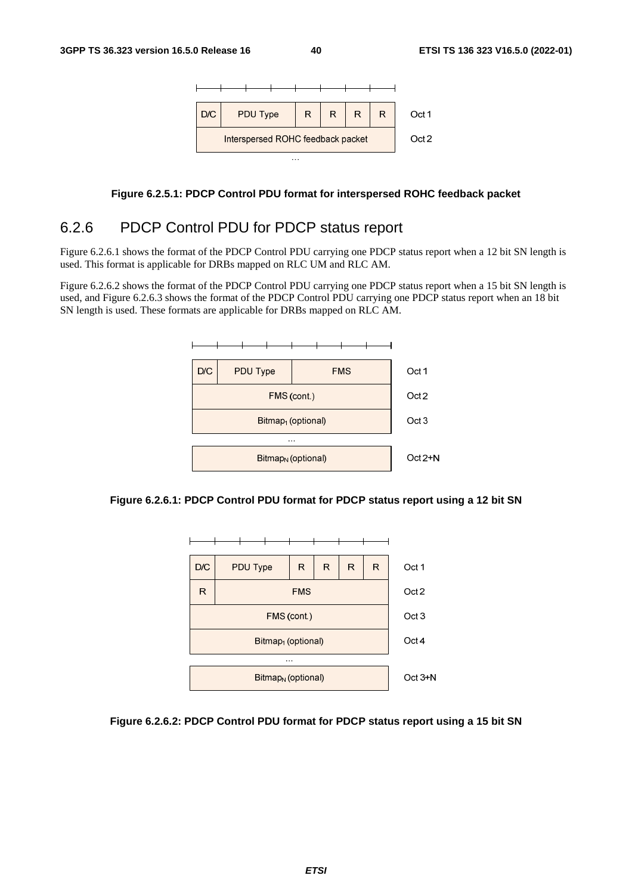| D/C | PDU Type | R | R | R | R | Oct 1 |
|---|---|---|---|---|---|---|
| Interspersed ROHC feedback packet | | | | | | Oct 2 |
| ... | | | | | | |

**Figure 6.2.5.1: PDCP Control PDU format for interspersed ROHC feedback packet**

### 6.2.6 PDCP Control PDU for PDCP status report

Figure 6.2.6.1 shows the format of the PDCP Control PDU carrying one PDCP status report when a 12 bit SN length is used. This format is applicable for DRBs mapped on RLC UM and RLC AM.

Figure 6.2.6.2 shows the format of the PDCP Control PDU carrying one PDCP status report when a 15 bit SN length is used, and Figure 6.2.6.3 shows the format of the PDCP Control PDU carrying one PDCP status report when an 18 bit SN length is used. These formats are applicable for DRBs mapped on RLC AM.

| D/C | PDU Type | FMS | Oct 1 |
|---|---|---|---|
| FMS (cont.) | | | Oct 2 |
| $Bitmap_1$ (optional) | | | Oct 3 |
| ... | | | |
| $Bitmap_N$ (optional) | | | Oct 2+N |

**Figure 6.2.6.1: PDCP Control PDU format for PDCP status report using a 12 bit SN**

| D/C | PDU Type | R | R | R | R | Oct 1 |
|---|---|---|---|---|---|---|
| R | FMS | | | | | Oct 2 |
| FMS (cont.) | | | | | | Oct 3 |
| $Bitmap_1$ (optional) | | | | | | Oct 4 |
| ... | | | | | | |
| $Bitmap_N$ (optional) | | | | | | Oct 3+N |

**Figure 6.2.6.2: PDCP Control PDU format for PDCP status report using a 15 bit SN**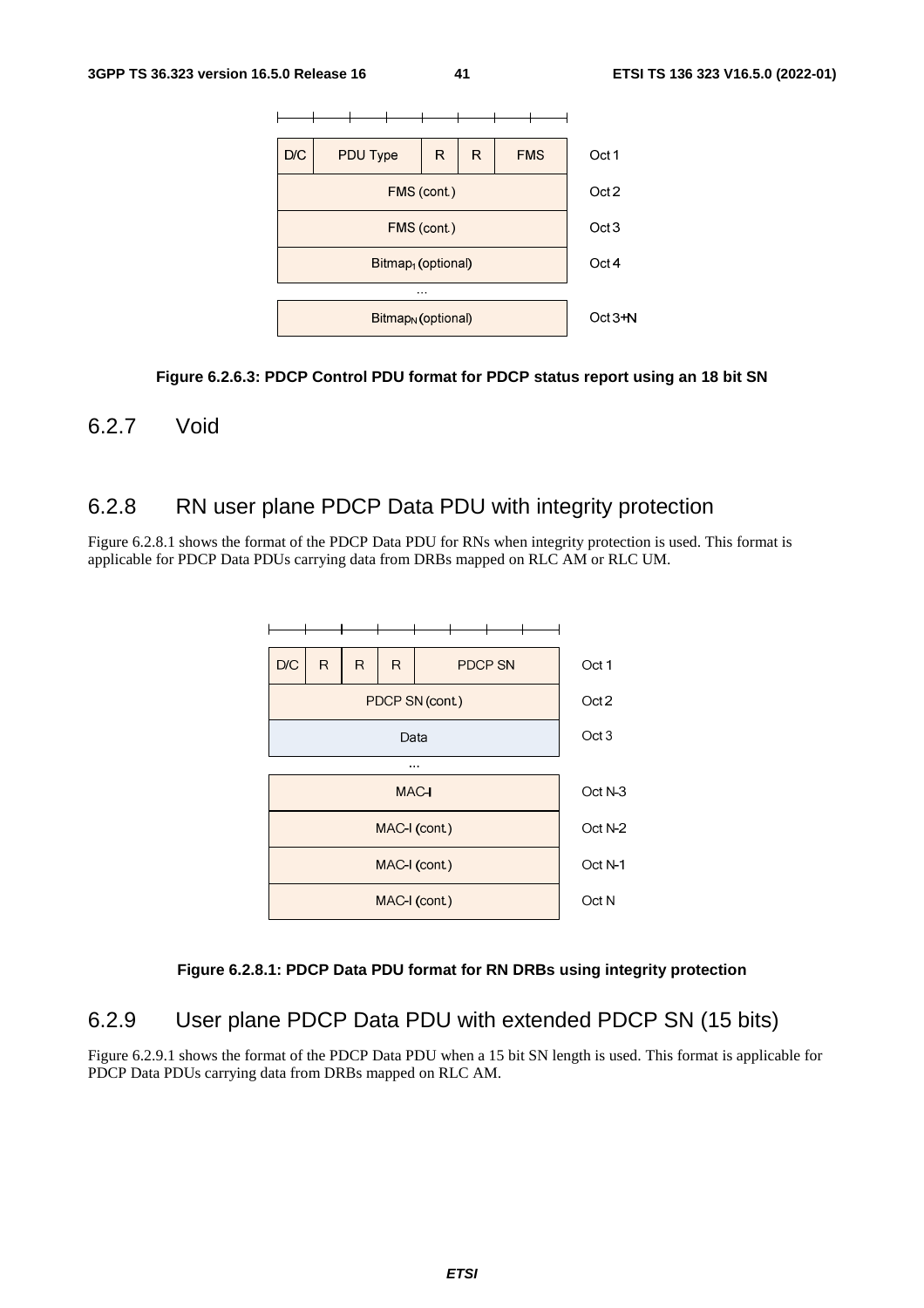| D/C | PDU Type | R | R | FMS | Oct 1 |
|---|---|---|---|---|---|
| FMS (cont.) | | | | | Oct 2 |
| FMS (cont.) | | | | | Oct 3 |
| $Bitmap_1$ (optional) | | | | | Oct 4 |
| ... | | | | | |
| $Bitmap_N$ (optional) | | | | | Oct 3+N |

**Figure 6.2.6.3: PDCP Control PDU format for PDCP status report using an 18 bit SN**

## 6.2.7 Void

## 6.2.8 RN user plane PDCP Data PDU with integrity protection

Figure 6.2.8.1 shows the format of the PDCP Data PDU for RNs when integrity protection is used. This format is applicable for PDCP Data PDUs carrying data from DRBs mapped on RLC AM or RLC UM.

| D/C | R | R | R | PDCP SN | Oct 1 |
|---|---|---|---|---|---|
| PDCP SN (cont.) | | | | | Oct 2 |
| Data | | | | | Oct 3 |
| ... | | | | | |
| MAC-I | | | | | Oct N-3 |
| MAC-I (cont.) | | | | | Oct N-2 |
| MAC-I (cont.) | | | | | Oct N-1 |
| MAC-I (cont.) | | | | | Oct N |

**Figure 6.2.8.1: PDCP Data PDU format for RN DRBs using integrity protection**

## 6.2.9 User plane PDCP Data PDU with extended PDCP SN (15 bits)

Figure 6.2.9.1 shows the format of the PDCP Data PDU when a 15 bit SN length is used. This format is applicable for PDCP Data PDUs carrying data from DRBs mapped on RLC AM.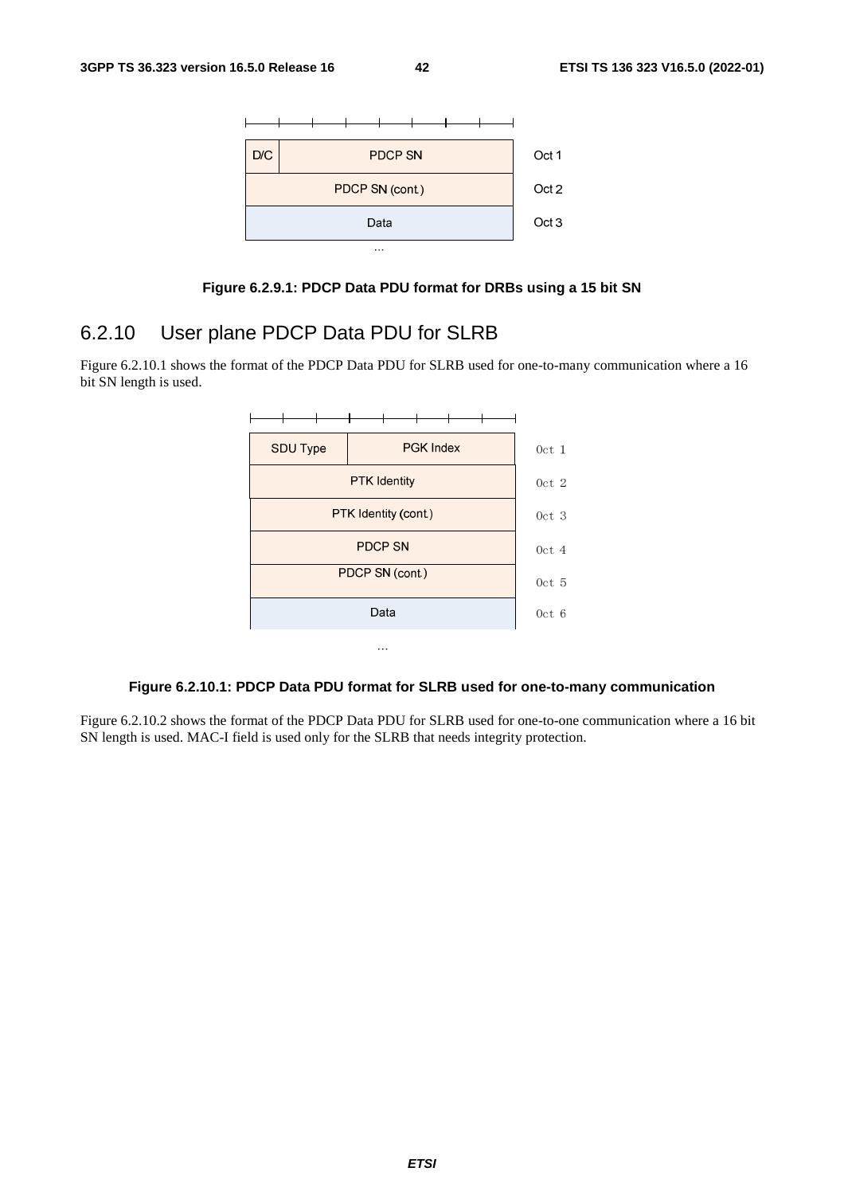| D/C | PDCP SN | Oct 1 |
|---|---|---|
| PDCP SN (cont.) | | Oct 2 |
| Data | | Oct 3 |
| ... | | |

**Figure 6.2.9.1: PDCP Data PDU format for DRBs using a 15 bit SN**

## 6.2.10 User plane PDCP Data PDU for SLRB

Figure 6.2.10.1 shows the format of the PDCP Data PDU for SLRB used for one-to-many communication where a 16 bit SN length is used.

| SDU Type | PGK Index | Oct 1 |
|---|---|---|
| PTK Identity | | Oct 2 |
| PTK Identity (cont.) | | Oct 3 |
| PDCP SN | | Oct 4 |
| PDCP SN (cont.) | | Oct 5 |
| Data | | Oct 6 |
| ... | | |

**Figure 6.2.10.1: PDCP Data PDU format for SLRB used for one-to-many communication**

Figure 6.2.10.2 shows the format of the PDCP Data PDU for SLRB used for one-to-one communication where a 16 bit SN length is used. MAC-I field is used only for the SLRB that needs integrity protection.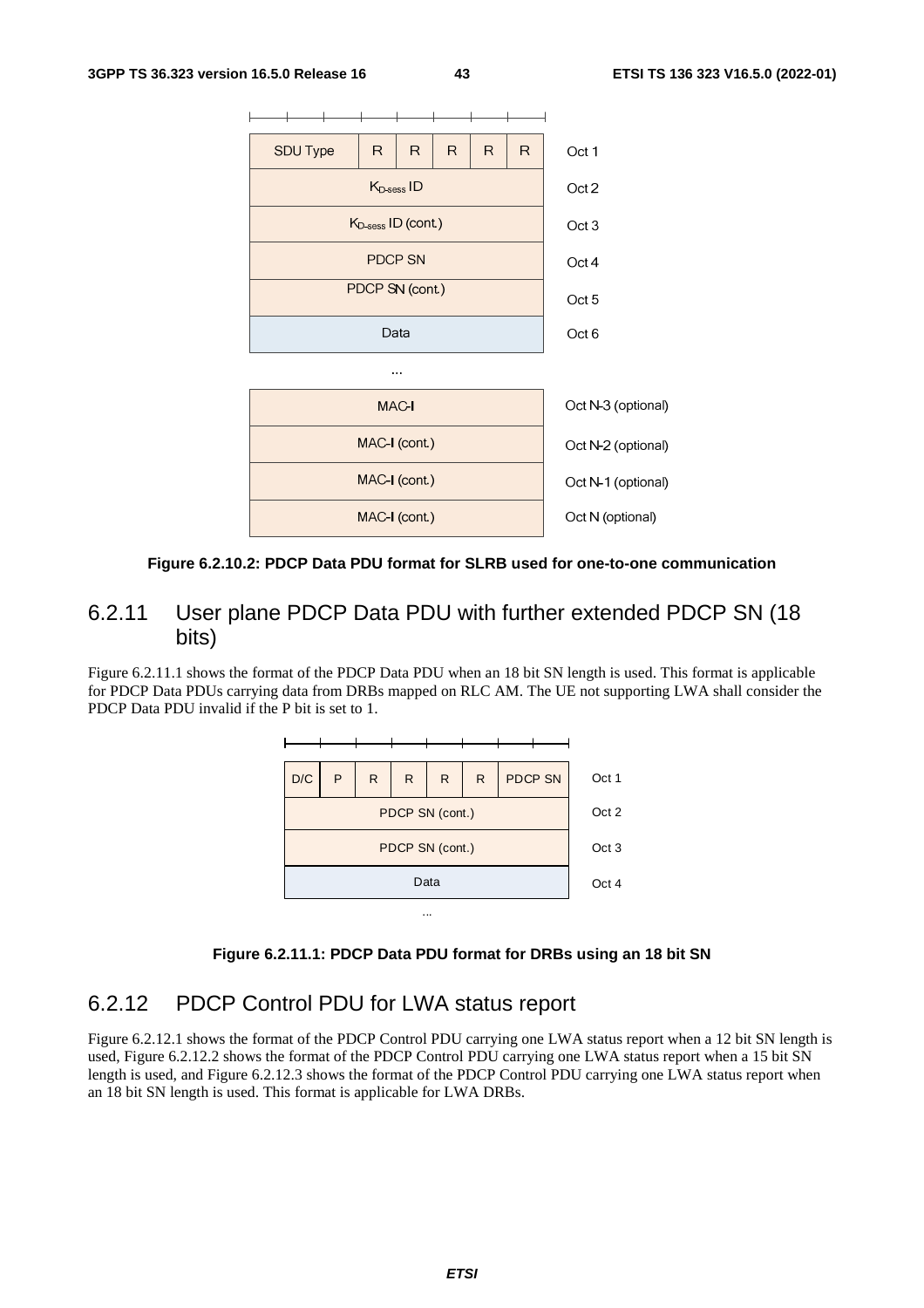| SDU Type | R | R | R | R | R | Oct 1 |
|---|---|---|---|---|---|---|
| $K_{D\text{-}sess}$ ID | | | | | | Oct 2 |
| $K_{D\text{-}sess}$ ID (cont.) | | | | | | Oct 3 |
| PDCP SN | | | | | | Oct 4 |
| PDCP SN (cont.) | | | | | | Oct 5 |
| Data | | | | | | Oct 6 |
| ... | | | | | | |
| MAC-I | | | | | | Oct N-3 (optional) |
| MAC-I (cont.) | | | | | | Oct N-2 (optional) |
| MAC-I (cont.) | | | | | | Oct N-1 (optional) |
| MAC-I (cont.) | | | | | | Oct N (optional) |

**Figure 6.2.10.2: PDCP Data PDU format for SLRB used for one-to-one communication**

## 6.2.11 User plane PDCP Data PDU with further extended PDCP SN (18 bits)

Figure 6.2.11.1 shows the format of the PDCP Data PDU when an 18 bit SN length is used. This format is applicable for PDCP Data PDUs carrying data from DRBs mapped on RLC AM. The UE not supporting LWA shall consider the PDCP Data PDU invalid if the P bit is set to 1.

| D/C | P | R | R | R | R | PDCP SN | Oct 1 |
|---|---|---|---|---|---|---|---|
| PDCP SN (cont.) | | | | | | | Oct 2 |
| PDCP SN (cont.) | | | | | | | Oct 3 |
| Data | | | | | | | Oct 4 |
| ... | | | | | | | |

**Figure 6.2.11.1: PDCP Data PDU format for DRBs using an 18 bit SN**

## 6.2.12 PDCP Control PDU for LWA status report

Figure 6.2.12.1 shows the format of the PDCP Control PDU carrying one LWA status report when a 12 bit SN length is used, Figure 6.2.12.2 shows the format of the PDCP Control PDU carrying one LWA status report when a 15 bit SN length is used, and Figure 6.2.12.3 shows the format of the PDCP Control PDU carrying one LWA status report when an 18 bit SN length is used. This format is applicable for LWA DRBs.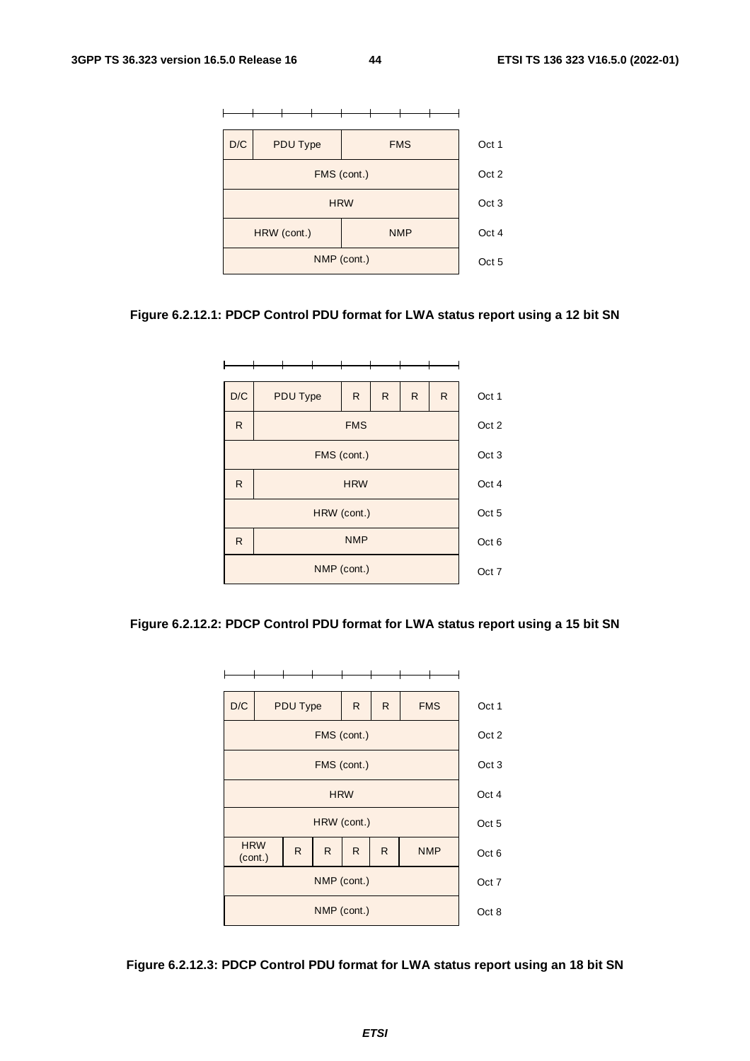| D/C | PDU Type | | FMS | | | | | Oct 1 |
|---|---|---|---|---|---|---|---|---|
| FMS (cont.) | | | | | | | | Oct 2 |
| HRW | | | | | | | | Oct 3 |
| HRW (cont.) | | | NMP | | | | | Oct 4 |
| NMP (cont.) | | | | | | | | Oct 5 |

**Figure 6.2.12.1: PDCP Control PDU format for LWA status report using a 12 bit SN**

| D/C | PDU Type | | R | R | R | R | Oct 1 |
|---|---|---|---|---|---|---|---|
| R | FMS | | | | | | Oct 2 |
| FMS (cont.) | | | | | | | Oct 3 |
| R | HRW | | | | | | Oct 4 |
| HRW (cont.) | | | | | | | Oct 5 |
| R | NMP | | | | | | Oct 6 |
| NMP (cont.) | | | | | | | Oct 7 |

**Figure 6.2.12.2: PDCP Control PDU format for LWA status report using a 15 bit SN**

| D/C | PDU Type | | R | R | FMS | | Oct 1 |
|---|---|---|---|---|---|---|---|
| FMS (cont.) | | | | | | | Oct 2 |
| FMS (cont.) | | | | | | | Oct 3 |
| HRW | | | | | | | Oct 4 |
| HRW (cont.) | | | | | | | Oct 5 |
| HRW (cont.) | | R | R | R | R | NMP | Oct 6 |
| NMP (cont.) | | | | | | | Oct 7 |
| NMP (cont.) | | | | | | | Oct 8 |

**Figure 6.2.12.3: PDCP Control PDU format for LWA status report using an 18 bit SN**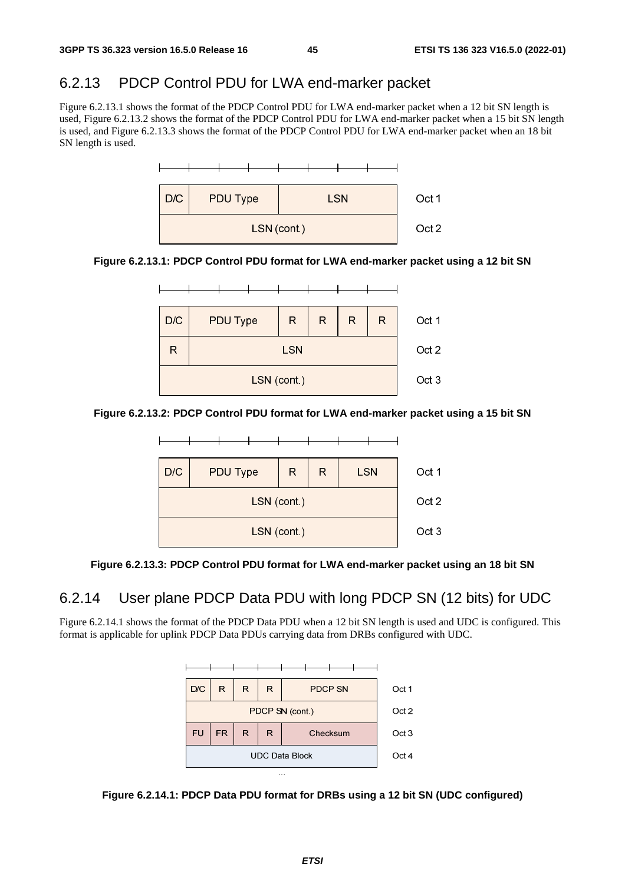## 6.2.13 PDCP Control PDU for LWA end-marker packet

Figure 6.2.13.1 shows the format of the PDCP Control PDU for LWA end-marker packet when a 12 bit SN length is used, Figure 6.2.13.2 shows the format of the PDCP Control PDU for LWA end-marker packet when a 15 bit SN length is used, and Figure 6.2.13.3 shows the format of the PDCP Control PDU for LWA end-marker packet when an 18 bit SN length is used.

| D/C | PDU Type | LSN | Oct 1 |
|---|---|---|---|
| LSN (cont.) | | | Oct 2 |

**Figure 6.2.13.1: PDCP Control PDU format for LWA end-marker packet using a 12 bit SN**

| D/C | PDU Type | R | R | R | R | Oct 1 |
|---|---|---|---|---|---|---|
| R | LSN | | | | | Oct 2 |
| LSN (cont.) | | | | | | Oct 3 |

**Figure 6.2.13.2: PDCP Control PDU format for LWA end-marker packet using a 15 bit SN**

| D/C | PDU Type | R | R | LSN | Oct 1 |
|---|---|---|---|---|---|
| LSN (cont.) | | | | | Oct 2 |
| LSN (cont.) | | | | | Oct 3 |

**Figure 6.2.13.3: PDCP Control PDU format for LWA end-marker packet using an 18 bit SN**

## 6.2.14 User plane PDCP Data PDU with long PDCP SN (12 bits) for UDC

Figure 6.2.14.1 shows the format of the PDCP Data PDU when a 12 bit SN length is used and UDC is configured. This format is applicable for uplink PDCP Data PDUs carrying data from DRBs configured with UDC.

| D/C | R | R | R | PDCP SN | Oct 1 |
|---|---|---|---|---|---|
| PDCP SN (cont.) | | | | | Oct 2 |
| FU | FR | R | R | Checksum | Oct 3 |
| UDC Data Block | | | | | Oct 4 |
| ... | | | | | |

**Figure 6.2.14.1: PDCP Data PDU format for DRBs using a 12 bit SN (UDC configured)**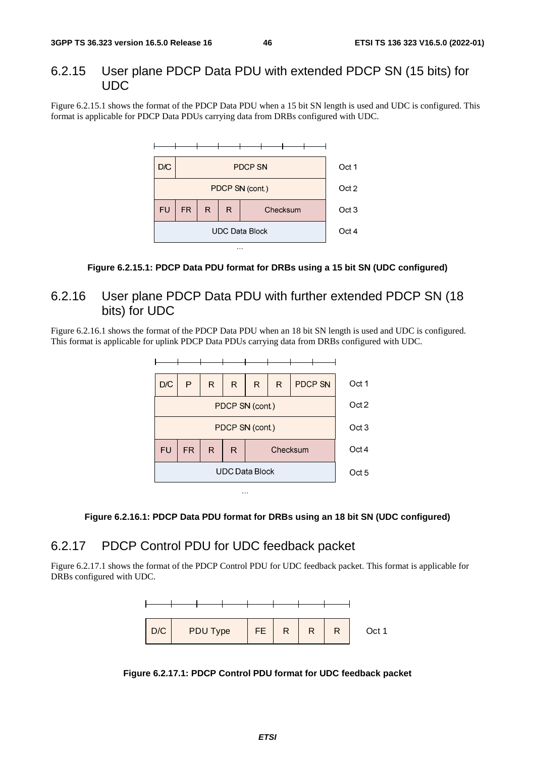## 6.2.15 User plane PDCP Data PDU with extended PDCP SN (15 bits) for UDC

Figure 6.2.15.1 shows the format of the PDCP Data PDU when a 15 bit SN length is used and UDC is configured. This format is applicable for PDCP Data PDUs carrying data from DRBs configured with UDC.

| | | | | | |
|---|---|---|---|---|---|
| D/C | PDCP SN | | | | Oct 1 |
| PDCP SN (cont.) | | | | | Oct 2 |
| FU | FR | R | R | Checksum | Oct 3 |
| UDC Data Block | | | | | Oct 4 |
| ... | | | | | |

**Figure 6.2.15.1: PDCP Data PDU format for DRBs using a 15 bit SN (UDC configured)**

## 6.2.16 User plane PDCP Data PDU with further extended PDCP SN (18 bits) for UDC

Figure 6.2.16.1 shows the format of the PDCP Data PDU when an 18 bit SN length is used and UDC is configured. This format is applicable for uplink PDCP Data PDUs carrying data from DRBs configured with UDC.

| | | | | | | | |
|---|---|---|---|---|---|---|---|
| D/C | P | R | R | R | R | PDCP SN | Oct 1 |
| PDCP SN (cont.) | | | | | | | Oct 2 |
| PDCP SN (cont.) | | | | | | | Oct 3 |
| FU | FR | R | R | Checksum | | | Oct 4 |
| UDC Data Block | | | | | | | Oct 5 |
| ... | | | | | | | |

**Figure 6.2.16.1: PDCP Data PDU format for DRBs using an 18 bit SN (UDC configured)**

## 6.2.17 PDCP Control PDU for UDC feedback packet

Figure 6.2.17.1 shows the format of the PDCP Control PDU for UDC feedback packet. This format is applicable for DRBs configured with UDC.

| | | | | | | |
|---|---|---|---|---|---|---|
| D/C | PDU Type | FE | R | R | R | Oct 1 |

**Figure 6.2.17.1: PDCP Control PDU format for UDC feedback packet**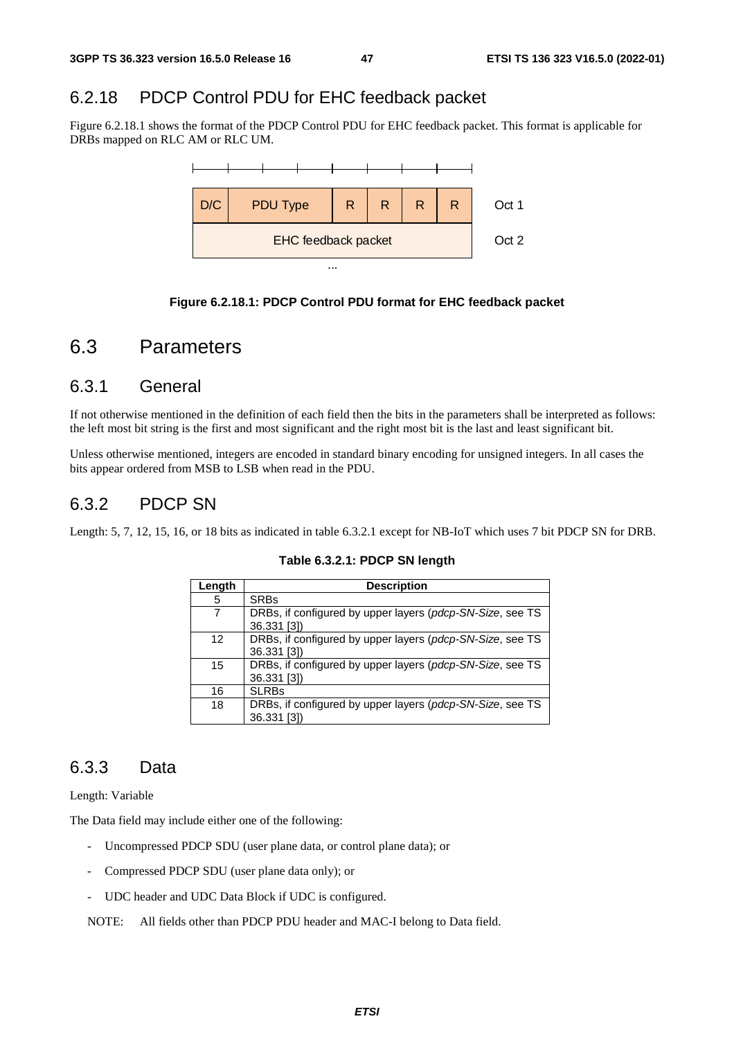## 6.2.18 PDCP Control PDU for EHC feedback packet

Figure 6.2.18.1 shows the format of the PDCP Control PDU for EHC feedback packet. This format is applicable for DRBs mapped on RLC AM or RLC UM.

| D/C | PDU Type | R | R | R | R | Oct 1 |
|---|---|---|---|---|---|---|
| EHC feedback packet | | | | | | Oct 2 |
| ... | | | | | | |

**Figure 6.2.18.1: PDCP Control PDU format for EHC feedback packet**

# 6.3 Parameters

## 6.3.1 General

If not otherwise mentioned in the definition of each field then the bits in the parameters shall be interpreted as follows: the left most bit string is the first and most significant and the right most bit is the last and least significant bit.

Unless otherwise mentioned, integers are encoded in standard binary encoding for unsigned integers. In all cases the bits appear ordered from MSB to LSB when read in the PDU.

## 6.3.2 PDCP SN

Length: 5, 7, 12, 15, 16, or 18 bits as indicated in table 6.3.2.1 except for NB-IoT which uses 7 bit PDCP SN for DRB.

**Table 6.3.2.1: PDCP SN length**

| Length | Description |
|---|---|
| 5 | SRBs |
| 7 | DRBs, if configured by upper layers (*pdcp-SN-Size*, see TS 36.331 [3]) |
| 12 | DRBs, if configured by upper layers (*pdcp-SN-Size*, see TS 36.331 [3]) |
| 15 | DRBs, if configured by upper layers (*pdcp-SN-Size*, see TS 36.331 [3]) |
| 16 | SLRBs |
| 18 | DRBs, if configured by upper layers (*pdcp-SN-Size*, see TS 36.331 [3]) |

## 6.3.3 Data

Length: Variable

The Data field may include either one of the following:

- Uncompressed PDCP SDU (user plane data, or control plane data); or
- Compressed PDCP SDU (user plane data only); or
- UDC header and UDC Data Block if UDC is configured.

NOTE: All fields other than PDCP PDU header and MAC-I belong to Data field.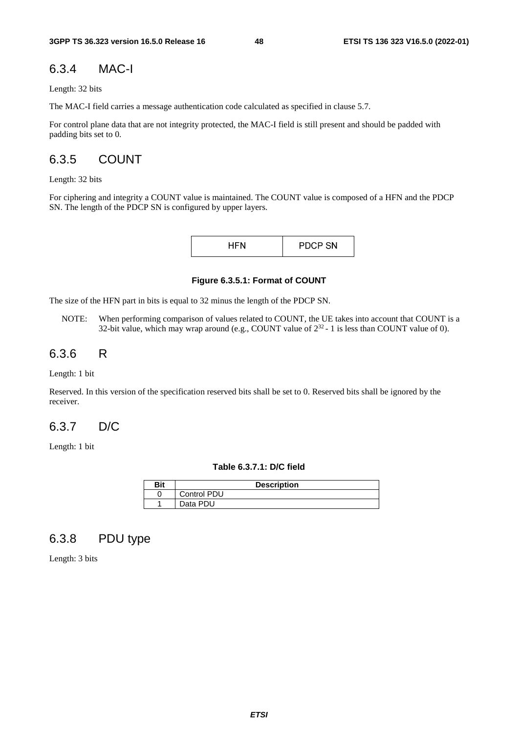### 6.3.4 MAC-I

Length: 32 bits

The MAC-I field carries a message authentication code calculated as specified in clause 5.7.

For control plane data that are not integrity protected, the MAC-I field is still present and should be padded with padding bits set to 0.

### 6.3.5 COUNT

Length: 32 bits

For ciphering and integrity a COUNT value is maintained. The COUNT value is composed of a HFN and the PDCP SN. The length of the PDCP SN is configured by upper layers.

| HFN | PDCP SN |
|---|---|

**Figure 6.3.5.1: Format of COUNT**

The size of the HFN part in bits is equal to 32 minus the length of the PDCP SN.

NOTE: When performing comparison of values related to COUNT, the UE takes into account that COUNT is a 32-bit value, which may wrap around (e.g., COUNT value of $2^{32}$ - 1 is less than COUNT value of 0).

### 6.3.6 R

Length: 1 bit

Reserved. In this version of the specification reserved bits shall be set to 0. Reserved bits shall be ignored by the receiver.

### 6.3.7 D/C

Length: 1 bit

**Table 6.3.7.1: D/C field**

| Bit | Description |
|---|---|
| 0 | Control PDU |
| 1 | Data PDU |

### 6.3.8 PDU type

Length: 3 bits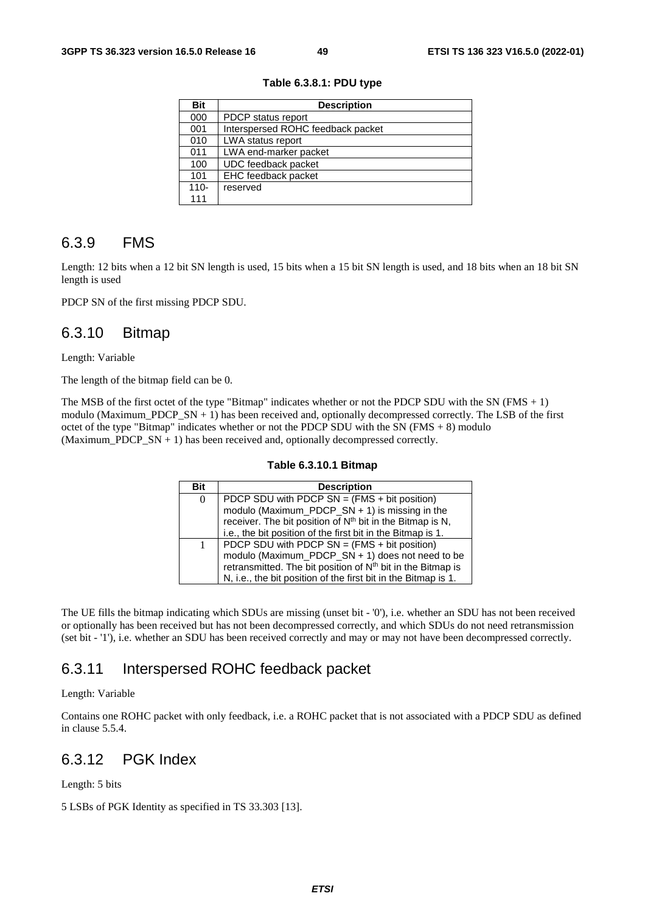**Table 6.3.8.1: PDU type**

| Bit | Description |
|---|---|
| 000 | PDCP status report |
| 001 | Interspersed ROHC feedback packet |
| 010 | LWA status report |
| 011 | LWA end-marker packet |
| 100 | UDC feedback packet |
| 101 | EHC feedback packet |
| 110-111 | reserved |

### 6.3.9 FMS

Length: 12 bits when a 12 bit SN length is used, 15 bits when a 15 bit SN length is used, and 18 bits when an 18 bit SN length is used

PDCP SN of the first missing PDCP SDU.

### 6.3.10 Bitmap

Length: Variable

The length of the bitmap field can be 0.

The MSB of the first octet of the type "Bitmap" indicates whether or not the PDCP SDU with the SN (FMS + 1) modulo (Maximum_PDCP_SN + 1) has been received and, optionally decompressed correctly. The LSB of the first octet of the type "Bitmap" indicates whether or not the PDCP SDU with the SN (FMS + 8) modulo (Maximum_PDCP_SN + 1) has been received and, optionally decompressed correctly.

**Table 6.3.10.1 Bitmap**

| Bit | Description |
|---|---|
| 0 | PDCP SDU with PDCP SN = (FMS + bit position) modulo (Maximum_PDCP_SN + 1) is missing in the receiver. The bit position of N$^{th}$ bit in the Bitmap is N, i.e., the bit position of the first bit in the Bitmap is 1. |
| 1 | PDCP SDU with PDCP SN = (FMS + bit position) modulo (Maximum_PDCP_SN + 1) does not need to be retransmitted. The bit position of N$^{th}$ bit in the Bitmap is N, i.e., the bit position of the first bit in the Bitmap is 1. |

The UE fills the bitmap indicating which SDUs are missing (unset bit - '0'), i.e. whether an SDU has not been received or optionally has been received but has not been decompressed correctly, and which SDUs do not need retransmission (set bit - '1'), i.e. whether an SDU has been received correctly and may or may not have been decompressed correctly.

### 6.3.11 Interspersed ROHC feedback packet

Length: Variable

Contains one ROHC packet with only feedback, i.e. a ROHC packet that is not associated with a PDCP SDU as defined in clause 5.5.4.

### 6.3.12 PGK Index

Length: 5 bits

5 LSBs of PGK Identity as specified in TS 33.303 [13].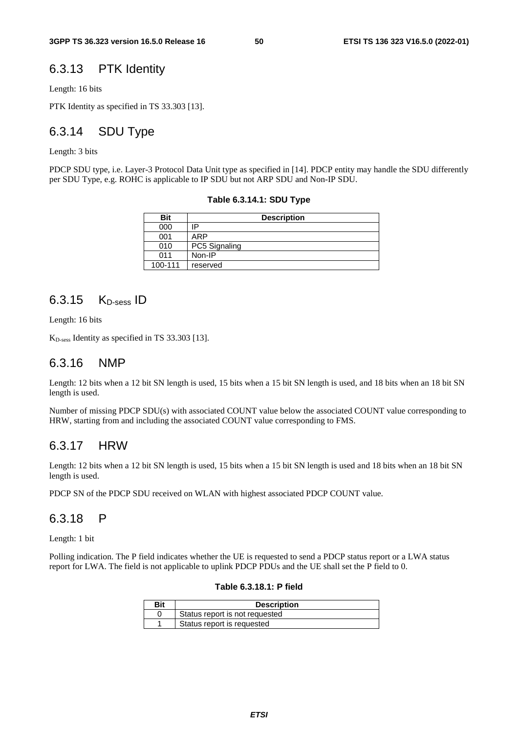### 6.3.13 PTK Identity

Length: 16 bits

PTK Identity as specified in TS 33.303 [13].

### 6.3.14 SDU Type

Length: 3 bits

PDCP SDU type, i.e. Layer-3 Protocol Data Unit type as specified in [14]. PDCP entity may handle the SDU differently per SDU Type, e.g. ROHC is applicable to IP SDU but not ARP SDU and Non-IP SDU.

**Table 6.3.14.1: SDU Type**

| Bit | Description |
|---|---|
| 000 | IP |
| 001 | ARP |
| 010 | PC5 Signaling |
| 011 | Non-IP |
| 100-111 | reserved |

### 6.3.15 $K_{D\text{-}sess}$ ID

Length: 16 bits

$K_{D\text{-}sess}$ Identity as specified in TS 33.303 [13].

### 6.3.16 NMP

Length: 12 bits when a 12 bit SN length is used, 15 bits when a 15 bit SN length is used, and 18 bits when an 18 bit SN length is used.

Number of missing PDCP SDU(s) with associated COUNT value below the associated COUNT value corresponding to HRW, starting from and including the associated COUNT value corresponding to FMS.

### 6.3.17 HRW

Length: 12 bits when a 12 bit SN length is used, 15 bits when a 15 bit SN length is used and 18 bits when an 18 bit SN length is used.

PDCP SN of the PDCP SDU received on WLAN with highest associated PDCP COUNT value.

### 6.3.18 P

Length: 1 bit

Polling indication. The P field indicates whether the UE is requested to send a PDCP status report or a LWA status report for LWA. The field is not applicable to uplink PDCP PDUs and the UE shall set the P field to 0.

**Table 6.3.18.1: P field**

| Bit | Description |
|---|---|
| 0 | Status report is not requested |
| 1 | Status report is requested |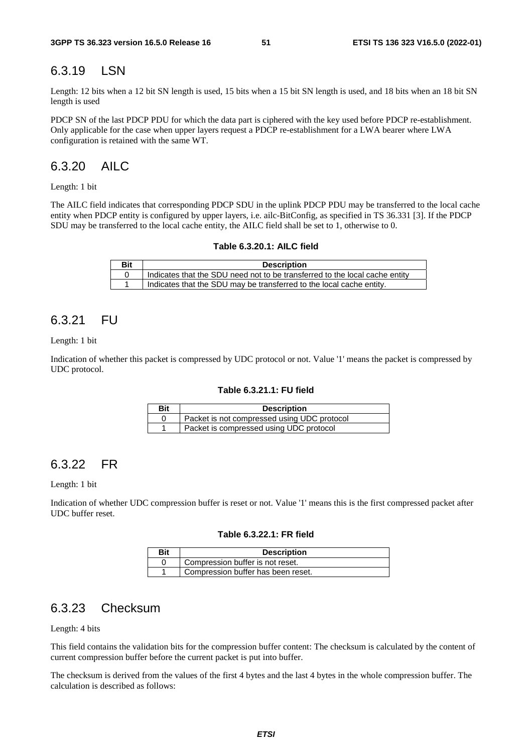### 6.3.19 LSN

Length: 12 bits when a 12 bit SN length is used, 15 bits when a 15 bit SN length is used, and 18 bits when an 18 bit SN length is used

PDCP SN of the last PDCP PDU for which the data part is ciphered with the key used before PDCP re-establishment. Only applicable for the case when upper layers request a PDCP re-establishment for a LWA bearer where LWA configuration is retained with the same WT.

### 6.3.20 AILC

Length: 1 bit

The AILC field indicates that corresponding PDCP SDU in the uplink PDCP PDU may be transferred to the local cache entity when PDCP entity is configured by upper layers, i.e. ailc-BitConfig, as specified in TS 36.331 [3]. If the PDCP SDU may be transferred to the local cache entity, the AILC field shall be set to 1, otherwise to 0.

**Table 6.3.20.1: AILC field**

| Bit | Description |
|---|---|
| 0 | Indicates that the SDU need not to be transferred to the local cache entity |
| 1 | Indicates that the SDU may be transferred to the local cache entity. |

### 6.3.21 FU

Length: 1 bit

Indication of whether this packet is compressed by UDC protocol or not. Value '1' means the packet is compressed by UDC protocol.

**Table 6.3.21.1: FU field**

| Bit | Description |
|---|---|
| 0 | Packet is not compressed using UDC protocol |
| 1 | Packet is compressed using UDC protocol |

### 6.3.22 FR

Length: 1 bit

Indication of whether UDC compression buffer is reset or not. Value '1' means this is the first compressed packet after UDC buffer reset.

**Table 6.3.22.1: FR field**

| Bit | Description |
|---|---|
| 0 | Compression buffer is not reset. |
| 1 | Compression buffer has been reset. |

### 6.3.23 Checksum

Length: 4 bits

This field contains the validation bits for the compression buffer content: The checksum is calculated by the content of current compression buffer before the current packet is put into buffer.

The checksum is derived from the values of the first 4 bytes and the last 4 bytes in the whole compression buffer. The calculation is described as follows: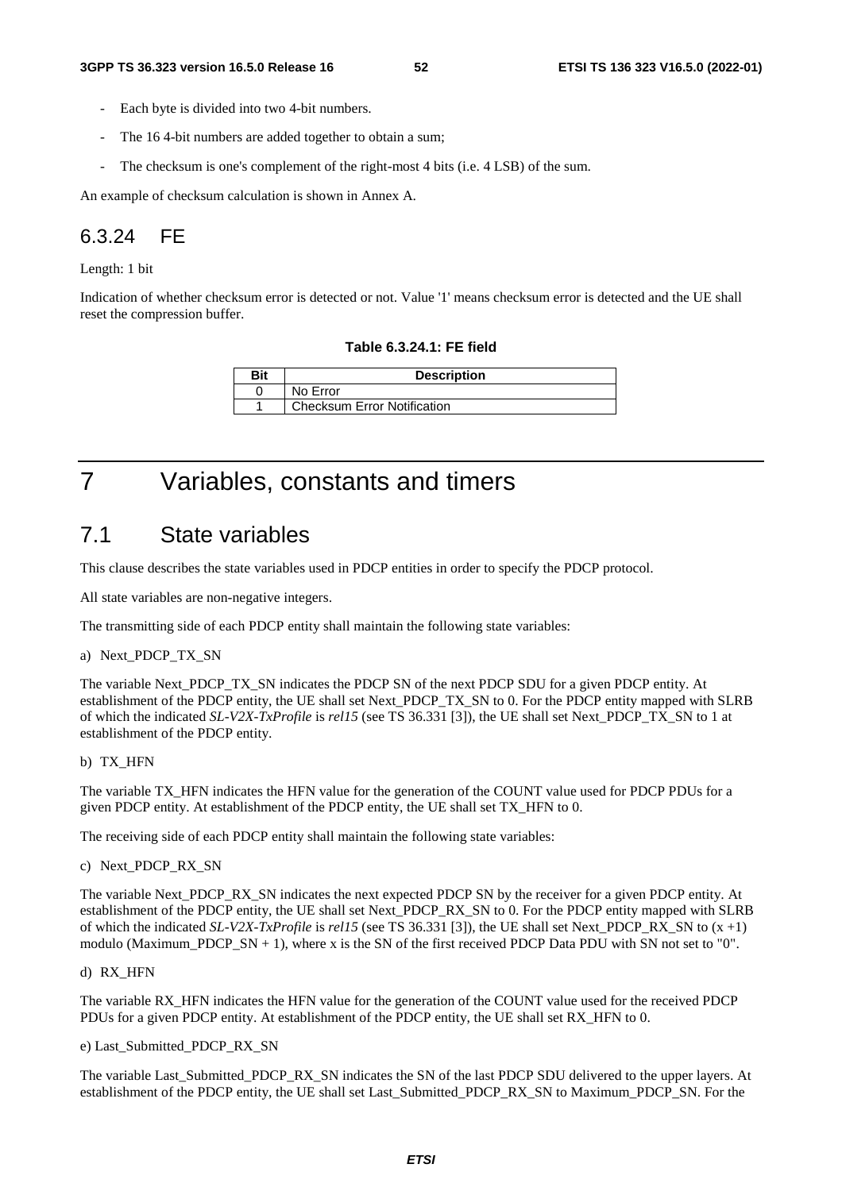- Each byte is divided into two 4-bit numbers.
- The 16 4-bit numbers are added together to obtain a sum;
- The checksum is one's complement of the right-most 4 bits (i.e. 4 LSB) of the sum.

An example of checksum calculation is shown in Annex A.

### 6.3.24 FE

Length: 1 bit

Indication of whether checksum error is detected or not. Value '1' means checksum error is detected and the UE shall reset the compression buffer.

**Table 6.3.24.1: FE field**

| Bit | Description |
|---|---|
| 0 | No Error |
| 1 | Checksum Error Notification |

# 7 Variables, constants and timers

## 7.1 State variables

This clause describes the state variables used in PDCP entities in order to specify the PDCP protocol.

All state variables are non-negative integers.

The transmitting side of each PDCP entity shall maintain the following state variables:

a) Next_PDCP_TX_SN

The variable Next_PDCP_TX_SN indicates the PDCP SN of the next PDCP SDU for a given PDCP entity. At establishment of the PDCP entity, the UE shall set Next_PDCP_TX_SN to 0. For the PDCP entity mapped with SLRB of which the indicated *SL-V2X-TxProfile* is *rel15* (see TS 36.331 [3]), the UE shall set Next_PDCP_TX_SN to 1 at establishment of the PDCP entity.

b) TX_HFN

The variable TX_HFN indicates the HFN value for the generation of the COUNT value used for PDCP PDUs for a given PDCP entity. At establishment of the PDCP entity, the UE shall set TX_HFN to 0.

The receiving side of each PDCP entity shall maintain the following state variables:

c) Next_PDCP_RX_SN

The variable Next_PDCP_RX_SN indicates the next expected PDCP SN by the receiver for a given PDCP entity. At establishment of the PDCP entity, the UE shall set Next_PDCP_RX_SN to 0. For the PDCP entity mapped with SLRB of which the indicated *SL-V2X-TxProfile* is *rel15* (see TS 36.331 [3]), the UE shall set Next_PDCP_RX_SN to (x +1) modulo (Maximum_PDCP_SN + 1), where x is the SN of the first received PDCP Data PDU with SN not set to "0".

d) RX_HFN

The variable RX_HFN indicates the HFN value for the generation of the COUNT value used for the received PDCP PDUs for a given PDCP entity. At establishment of the PDCP entity, the UE shall set RX_HFN to 0.

e) Last_Submitted_PDCP_RX_SN

The variable Last_Submitted_PDCP_RX_SN indicates the SN of the last PDCP SDU delivered to the upper layers. At establishment of the PDCP entity, the UE shall set Last_Submitted_PDCP_RX_SN to Maximum_PDCP_SN. For the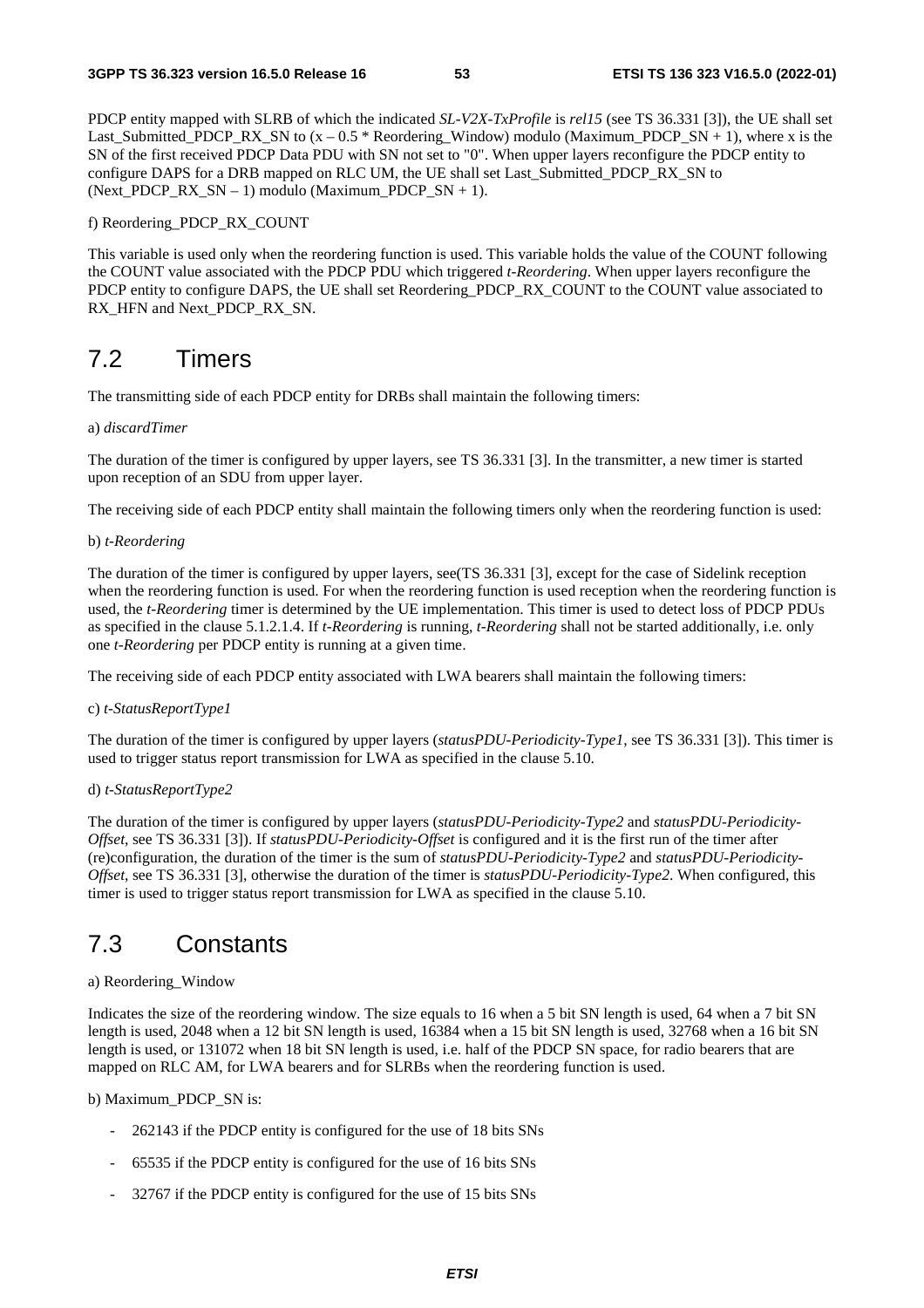PDCP entity mapped with SLRB of which the indicated *SL-V2X-TxProfile* is *rel15* (see TS 36.331 [3]), the UE shall set Last_Submitted_PDCP_RX_SN to (x – 0.5 * Reordering_Window) modulo (Maximum_PDCP_SN + 1), where x is the SN of the first received PDCP Data PDU with SN not set to "0". When upper layers reconfigure the PDCP entity to configure DAPS for a DRB mapped on RLC UM, the UE shall set Last_Submitted_PDCP_RX_SN to (Next_PDCP_RX_SN – 1) modulo (Maximum_PDCP_SN + 1).

f) Reordering_PDCP_RX_COUNT

This variable is used only when the reordering function is used. This variable holds the value of the COUNT following the COUNT value associated with the PDCP PDU which triggered *t-Reordering*. When upper layers reconfigure the PDCP entity to configure DAPS, the UE shall set Reordering_PDCP_RX_COUNT to the COUNT value associated to RX_HFN and Next_PDCP_RX_SN.

## 7.2 Timers

The transmitting side of each PDCP entity for DRBs shall maintain the following timers:

a) *discardTimer*

The duration of the timer is configured by upper layers, see TS 36.331 [3]. In the transmitter, a new timer is started upon reception of an SDU from upper layer.

The receiving side of each PDCP entity shall maintain the following timers only when the reordering function is used:

b) *t-Reordering*

The duration of the timer is configured by upper layers, see(TS 36.331 [3], except for the case of Sidelink reception when the reordering function is used. For when the reordering function is used reception when the reordering function is used, the *t-Reordering* timer is determined by the UE implementation. This timer is used to detect loss of PDCP PDUs as specified in the clause 5.1.2.1.4. If *t-Reordering* is running, *t-Reordering* shall not be started additionally, i.e. only one *t-Reordering* per PDCP entity is running at a given time.

The receiving side of each PDCP entity associated with LWA bearers shall maintain the following timers:

c) *t-StatusReportType1*

The duration of the timer is configured by upper layers (*statusPDU-Periodicity-Type1*, see TS 36.331 [3]). This timer is used to trigger status report transmission for LWA as specified in the clause 5.10.

d) *t-StatusReportType2*

The duration of the timer is configured by upper layers (*statusPDU-Periodicity-Type2* and *statusPDU-Periodicity-Offset*, see TS 36.331 [3]). If *statusPDU-Periodicity-Offset* is configured and it is the first run of the timer after (re)configuration, the duration of the timer is the sum of *statusPDU-Periodicity-Type2* and *statusPDU-Periodicity-Offset*, see TS 36.331 [3], otherwise the duration of the timer is *statusPDU-Periodicity-Type2*. When configured, this timer is used to trigger status report transmission for LWA as specified in the clause 5.10.

## 7.3 Constants

a) Reordering_Window

Indicates the size of the reordering window. The size equals to 16 when a 5 bit SN length is used, 64 when a 7 bit SN length is used, 2048 when a 12 bit SN length is used, 16384 when a 15 bit SN length is used, 32768 when a 16 bit SN length is used, or 131072 when 18 bit SN length is used, i.e. half of the PDCP SN space, for radio bearers that are mapped on RLC AM, for LWA bearers and for SLRBs when the reordering function is used.

b) Maximum_PDCP_SN is:

- 262143 if the PDCP entity is configured for the use of 18 bits SNs
- 65535 if the PDCP entity is configured for the use of 16 bits SNs
- 32767 if the PDCP entity is configured for the use of 15 bits SNs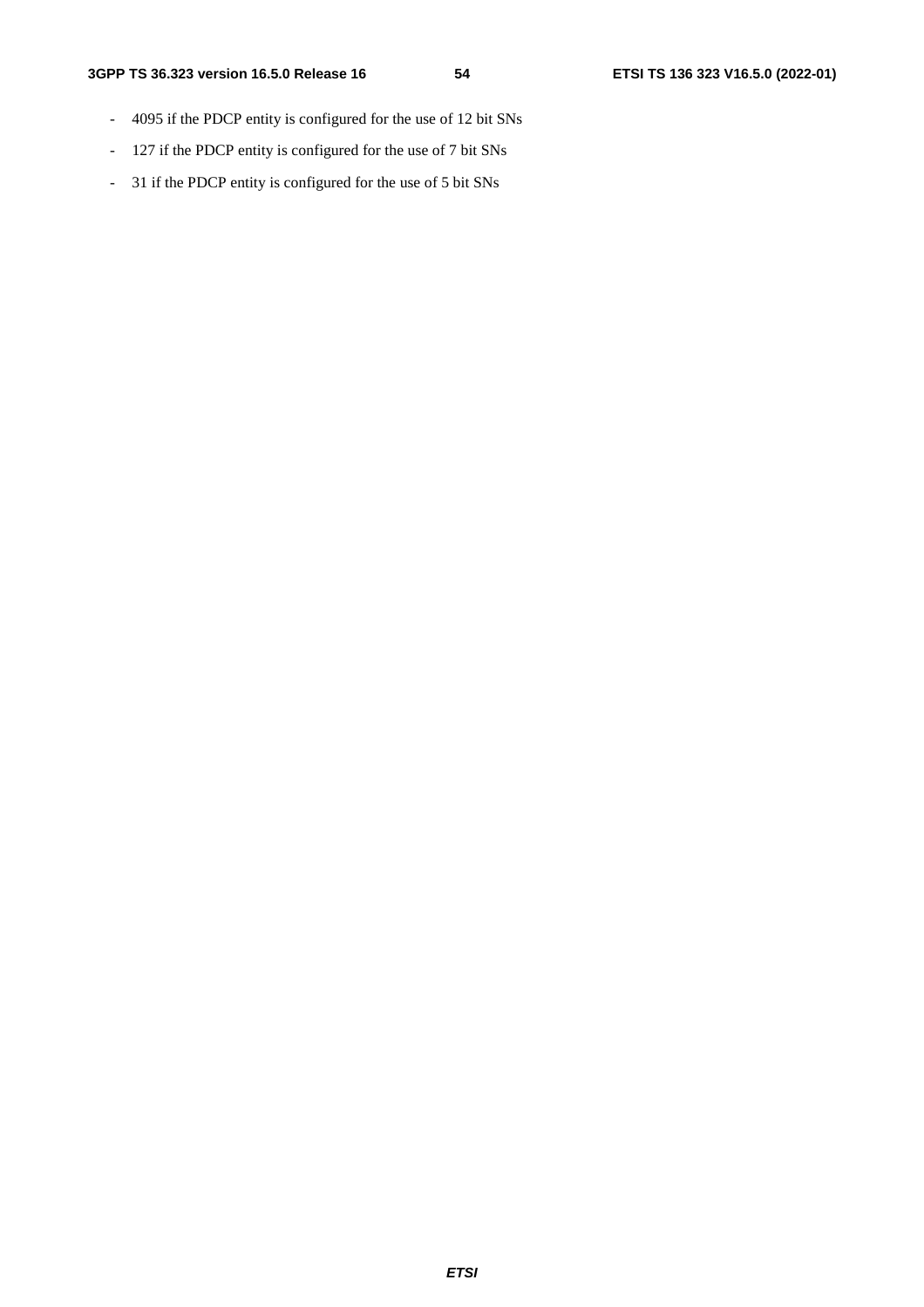- 4095 if the PDCP entity is configured for the use of 12 bit SNs
- 127 if the PDCP entity is configured for the use of 7 bit SNs
- 31 if the PDCP entity is configured for the use of 5 bit SNs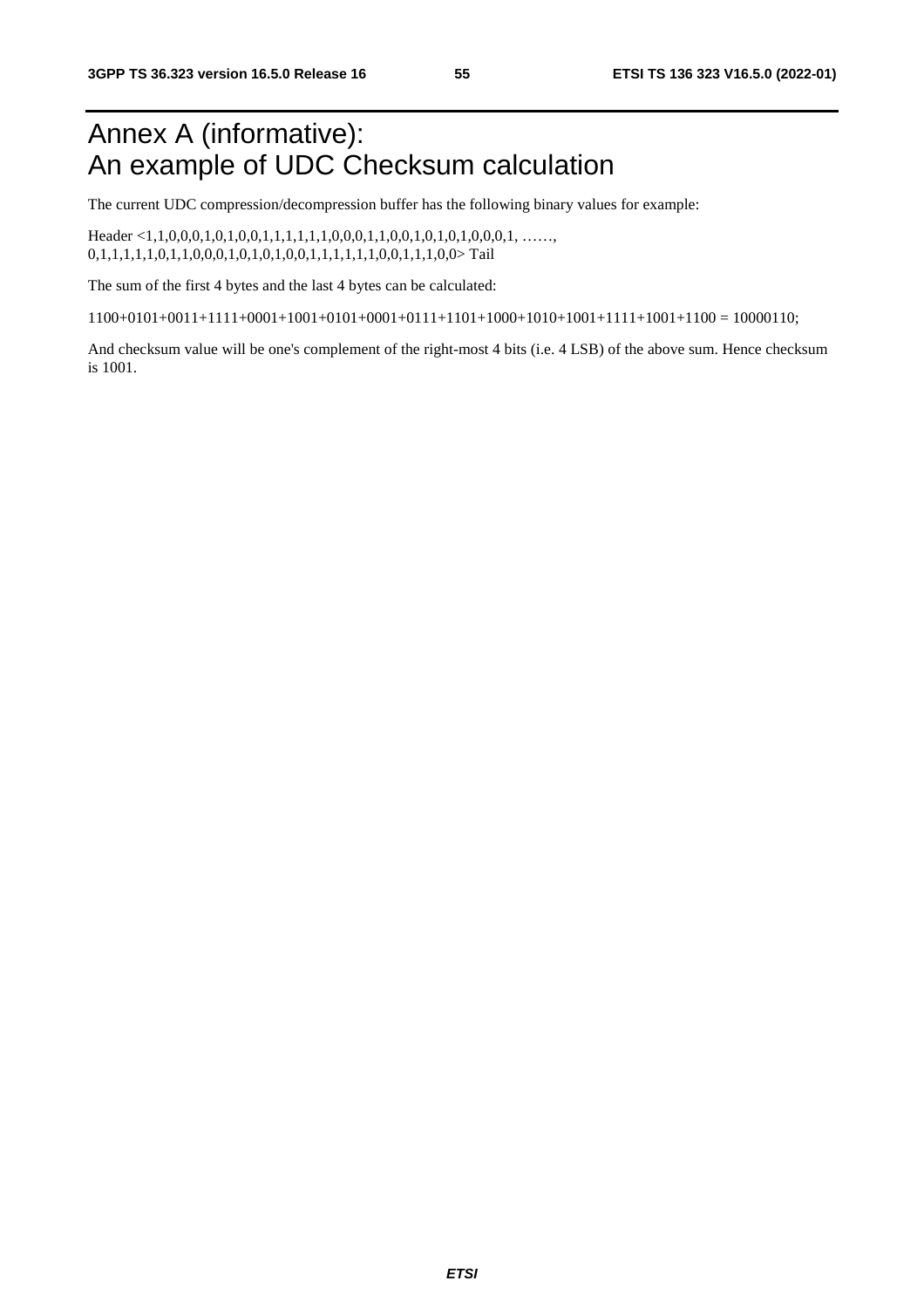# Annex A (informative): An example of UDC Checksum calculation

The current UDC compression/decompression buffer has the following binary values for example:

Header <1,1,0,0,0,1,0,1,0,0,1,1,1,1,1,1,0,0,0,1,1,0,0,1,0,1,0,1,0,0,0,1, ……, 0,1,1,1,1,1,0,1,1,0,0,0,1,0,1,0,1,0,0,1,1,1,1,1,1,0,0,1,1,1,0,0> Tail

The sum of the first 4 bytes and the last 4 bytes can be calculated:

1100+0101+0011+1111+0001+1001+0101+0001+0111+1101+1000+1010+1001+1111+1001+1100 = 10000110;

And checksum value will be one's complement of the right-most 4 bits (i.e. 4 LSB) of the above sum. Hence checksum is 1001.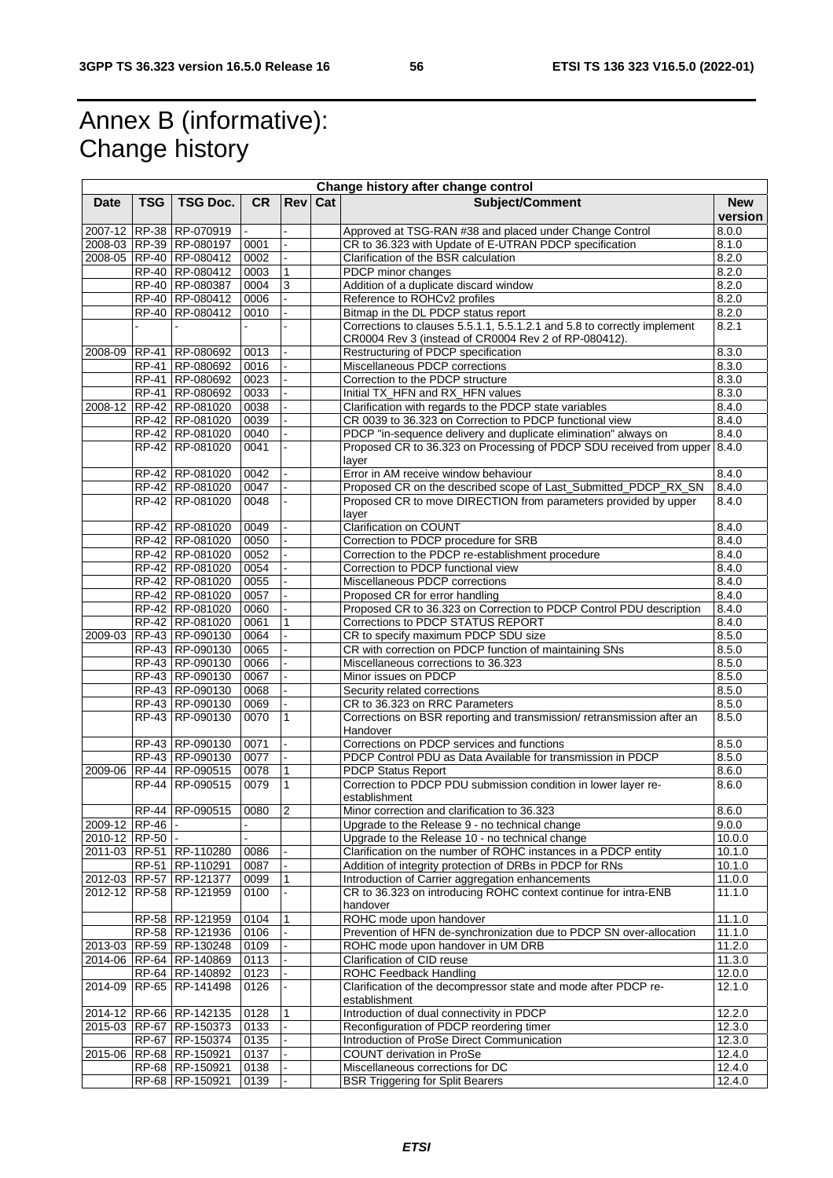# Annex B (informative): Change history

| Change history after change control | | | | | | | |
|---|---|---|---|---|---|---|---|
| **Date** | **TSG** | **TSG Doc.** | **CR** | **Rev** | **Cat** | **Subject/Comment** | **New version** |
| 2007-12 | RP-38 | RP-070919 | - | - | | Approved at TSG-RAN #38 and placed under Change Control | 8.0.0 |
| 2008-03 | RP-39 | RP-080197 | 0001 | - | | CR to 36.323 with Update of E-UTRAN PDCP specification | 8.1.0 |
| 2008-05 | RP-40 | RP-080412 | 0002 | - | | Clarification of the BSR calculation | 8.2.0 |
| | RP-40 | RP-080412 | 0003 | 1 | | PDCP minor changes | 8.2.0 |
| | RP-40 | RP-080387 | 0004 | 3 | | Addition of a duplicate discard window | 8.2.0 |
| | RP-40 | RP-080412 | 0006 | - | | Reference to ROHCv2 profiles | 8.2.0 |
| | RP-40 | RP-080412 | 0010 | - | | Bitmap in the DL PDCP status report | 8.2.0 |
| | - | - | - | - | | Corrections to clauses 5.5.1.1, 5.5.1.2.1 and 5.8 to correctly implement CR0004 Rev 3 (instead of CR0004 Rev 2 of RP-080412). | 8.2.1 |
| 2008-09 | RP-41 | RP-080692 | 0013 | - | | Restructuring of PDCP specification | 8.3.0 |
| | RP-41 | RP-080692 | 0016 | - | | Miscellaneous PDCP corrections | 8.3.0 |
| | RP-41 | RP-080692 | 0023 | - | | Correction to the PDCP structure | 8.3.0 |
| | RP-41 | RP-080692 | 0033 | - | | Initial TX_HFN and RX_HFN values | 8.3.0 |
| 2008-12 | RP-42 | RP-081020 | 0038 | - | | Clarification with regards to the PDCP state variables | 8.4.0 |
| | RP-42 | RP-081020 | 0039 | - | | CR 0039 to 36.323 on Correction to PDCP functional view | 8.4.0 |
| | RP-42 | RP-081020 | 0040 | - | | PDCP "in-sequence delivery and duplicate elimination" always on | 8.4.0 |
| | RP-42 | RP-081020 | 0041 | - | | Proposed CR to 36.323 on Processing of PDCP SDU received from upper layer | 8.4.0 |
| | RP-42 | RP-081020 | 0042 | - | | Error in AM receive window behaviour | 8.4.0 |
| | RP-42 | RP-081020 | 0047 | - | | Proposed CR on the described scope of Last_Submitted_PDCP_RX_SN | 8.4.0 |
| | RP-42 | RP-081020 | 0048 | - | | Proposed CR to move DIRECTION from parameters provided by upper layer | 8.4.0 |
| | RP-42 | RP-081020 | 0049 | - | | Clarification on COUNT | 8.4.0 |
| | RP-42 | RP-081020 | 0050 | - | | Correction to PDCP procedure for SRB | 8.4.0 |
| | RP-42 | RP-081020 | 0052 | - | | Correction to the PDCP re-establishment procedure | 8.4.0 |
| | RP-42 | RP-081020 | 0054 | - | | Correction to PDCP functional view | 8.4.0 |
| | RP-42 | RP-081020 | 0055 | - | | Miscellaneous PDCP corrections | 8.4.0 |
| | RP-42 | RP-081020 | 0057 | - | | Proposed CR for error handling | 8.4.0 |
| | RP-42 | RP-081020 | 0060 | - | | Proposed CR to 36.323 on Correction to PDCP Control PDU description | 8.4.0 |
| | RP-42 | RP-081020 | 0061 | 1 | | Corrections to PDCP STATUS REPORT | 8.4.0 |
| 2009-03 | RP-43 | RP-090130 | 0064 | - | | CR to specify maximum PDCP SDU size | 8.5.0 |
| | RP-43 | RP-090130 | 0065 | - | | CR with correction on PDCP function of maintaining SNs | 8.5.0 |
| | RP-43 | RP-090130 | 0066 | - | | Miscellaneous corrections to 36.323 | 8.5.0 |
| | RP-43 | RP-090130 | 0067 | - | | Minor issues on PDCP | 8.5.0 |
| | RP-43 | RP-090130 | 0068 | - | | Security related corrections | 8.5.0 |
| | RP-43 | RP-090130 | 0069 | - | | CR to 36.323 on RRC Parameters | 8.5.0 |
| | RP-43 | RP-090130 | 0070 | 1 | | Corrections on BSR reporting and transmission/ retransmission after an Handover | 8.5.0 |
| | RP-43 | RP-090130 | 0071 | - | | Corrections on PDCP services and functions | 8.5.0 |
| | RP-43 | RP-090130 | 0077 | - | | PDCP Control PDU as Data Available for transmission in PDCP | 8.5.0 |
| 2009-06 | RP-44 | RP-090515 | 0078 | 1 | | PDCP Status Report | 8.6.0 |
| | RP-44 | RP-090515 | 0079 | 1 | | Correction to PDCP PDU submission condition in lower layer re-establishment | 8.6.0 |
| | RP-44 | RP-090515 | 0080 | 2 | | Minor correction and clarification to 36.323 | 8.6.0 |
| 2009-12 | RP-46 | - | - | | | Upgrade to the Release 9 - no technical change | 9.0.0 |
| 2010-12 | RP-50 | - | - | | | Upgrade to the Release 10 - no technical change | 10.0.0 |
| 2011-03 | RP-51 | RP-110280 | 0086 | - | | Clarification on the number of ROHC instances in a PDCP entity | 10.1.0 |
| | RP-51 | RP-110291 | 0087 | - | | Addition of integrity protection of DRBs in PDCP for RNs | 10.1.0 |
| 2012-03 | RP-57 | RP-121377 | 0099 | 1 | | Introduction of Carrier aggregation enhancements | 11.0.0 |
| 2012-12 | RP-58 | RP-121959 | 0100 | - | | CR to 36.323 on introducing ROHC context continue for intra-ENB handover | 11.1.0 |
| | RP-58 | RP-121959 | 0104 | 1 | | ROHC mode upon handover | 11.1.0 |
| | RP-58 | RP-121936 | 0106 | - | | Prevention of HFN de-synchronization due to PDCP SN over-allocation | 11.1.0 |
| 2013-03 | RP-59 | RP-130248 | 0109 | - | | ROHC mode upon handover in UM DRB | 11.2.0 |
| 2014-06 | RP-64 | RP-140869 | 0113 | - | | Clarification of CID reuse | 11.3.0 |
| | RP-64 | RP-140892 | 0123 | - | | ROHC Feedback Handling | 12.0.0 |
| 2014-09 | RP-65 | RP-141498 | 0126 | - | | Clarification of the decompressor state and mode after PDCP re-establishment | 12.1.0 |
| 2014-12 | RP-66 | RP-142135 | 0128 | 1 | | Introduction of dual connectivity in PDCP | 12.2.0 |
| 2015-03 | RP-67 | RP-150373 | 0133 | - | | Reconfiguration of PDCP reordering timer | 12.3.0 |
| | RP-67 | RP-150374 | 0135 | - | | Introduction of ProSe Direct Communication | 12.3.0 |
| 2015-06 | RP-68 | RP-150921 | 0137 | - | | COUNT derivation in ProSe | 12.4.0 |
| | RP-68 | RP-150921 | 0138 | - | | Miscellaneous corrections for DC | 12.4.0 |
| | RP-68 | RP-150921 | 0139 | - | | BSR Triggering for Split Bearers | 12.4.0 |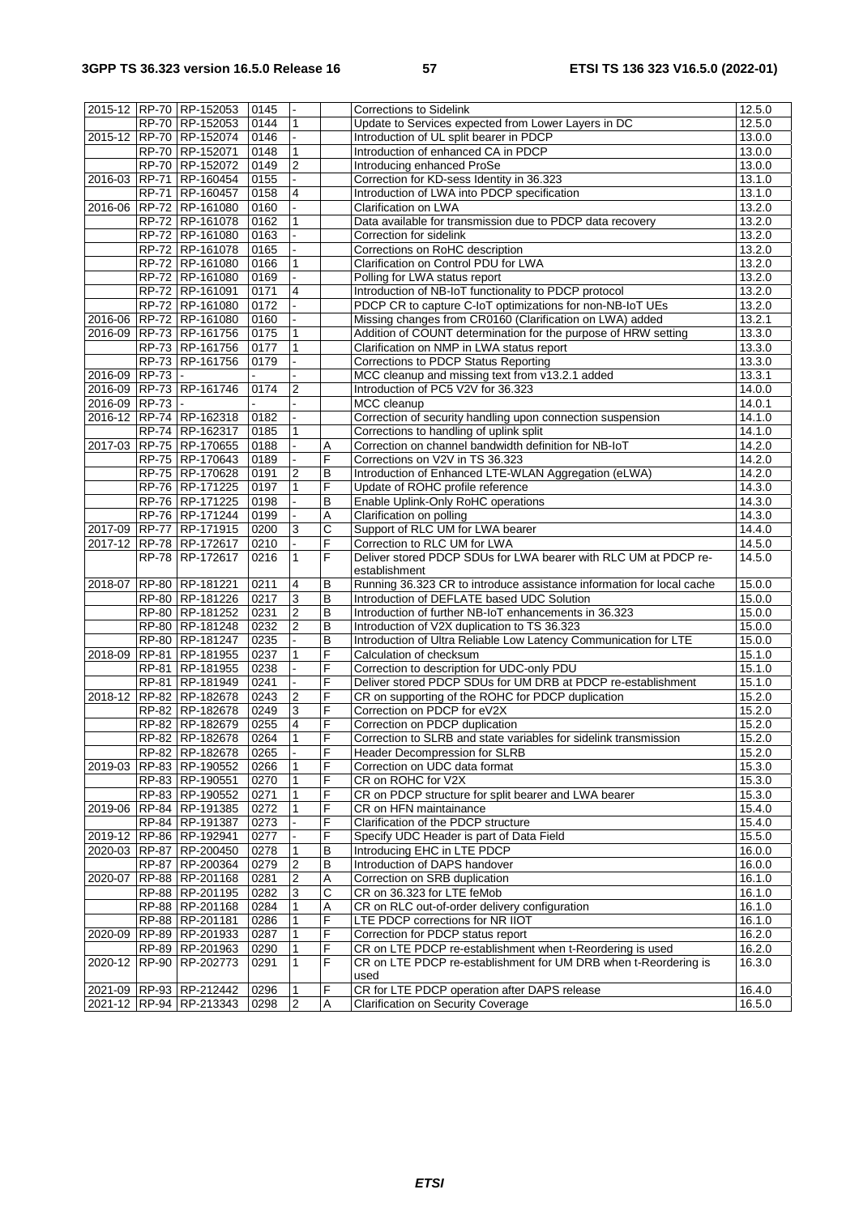| | | | | | | | |
|---|---|---|---|---|---|---|---|
| 2015-12 | RP-70 | RP-152053 | 0145 | - | | Corrections to Sidelink | 12.5.0 |
| | RP-70 | RP-152053 | 0144 | 1 | | Update to Services expected from Lower Layers in DC | 12.5.0 |
| 2015-12 | RP-70 | RP-152074 | 0146 | - | | Introduction of UL split bearer in PDCP | 13.0.0 |
| | RP-70 | RP-152071 | 0148 | 1 | | Introduction of enhanced CA in PDCP | 13.0.0 |
| | RP-70 | RP-152072 | 0149 | 2 | | Introducing enhanced ProSe | 13.0.0 |
| 2016-03 | RP-71 | RP-160454 | 0155 | - | | Correction for KD-sess Identity in 36.323 | 13.1.0 |
| | RP-71 | RP-160457 | 0158 | 4 | | Introduction of LWA into PDCP specification | 13.1.0 |
| 2016-06 | RP-72 | RP-161080 | 0160 | - | | Clarification on LWA | 13.2.0 |
| | RP-72 | RP-161078 | 0162 | 1 | | Data available for transmission due to PDCP data recovery | 13.2.0 |
| | RP-72 | RP-161080 | 0163 | - | | Correction for sidelink | 13.2.0 |
| | RP-72 | RP-161078 | 0165 | - | | Corrections on RoHC description | 13.2.0 |
| | RP-72 | RP-161080 | 0166 | 1 | | Clarification on Control PDU for LWA | 13.2.0 |
| | RP-72 | RP-161080 | 0169 | - | | Polling for LWA status report | 13.2.0 |
| | RP-72 | RP-161091 | 0171 | 4 | | Introduction of NB-IoT functionality to PDCP protocol | 13.2.0 |
| | RP-72 | RP-161080 | 0172 | - | | PDCP CR to capture C-IoT optimizations for non-NB-IoT UEs | 13.2.0 |
| 2016-06 | RP-72 | RP-161080 | 0160 | - | | Missing changes from CR0160 (Clarification on LWA) added | 13.2.1 |
| 2016-09 | RP-73 | RP-161756 | 0175 | 1 | | Addition of COUNT determination for the purpose of HRW setting | 13.3.0 |
| | RP-73 | RP-161756 | 0177 | 1 | | Clarification on NMP in LWA status report | 13.3.0 |
| | RP-73 | RP-161756 | 0179 | - | | Corrections to PDCP Status Reporting | 13.3.0 |
| 2016-09 | RP-73 | - | - | - | | MCC cleanup and missing text from v13.2.1 added | 13.3.1 |
| 2016-09 | RP-73 | RP-161746 | 0174 | 2 | | Introduction of PC5 V2V for 36.323 | 14.0.0 |
| 2016-09 | RP-73 | - | - | - | | MCC cleanup | 14.0.1 |
| 2016-12 | RP-74 | RP-162318 | 0182 | - | | Correction of security handling upon connection suspension | 14.1.0 |
| | RP-74 | RP-162317 | 0185 | 1 | | Corrections to handling of uplink split | 14.1.0 |
| 2017-03 | RP-75 | RP-170655 | 0188 | - | A | Correction on channel bandwidth definition for NB-IoT | 14.2.0 |
| | RP-75 | RP-170643 | 0189 | - | F | Corrections on V2V in TS 36.323 | 14.2.0 |
| | RP-75 | RP-170628 | 0191 | 2 | B | Introduction of Enhanced LTE-WLAN Aggregation (eLWA) | 14.2.0 |
| | RP-76 | RP-171225 | 0197 | 1 | F | Update of ROHC profile reference | 14.3.0 |
| | RP-76 | RP-171225 | 0198 | - | B | Enable Uplink-Only RoHC operations | 14.3.0 |
| | RP-76 | RP-171244 | 0199 | - | A | Clarification on polling | 14.3.0 |
| 2017-09 | RP-77 | RP-171915 | 0200 | 3 | C | Support of RLC UM for LWA bearer | 14.4.0 |
| 2017-12 | RP-78 | RP-172617 | 0210 | - | F | Correction to RLC UM for LWA | 14.5.0 |
| | RP-78 | RP-172617 | 0216 | 1 | F | Deliver stored PDCP SDUs for LWA bearer with RLC UM at PDCP re-establishment | 14.5.0 |
| 2018-07 | RP-80 | RP-181221 | 0211 | 4 | B | Running 36.323 CR to introduce assistance information for local cache | 15.0.0 |
| | RP-80 | RP-181226 | 0217 | 3 | B | Introduction of DEFLATE based UDC Solution | 15.0.0 |
| | RP-80 | RP-181252 | 0231 | 2 | B | Introduction of further NB-IoT enhancements in 36.323 | 15.0.0 |
| | RP-80 | RP-181248 | 0232 | 2 | B | Introduction of V2X duplication to TS 36.323 | 15.0.0 |
| | RP-80 | RP-181247 | 0235 | - | B | Introduction of Ultra Reliable Low Latency Communication for LTE | 15.0.0 |
| 2018-09 | RP-81 | RP-181955 | 0237 | 1 | F | Calculation of checksum | 15.1.0 |
| | RP-81 | RP-181955 | 0238 | - | F | Correction to description for UDC-only PDU | 15.1.0 |
| | RP-81 | RP-181949 | 0241 | - | F | Deliver stored PDCP SDUs for UM DRB at PDCP re-establishment | 15.1.0 |
| 2018-12 | RP-82 | RP-182678 | 0243 | 2 | F | CR on supporting of the ROHC for PDCP duplication | 15.2.0 |
| | RP-82 | RP-182678 | 0249 | 3 | F | Correction on PDCP for eV2X | 15.2.0 |
| | RP-82 | RP-182679 | 0255 | 4 | F | Correction on PDCP duplication | 15.2.0 |
| | RP-82 | RP-182678 | 0264 | 1 | F | Correction to SLRB and state variables for sidelink transmission | 15.2.0 |
| | RP-82 | RP-182678 | 0265 | - | F | Header Decompression for SLRB | 15.2.0 |
| 2019-03 | RP-83 | RP-190552 | 0266 | 1 | F | Correction on UDC data format | 15.3.0 |
| | RP-83 | RP-190551 | 0270 | 1 | F | CR on ROHC for V2X | 15.3.0 |
| | RP-83 | RP-190552 | 0271 | 1 | F | CR on PDCP structure for split bearer and LWA bearer | 15.3.0 |
| 2019-06 | RP-84 | RP-191385 | 0272 | 1 | F | CR on HFN maintainance | 15.4.0 |
| | RP-84 | RP-191387 | 0273 | - | F | Clarification of the PDCP structure | 15.4.0 |
| 2019-12 | RP-86 | RP-192941 | 0277 | - | F | Specify UDC Header is part of Data Field | 15.5.0 |
| 2020-03 | RP-87 | RP-200450 | 0278 | 1 | B | Introducing EHC in LTE PDCP | 16.0.0 |
| | RP-87 | RP-200364 | 0279 | 2 | B | Introduction of DAPS handover | 16.0.0 |
| 2020-07 | RP-88 | RP-201168 | 0281 | 2 | A | Correction on SRB duplication | 16.1.0 |
| | RP-88 | RP-201195 | 0282 | 3 | C | CR on 36.323 for LTE feMob | 16.1.0 |
| | RP-88 | RP-201168 | 0284 | 1 | A | CR on RLC out-of-order delivery configuration | 16.1.0 |
| | RP-88 | RP-201181 | 0286 | 1 | F | LTE PDCP corrections for NR IIOT | 16.1.0 |
| 2020-09 | RP-89 | RP-201933 | 0287 | 1 | F | Correction for PDCP status report | 16.2.0 |
| | RP-89 | RP-201963 | 0290 | 1 | F | CR on LTE PDCP re-establishment when t-Reordering is used | 16.2.0 |
| 2020-12 | RP-90 | RP-202773 | 0291 | 1 | F | CR on LTE PDCP re-establishment for UM DRB when t-Reordering is used | 16.3.0 |
| 2021-09 | RP-93 | RP-212442 | 0296 | 1 | F | CR for LTE PDCP operation after DAPS release | 16.4.0 |
| 2021-12 | RP-94 | RP-213343 | 0298 | 2 | A | Clarification on Security Coverage | 16.5.0 |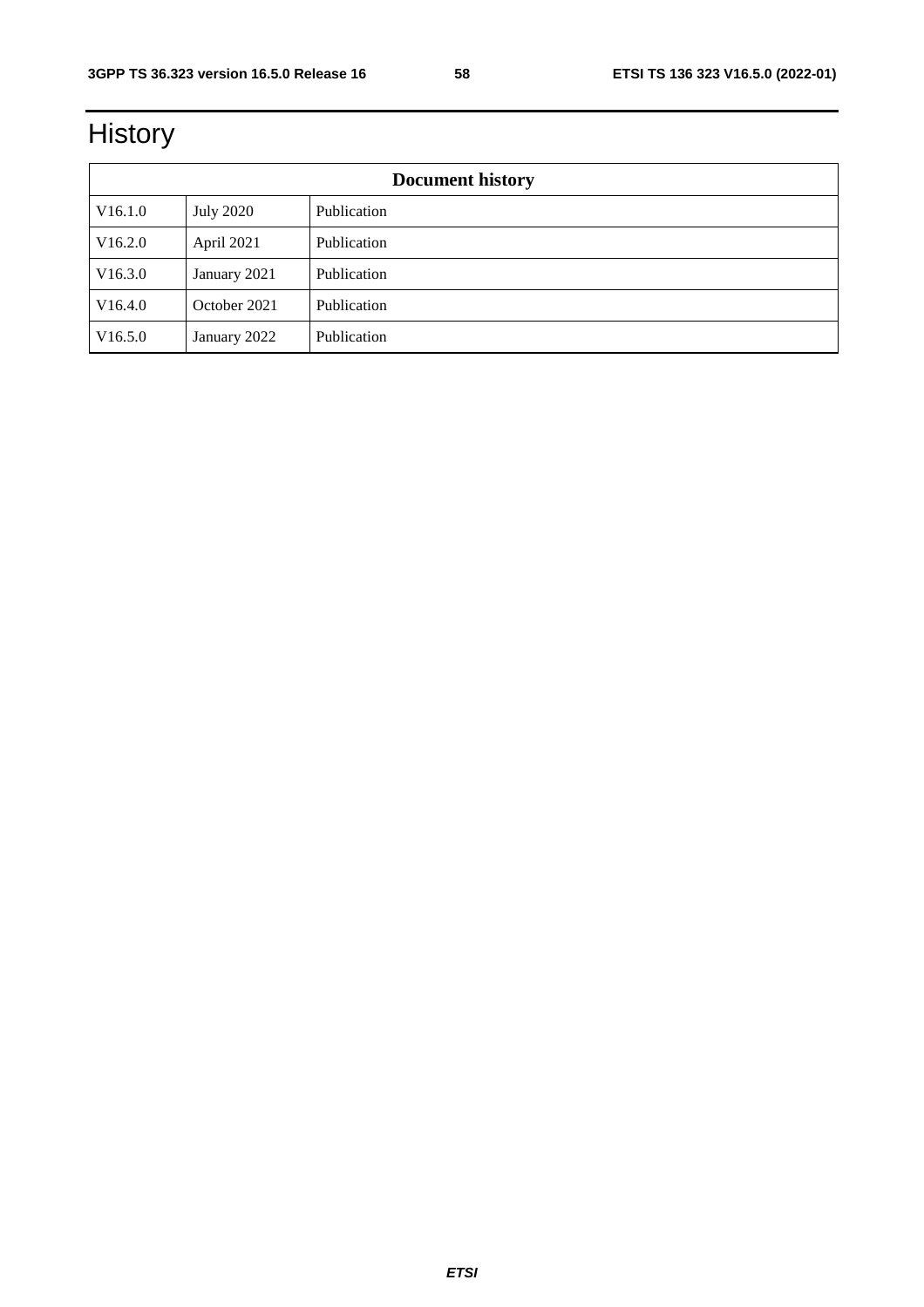# History

| Document history | | |
|---|---|---|
| V16.1.0 | July 2020 | Publication |
| V16.2.0 | April 2021 | Publication |
| V16.3.0 | January 2021 | Publication |
| V16.4.0 | October 2021 | Publication |
| V16.5.0 | January 2022 | Publication |